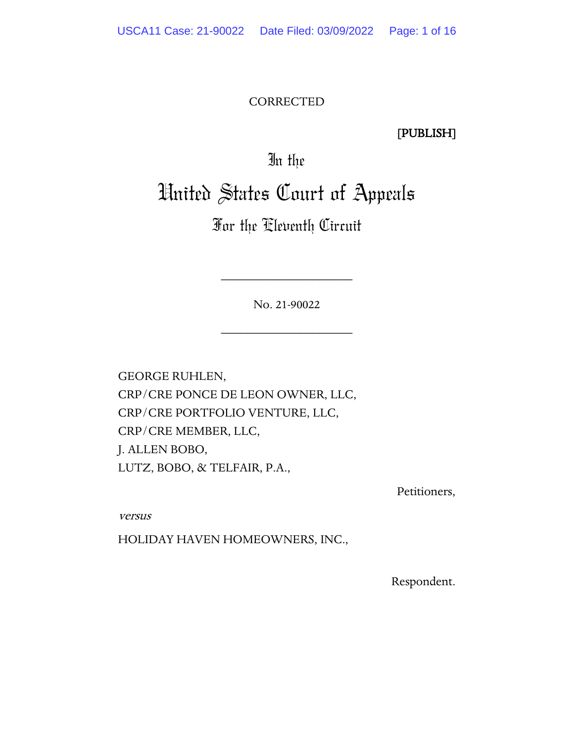CORRECTED

[PUBLISH]

# In the United States Court of Appeals

## For the Eleventh Circuit

____________________

No. 21-90022

____________________

GEORGE RUHLEN,
CRP/CRE PONCE DE LEON OWNER, LLC,
CRP/CRE PORTFOLIO VENTURE, LLC,
CRP/CRE MEMBER, LLC,
J. ALLEN BOBO,
LUTZ, BOBO, & TELFAIR, P.A.,

Petitioners,

*versus*

HOLIDAY HAVEN HOMEOWNERS, INC.,

Respondent.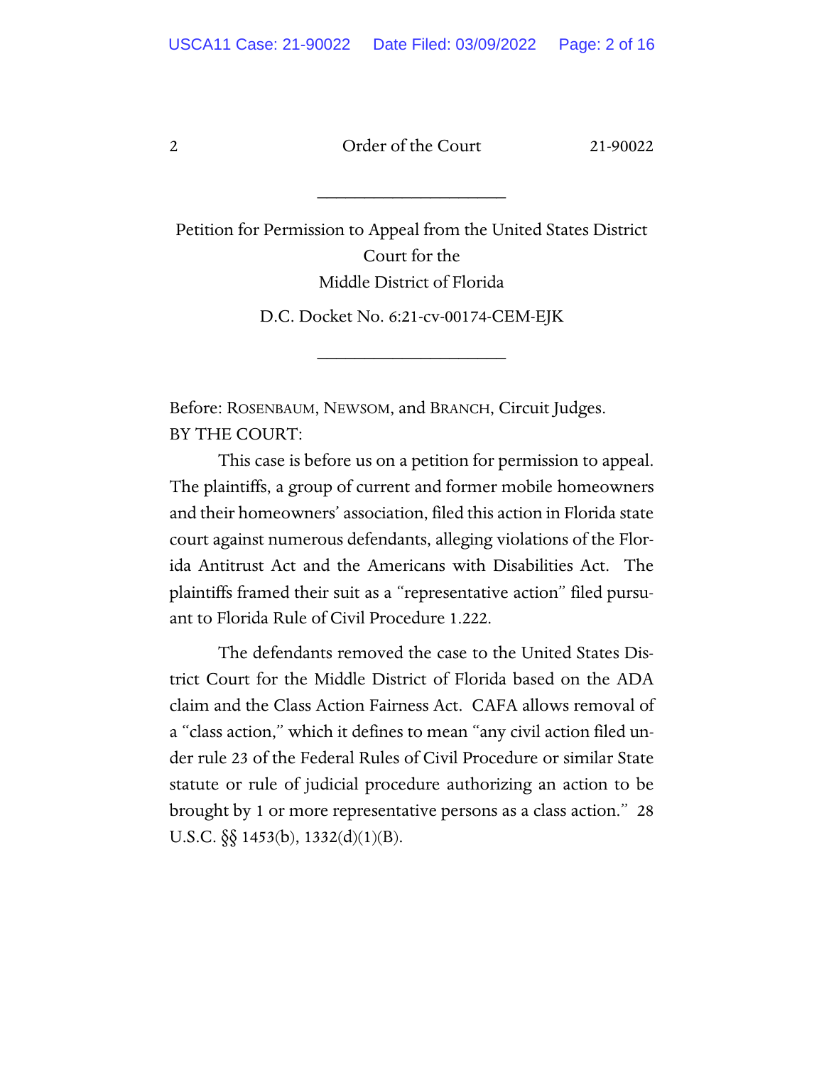---

Petition for Permission to Appeal from the United States District Court for the Middle District of Florida

D.C. Docket No. 6:21-cv-00174-CEM-EJK

---

Before: ROSENBAUM, NEWSOM, and BRANCH, Circuit Judges.

BY THE COURT:

This case is before us on a petition for permission to appeal. The plaintiffs, a group of current and former mobile homeowners and their homeowners' association, filed this action in Florida state court against numerous defendants, alleging violations of the Florida Antitrust Act and the Americans with Disabilities Act. The plaintiffs framed their suit as a "representative action" filed pursuant to Florida Rule of Civil Procedure 1.222.

The defendants removed the case to the United States District Court for the Middle District of Florida based on the ADA claim and the Class Action Fairness Act. CAFA allows removal of a "class action," which it defines to mean "any civil action filed under rule 23 of the Federal Rules of Civil Procedure or similar State statute or rule of judicial procedure authorizing an action to be brought by 1 or more representative persons as a class action." 28 U.S.C. §§ 1453(b), 1332(d)(1)(B).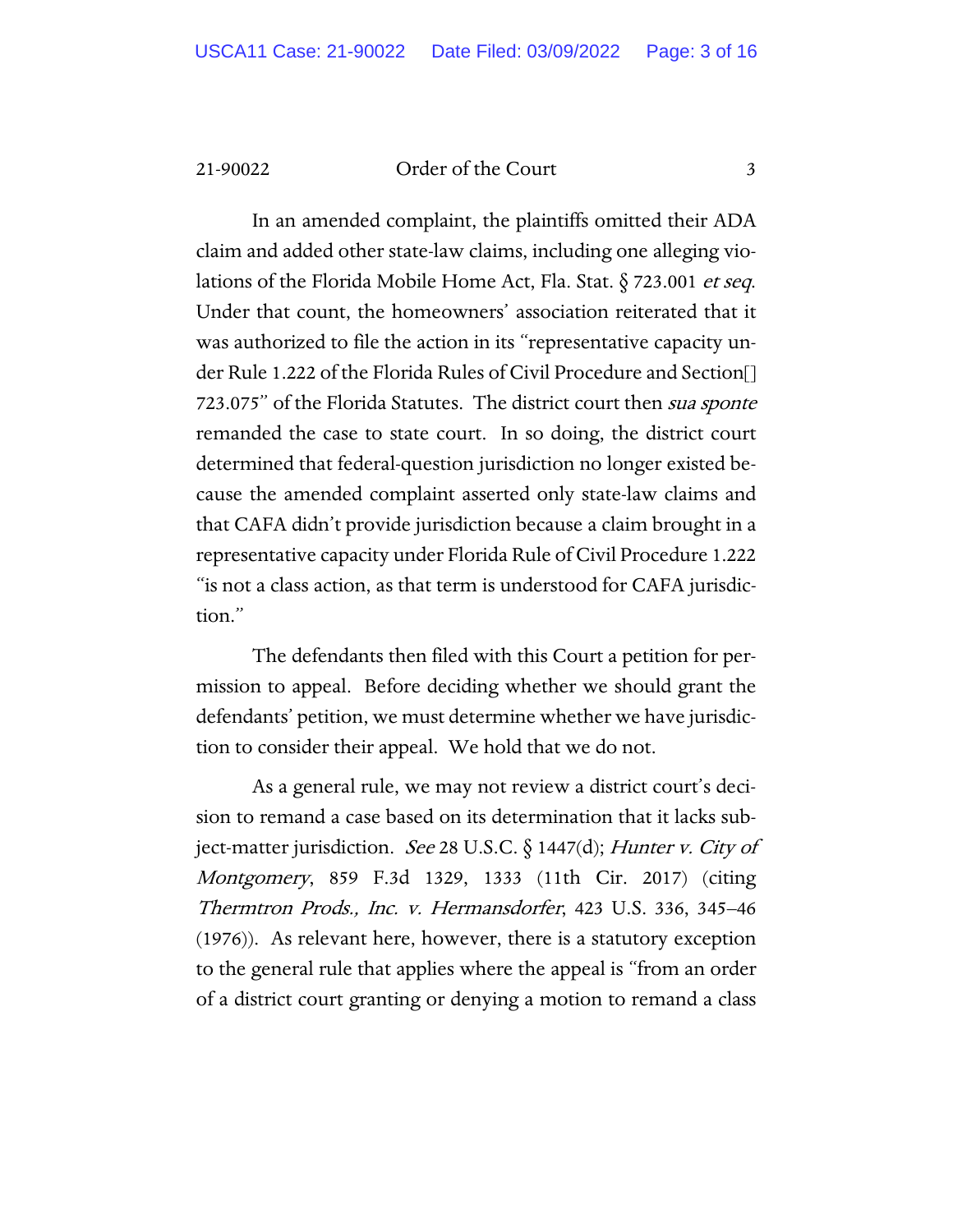In an amended complaint, the plaintiffs omitted their ADA claim and added other state-law claims, including one alleging violations of the Florida Mobile Home Act, Fla. Stat. § 723.001 *et seq*. Under that count, the homeowners' association reiterated that it was authorized to file the action in its "representative capacity under Rule 1.222 of the Florida Rules of Civil Procedure and Section[] 723.075" of the Florida Statutes. The district court then *sua sponte* remanded the case to state court. In so doing, the district court determined that federal-question jurisdiction no longer existed because the amended complaint asserted only state-law claims and that CAFA didn't provide jurisdiction because a claim brought in a representative capacity under Florida Rule of Civil Procedure 1.222 "is not a class action, as that term is understood for CAFA jurisdiction."

The defendants then filed with this Court a petition for permission to appeal. Before deciding whether we should grant the defendants' petition, we must determine whether we have jurisdiction to consider their appeal. We hold that we do not.

As a general rule, we may not review a district court's decision to remand a case based on its determination that it lacks subject-matter jurisdiction. *See* 28 U.S.C. § 1447(d); *Hunter v. City of Montgomery*, 859 F.3d 1329, 1333 (11th Cir. 2017) (citing *Thermtron Prods., Inc. v. Hermansdorfer*, 423 U.S. 336, 345–46 (1976)). As relevant here, however, there is a statutory exception to the general rule that applies where the appeal is "from an order of a district court granting or denying a motion to remand a class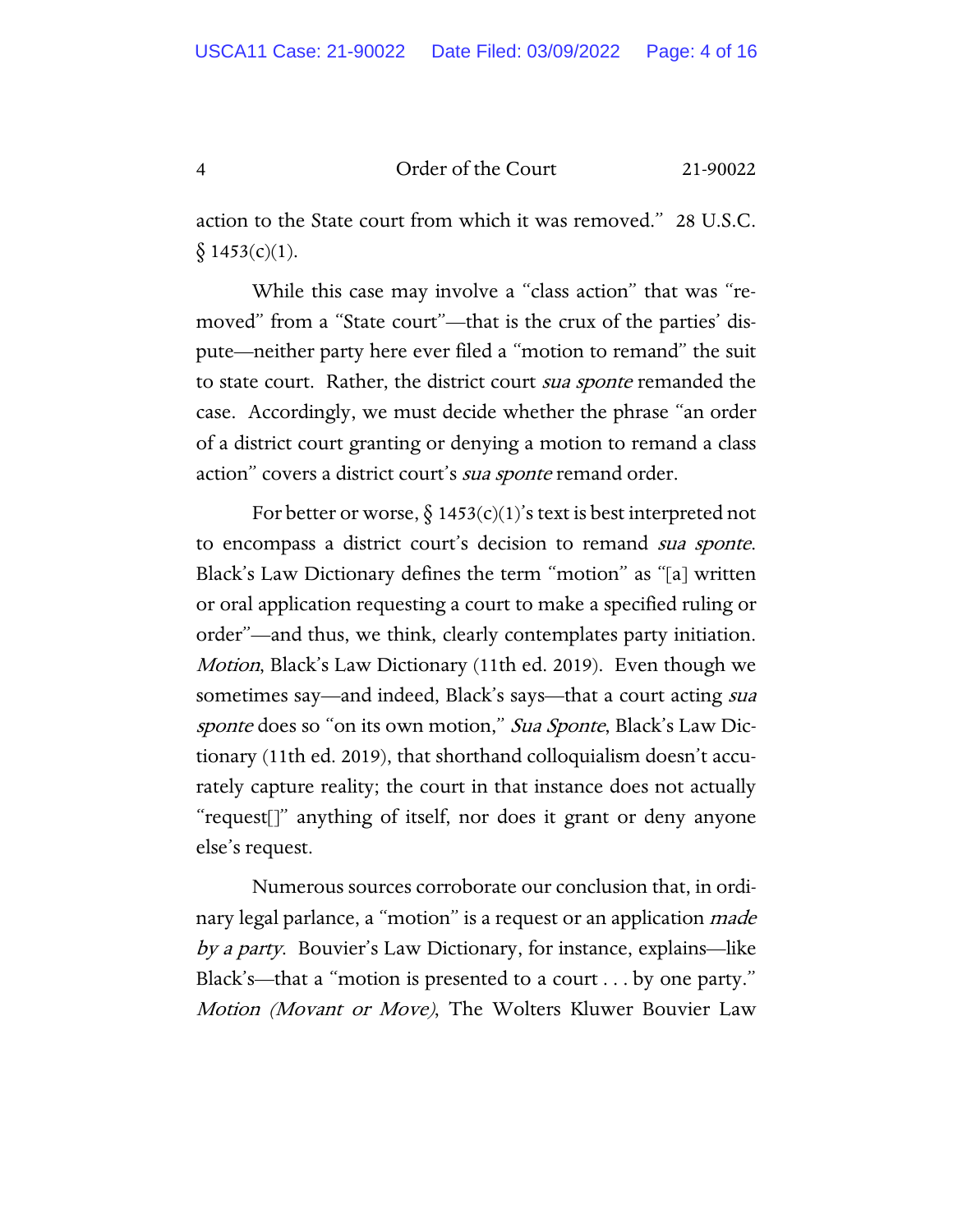action to the State court from which it was removed." 28 U.S.C. § 1453(c)(1).

While this case may involve a "class action" that was "removed" from a "State court"—that is the crux of the parties' dispute—neither party here ever filed a "motion to remand" the suit to state court. Rather, the district court *sua sponte* remanded the case. Accordingly, we must decide whether the phrase "an order of a district court granting or denying a motion to remand a class action" covers a district court's *sua sponte* remand order.

For better or worse, § 1453(c)(1)'s text is best interpreted not to encompass a district court's decision to remand *sua sponte*. Black's Law Dictionary defines the term "motion" as "[a] written or oral application requesting a court to make a specified ruling or order"—and thus, we think, clearly contemplates party initiation. *Motion*, Black's Law Dictionary (11th ed. 2019). Even though we sometimes say—and indeed, Black's says—that a court acting *sua sponte* does so "on its own motion," *Sua Sponte*, Black's Law Dictionary (11th ed. 2019), that shorthand colloquialism doesn't accurately capture reality; the court in that instance does not actually "request[]" anything of itself, nor does it grant or deny anyone else's request.

Numerous sources corroborate our conclusion that, in ordinary legal parlance, a "motion" is a request or an application *made by a party*. Bouvier's Law Dictionary, for instance, explains—like Black's—that a "motion is presented to a court . . . by one party." *Motion (Movant or Move)*, The Wolters Kluwer Bouvier Law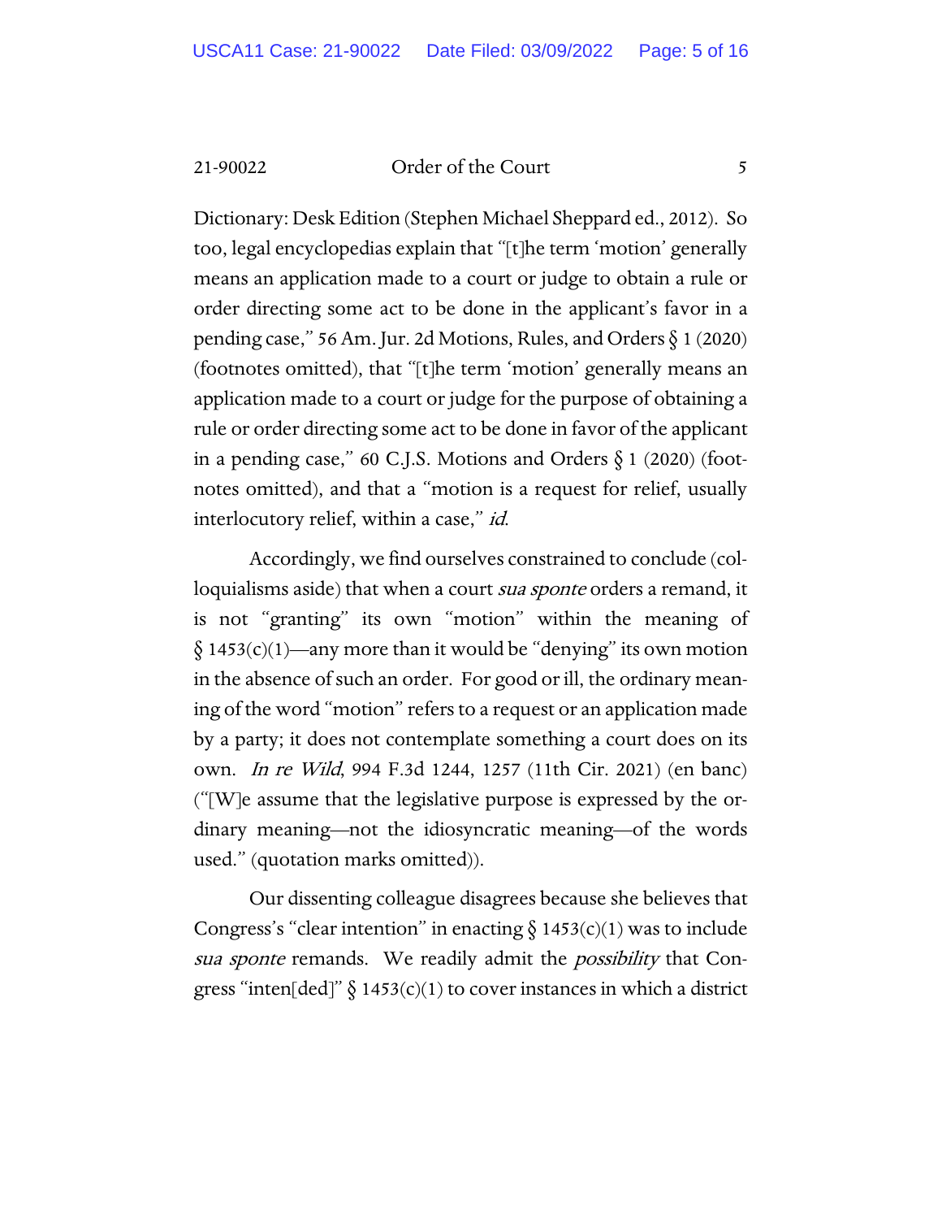Dictionary: Desk Edition (Stephen Michael Sheppard ed., 2012). So too, legal encyclopedias explain that "[t]he term 'motion' generally means an application made to a court or judge to obtain a rule or order directing some act to be done in the applicant's favor in a pending case," 56 Am. Jur. 2d Motions, Rules, and Orders § 1 (2020) (footnotes omitted), that "[t]he term 'motion' generally means an application made to a court or judge for the purpose of obtaining a rule or order directing some act to be done in favor of the applicant in a pending case," 60 C.J.S. Motions and Orders § 1 (2020) (footnotes omitted), and that a "motion is a request for relief, usually interlocutory relief, within a case," *id.*

Accordingly, we find ourselves constrained to conclude (colloquialisms aside) that when a court *sua sponte* orders a remand, it is not "granting" its own "motion" within the meaning of § 1453(c)(1)—any more than it would be "denying" its own motion in the absence of such an order. For good or ill, the ordinary meaning of the word "motion" refers to a request or an application made by a party; it does not contemplate something a court does on its own. *In re Wild*, 994 F.3d 1244, 1257 (11th Cir. 2021) (en banc) ("[W]e assume that the legislative purpose is expressed by the ordinary meaning—not the idiosyncratic meaning—of the words used." (quotation marks omitted)).

Our dissenting colleague disagrees because she believes that Congress's "clear intention" in enacting § 1453(c)(1) was to include *sua sponte* remands. We readily admit the *possibility* that Congress "inten[ded]" § 1453(c)(1) to cover instances in which a district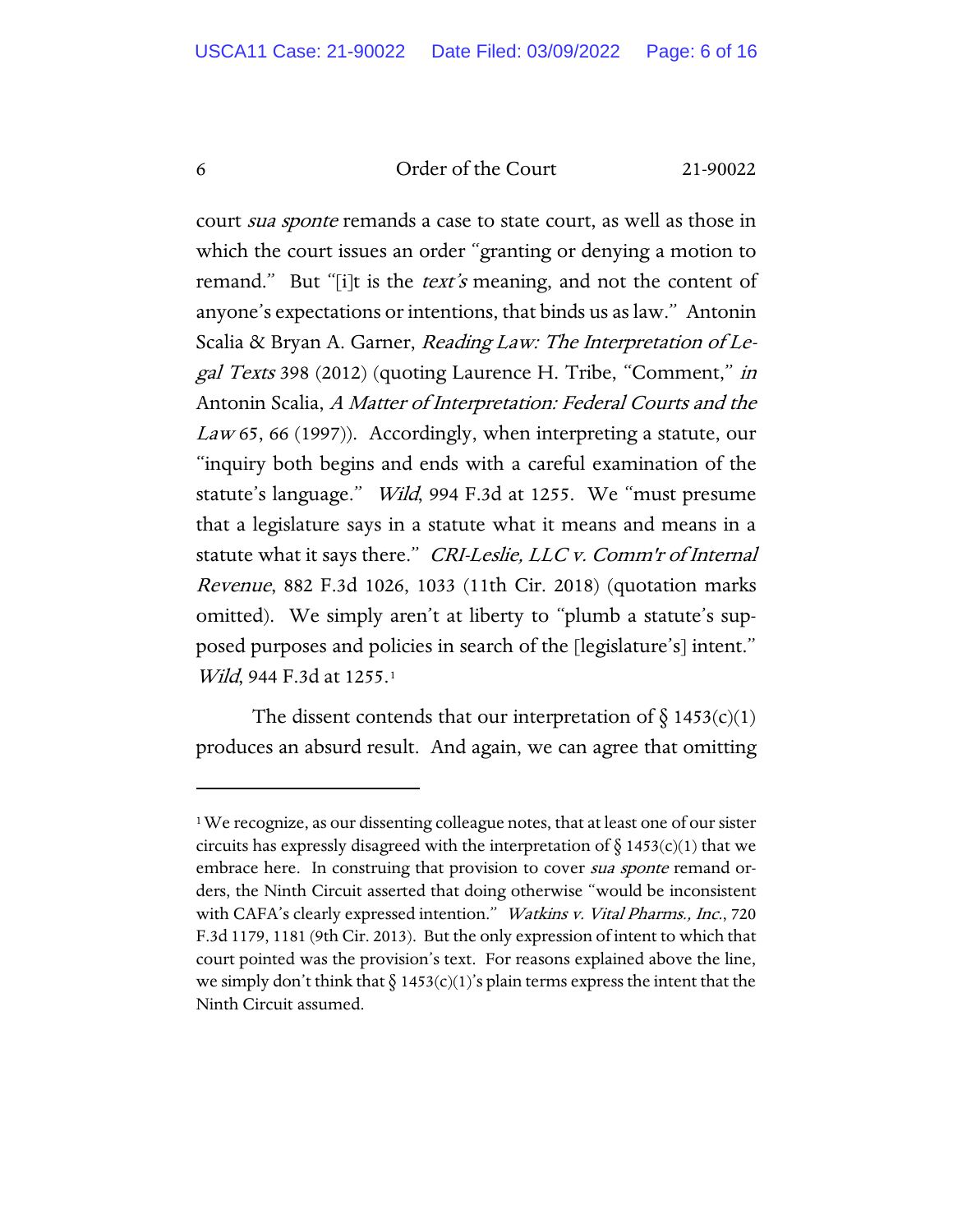court *sua sponte* remands a case to state court, as well as those in which the court issues an order "granting or denying a motion to remand." But "[i]t is the *text's* meaning, and not the content of anyone's expectations or intentions, that binds us as law." Antonin Scalia & Bryan A. Garner, *Reading Law: The Interpretation of Legal Texts* 398 (2012) (quoting Laurence H. Tribe, "Comment," *in* Antonin Scalia, *A Matter of Interpretation: Federal Courts and the Law* 65, 66 (1997)). Accordingly, when interpreting a statute, our "inquiry both begins and ends with a careful examination of the statute's language." *Wild*, 994 F.3d at 1255. We "must presume that a legislature says in a statute what it means and means in a statute what it says there." *CRI-Leslie, LLC v. Comm'r of Internal Revenue*, 882 F.3d 1026, 1033 (11th Cir. 2018) (quotation marks omitted). We simply aren't at liberty to "plumb a statute's supposed purposes and policies in search of the [legislature's] intent." *Wild*, 944 F.3d at 1255.[1]

The dissent contends that our interpretation of § 1453(c)(1) produces an absurd result. And again, we can agree that omitting

[1] We recognize, as our dissenting colleague notes, that at least one of our sister circuits has expressly disagreed with the interpretation of § 1453(c)(1) that we embrace here. In construing that provision to cover *sua sponte* remand orders, the Ninth Circuit asserted that doing otherwise "would be inconsistent with CAFA's clearly expressed intention." *Watkins v. Vital Pharms., Inc.*, 720 F.3d 1179, 1181 (9th Cir. 2013). But the only expression of intent to which that court pointed was the provision's text. For reasons explained above the line, we simply don't think that § 1453(c)(1)'s plain terms express the intent that the Ninth Circuit assumed.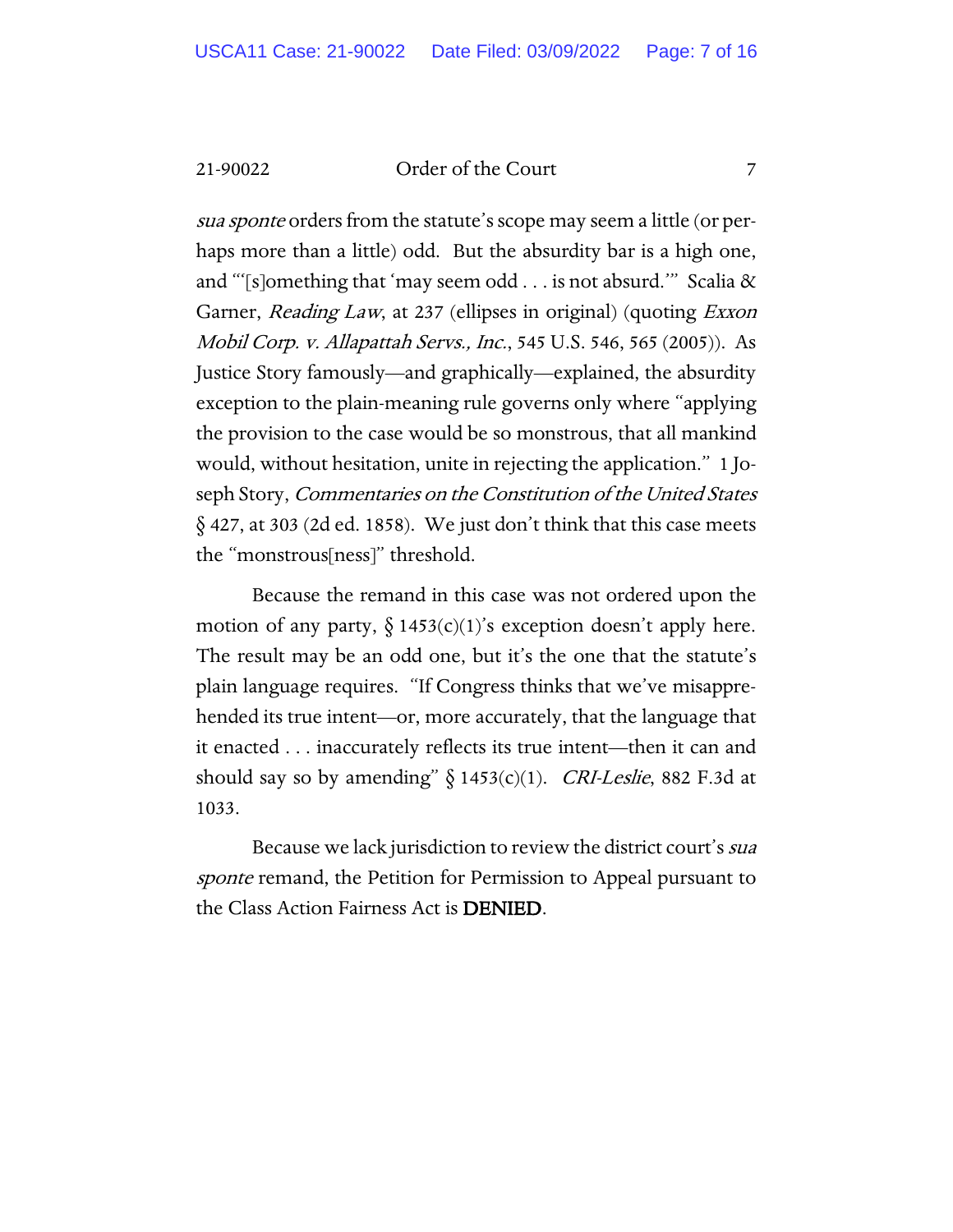*sua sponte* orders from the statute's scope may seem a little (or perhaps more than a little) odd. But the absurdity bar is a high one, and "'[s]omething that 'may seem odd . . . is not absurd.'" Scalia & Garner, *Reading Law*, at 237 (ellipses in original) (quoting *Exxon Mobil Corp. v. Allapattah Servs., Inc.*, 545 U.S. 546, 565 (2005)). As Justice Story famously—and graphically—explained, the absurdity exception to the plain-meaning rule governs only where "applying the provision to the case would be so monstrous, that all mankind would, without hesitation, unite in rejecting the application." 1 Joseph Story, *Commentaries on the Constitution of the United States* § 427, at 303 (2d ed. 1858). We just don't think that this case meets the "monstrous[ness]" threshold.

Because the remand in this case was not ordered upon the motion of any party, § 1453(c)(1)'s exception doesn't apply here. The result may be an odd one, but it's the one that the statute's plain language requires. "If Congress thinks that we've misapprehended its true intent—or, more accurately, that the language that it enacted . . . inaccurately reflects its true intent—then it can and should say so by amending" § 1453(c)(1). *CRI-Leslie*, 882 F.3d at 1033.

Because we lack jurisdiction to review the district court's *sua sponte* remand, the Petition for Permission to Appeal pursuant to the Class Action Fairness Act is **DENIED**.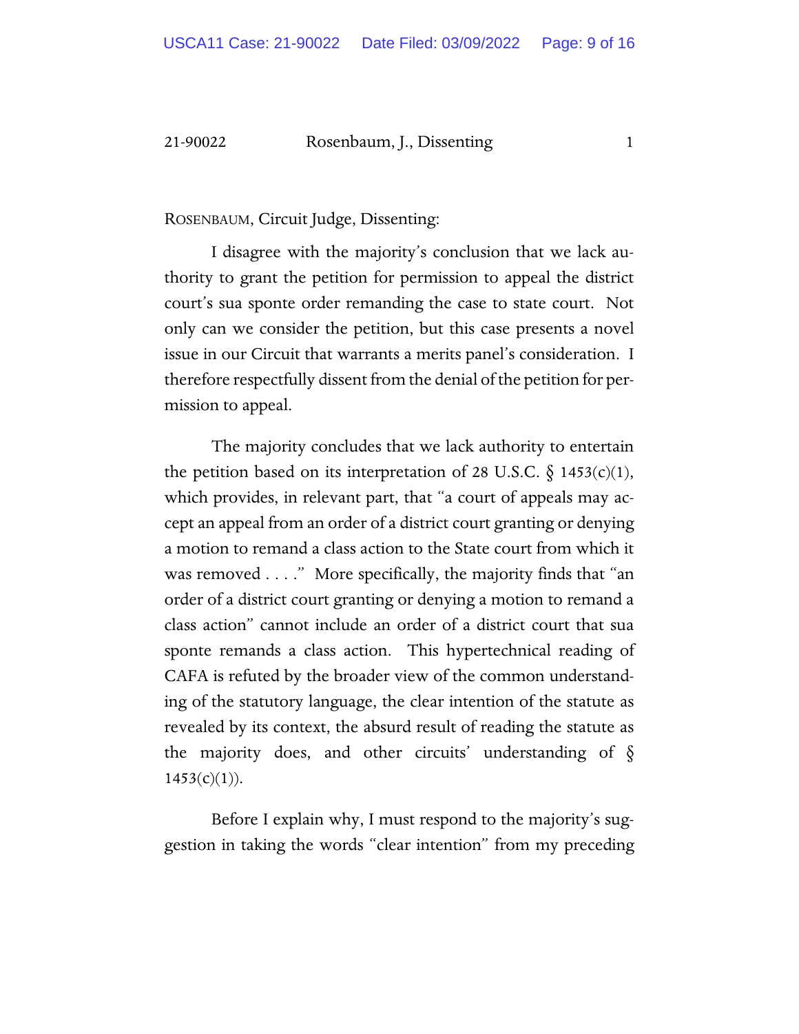ROSENBAUM, Circuit Judge, Dissenting:

I disagree with the majority's conclusion that we lack authority to grant the petition for permission to appeal the district court's sua sponte order remanding the case to state court. Not only can we consider the petition, but this case presents a novel issue in our Circuit that warrants a merits panel's consideration. I therefore respectfully dissent from the denial of the petition for permission to appeal.

The majority concludes that we lack authority to entertain the petition based on its interpretation of 28 U.S.C. § 1453(c)(1), which provides, in relevant part, that "a court of appeals may accept an appeal from an order of a district court granting or denying a motion to remand a class action to the State court from which it was removed . . . ." More specifically, the majority finds that "an order of a district court granting or denying a motion to remand a class action" cannot include an order of a district court that sua sponte remands a class action. This hypertechnical reading of CAFA is refuted by the broader view of the common understanding of the statutory language, the clear intention of the statute as revealed by its context, the absurd result of reading the statute as the majority does, and other circuits' understanding of § 1453(c)(1)).

Before I explain why, I must respond to the majority's suggestion in taking the words "clear intention" from my preceding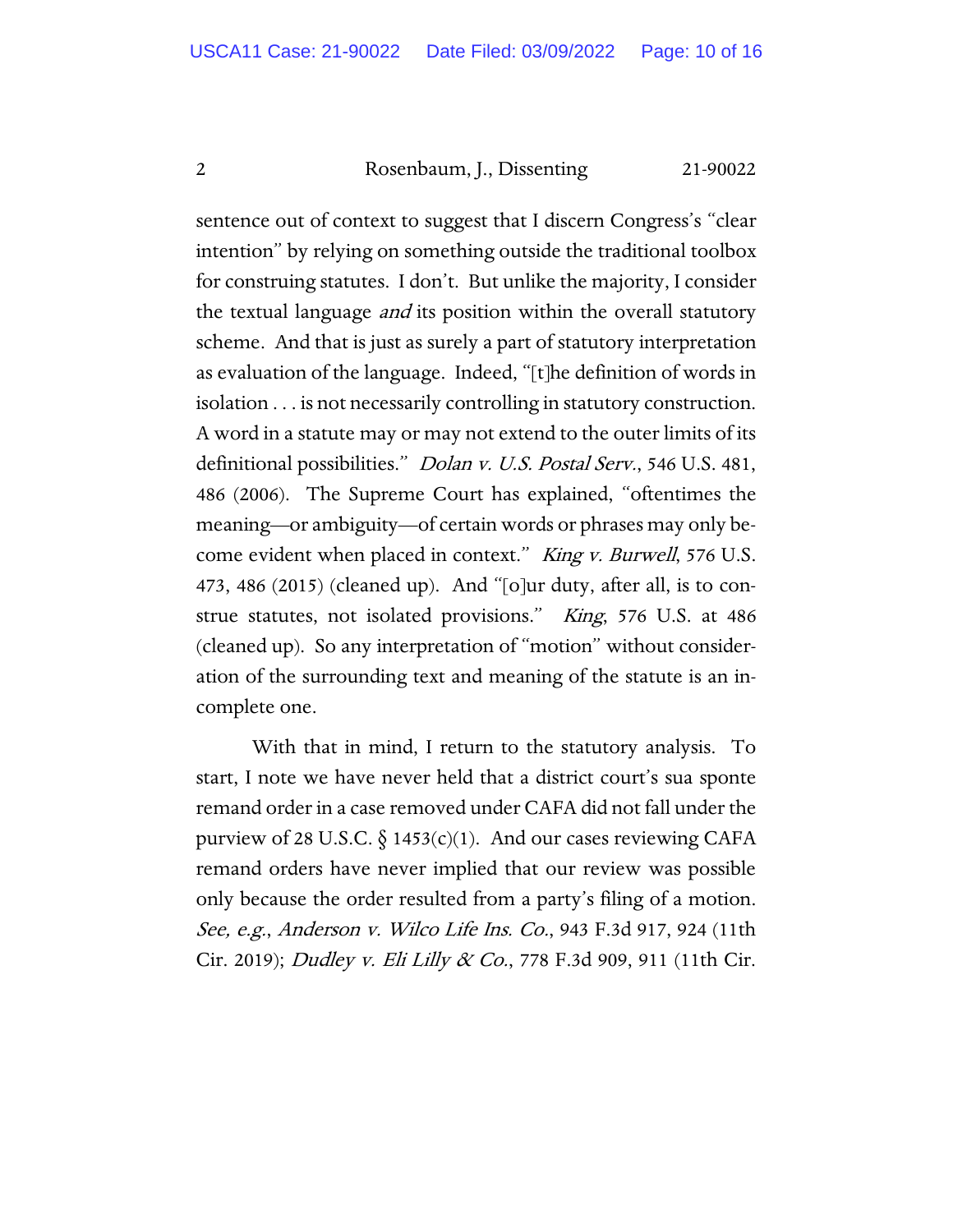sentence out of context to suggest that I discern Congress's "clear intention" by relying on something outside the traditional toolbox for construing statutes. I don't. But unlike the majority, I consider the textual language *and* its position within the overall statutory scheme. And that is just as surely a part of statutory interpretation as evaluation of the language. Indeed, "[t]he definition of words in isolation . . . is not necessarily controlling in statutory construction. A word in a statute may or may not extend to the outer limits of its definitional possibilities." *Dolan v. U.S. Postal Serv.*, 546 U.S. 481, 486 (2006). The Supreme Court has explained, "oftentimes the meaning—or ambiguity—of certain words or phrases may only become evident when placed in context." *King v. Burwell*, 576 U.S. 473, 486 (2015) (cleaned up). And "[o]ur duty, after all, is to construe statutes, not isolated provisions." *King*, 576 U.S. at 486 (cleaned up). So any interpretation of "motion" without consideration of the surrounding text and meaning of the statute is an incomplete one.

With that in mind, I return to the statutory analysis. To start, I note we have never held that a district court's sua sponte remand order in a case removed under CAFA did not fall under the purview of 28 U.S.C. § 1453(c)(1). And our cases reviewing CAFA remand orders have never implied that our review was possible only because the order resulted from a party's filing of a motion. *See, e.g.*, *Anderson v. Wilco Life Ins. Co.*, 943 F.3d 917, 924 (11th Cir. 2019); *Dudley v. Eli Lilly & Co.*, 778 F.3d 909, 911 (11th Cir.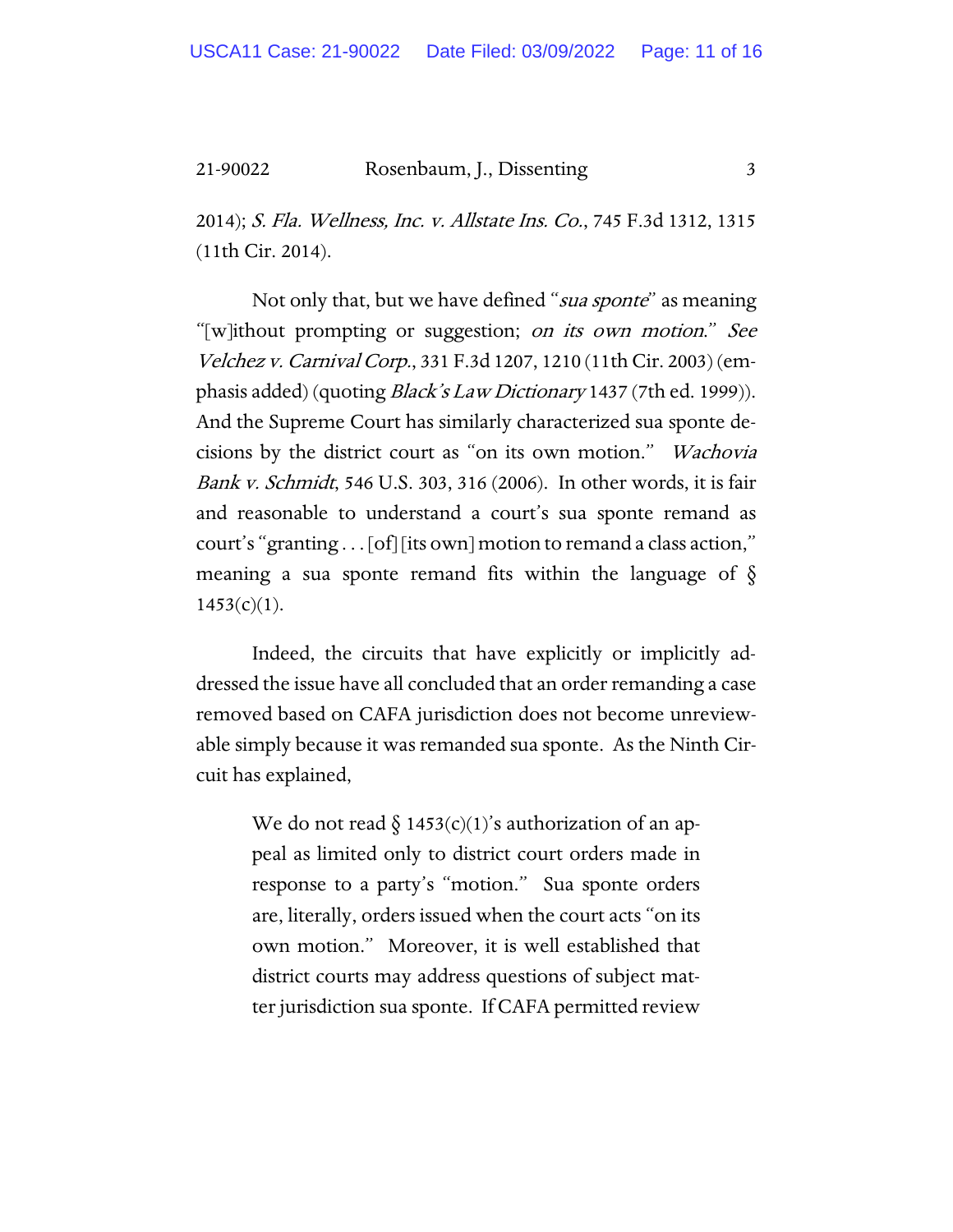2014); *S. Fla. Wellness, Inc. v. Allstate Ins. Co.*, 745 F.3d 1312, 1315 (11th Cir. 2014).

Not only that, but we have defined "*sua sponte*" as meaning "[w]ithout prompting or suggestion; *on its own motion*." *See Velchez v. Carnival Corp.*, 331 F.3d 1207, 1210 (11th Cir. 2003) (emphasis added) (quoting *Black's Law Dictionary* 1437 (7th ed. 1999)). And the Supreme Court has similarly characterized sua sponte decisions by the district court as "on its own motion." *Wachovia Bank v. Schmidt*, 546 U.S. 303, 316 (2006). In other words, it is fair and reasonable to understand a court's sua sponte remand as court's "granting . . . [of] [its own] motion to remand a class action," meaning a sua sponte remand fits within the language of § 1453(c)(1).

Indeed, the circuits that have explicitly or implicitly addressed the issue have all concluded that an order remanding a case removed based on CAFA jurisdiction does not become unreviewable simply because it was remanded sua sponte. As the Ninth Circuit has explained,

> We do not read § 1453(c)(1)'s authorization of an appeal as limited only to district court orders made in response to a party's "motion." Sua sponte orders are, literally, orders issued when the court acts "on its own motion." Moreover, it is well established that district courts may address questions of subject matter jurisdiction sua sponte. If CAFA permitted review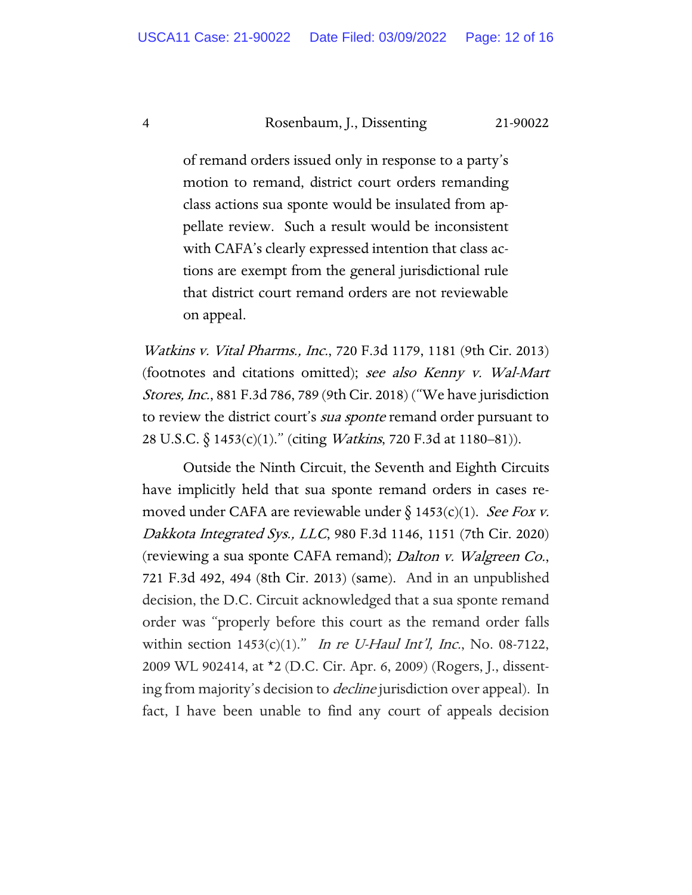> of remand orders issued only in response to a party's motion to remand, district court orders remanding class actions sua sponte would be insulated from appellate review. Such a result would be inconsistent with CAFA's clearly expressed intention that class actions are exempt from the general jurisdictional rule that district court remand orders are not reviewable on appeal.

*Watkins v. Vital Pharms., Inc.*, 720 F.3d 1179, 1181 (9th Cir. 2013) (footnotes and citations omitted); *see also Kenny v. Wal-Mart Stores, Inc.*, 881 F.3d 786, 789 (9th Cir. 2018) ("We have jurisdiction to review the district court's *sua sponte* remand order pursuant to 28 U.S.C. § 1453(c)(1)." (citing *Watkins*, 720 F.3d at 1180–81)).

Outside the Ninth Circuit, the Seventh and Eighth Circuits have implicitly held that sua sponte remand orders in cases removed under CAFA are reviewable under § 1453(c)(1). *See Fox v. Dakkota Integrated Sys., LLC*, 980 F.3d 1146, 1151 (7th Cir. 2020) (reviewing a sua sponte CAFA remand); *Dalton v. Walgreen Co.*, 721 F.3d 492, 494 (8th Cir. 2013) (same). And in an unpublished decision, the D.C. Circuit acknowledged that a sua sponte remand order was "properly before this court as the remand order falls within section 1453(c)(1)." *In re U-Haul Int'l, Inc.*, No. 08-7122, 2009 WL 902414, at *2 (D.C. Cir. Apr. 6, 2009) (Rogers, J., dissenting from majority's decision to *decline* jurisdiction over appeal). In fact, I have been unable to find any court of appeals decision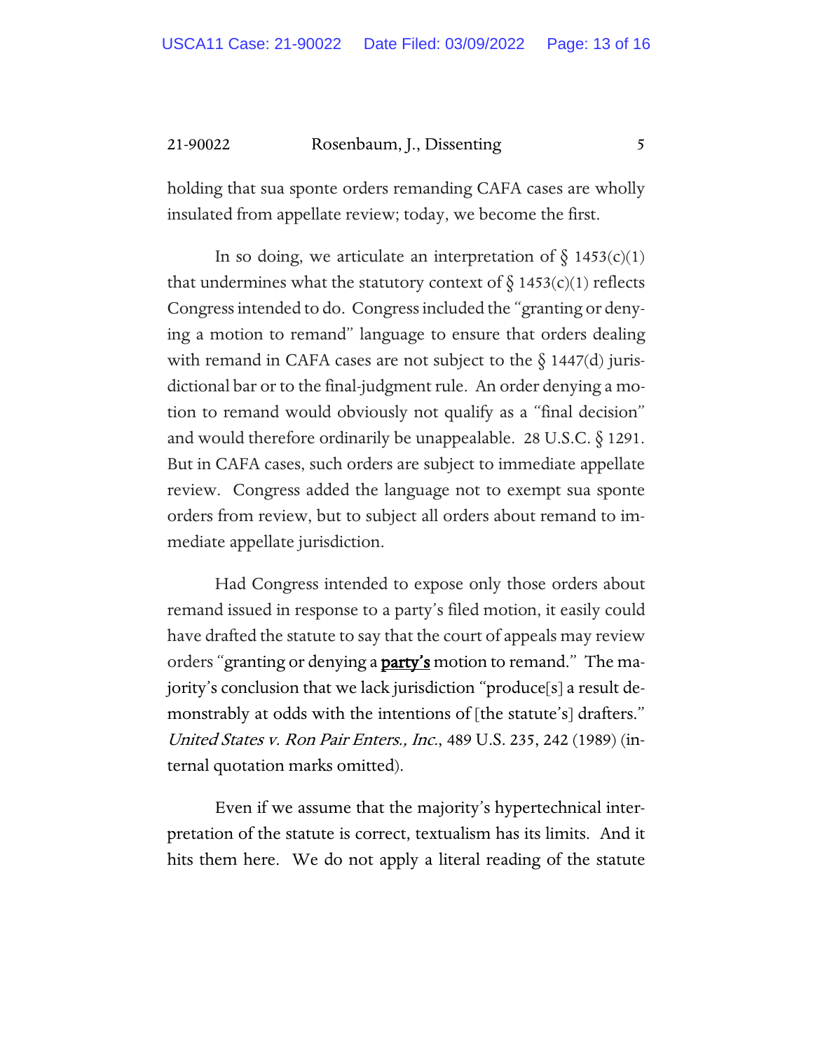holding that sua sponte orders remanding CAFA cases are wholly insulated from appellate review; today, we become the first.

In so doing, we articulate an interpretation of § 1453(c)(1) that undermines what the statutory context of § 1453(c)(1) reflects Congress intended to do. Congress included the "granting or denying a motion to remand" language to ensure that orders dealing with remand in CAFA cases are not subject to the § 1447(d) jurisdictional bar or to the final-judgment rule. An order denying a motion to remand would obviously not qualify as a "final decision" and would therefore ordinarily be unappealable. 28 U.S.C. § 1291. But in CAFA cases, such orders are subject to immediate appellate review. Congress added the language not to exempt sua sponte orders from review, but to subject all orders about remand to immediate appellate jurisdiction.

Had Congress intended to expose only those orders about remand issued in response to a party's filed motion, it easily could have drafted the statute to say that the court of appeals may review orders "granting or denying a **party's** motion to remand." The majority's conclusion that we lack jurisdiction "produce[s] a result demonstrably at odds with the intentions of [the statute's] drafters." *United States v. Ron Pair Enters., Inc.*, 489 U.S. 235, 242 (1989) (internal quotation marks omitted).

Even if we assume that the majority's hypertechnical interpretation of the statute is correct, textualism has its limits. And it hits them here. We do not apply a literal reading of the statute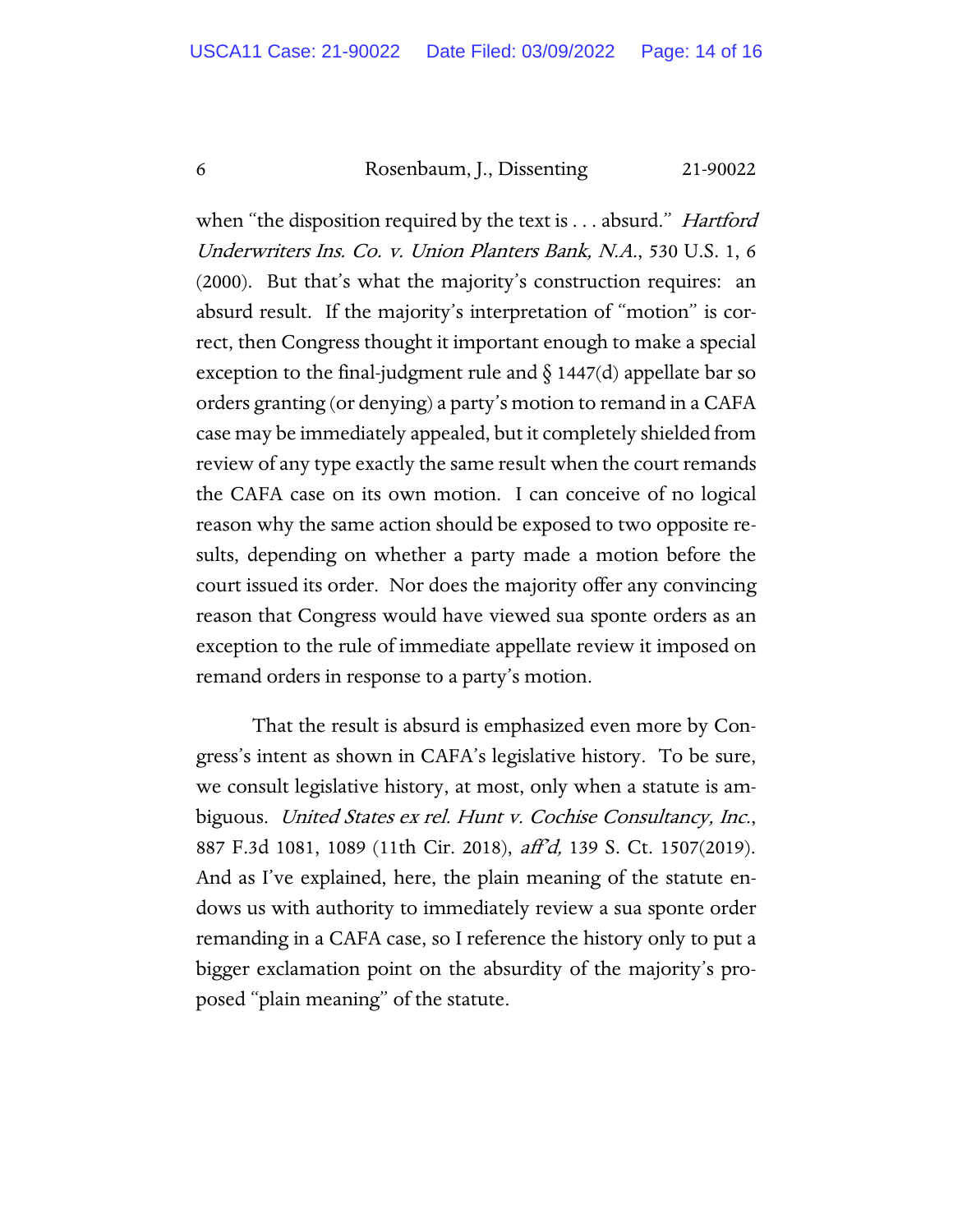when "the disposition required by the text is . . . absurd." *Hartford Underwriters Ins. Co. v. Union Planters Bank, N.A.*, 530 U.S. 1, 6 (2000). But that's what the majority's construction requires: an absurd result. If the majority's interpretation of "motion" is correct, then Congress thought it important enough to make a special exception to the final-judgment rule and § 1447(d) appellate bar so orders granting (or denying) a party's motion to remand in a CAFA case may be immediately appealed, but it completely shielded from review of any type exactly the same result when the court remands the CAFA case on its own motion. I can conceive of no logical reason why the same action should be exposed to two opposite results, depending on whether a party made a motion before the court issued its order. Nor does the majority offer any convincing reason that Congress would have viewed sua sponte orders as an exception to the rule of immediate appellate review it imposed on remand orders in response to a party's motion.

That the result is absurd is emphasized even more by Congress's intent as shown in CAFA's legislative history. To be sure, we consult legislative history, at most, only when a statute is ambiguous. *United States ex rel. Hunt v. Cochise Consultancy, Inc.*, 887 F.3d 1081, 1089 (11th Cir. 2018), *aff'd,* 139 S. Ct. 1507(2019). And as I've explained, here, the plain meaning of the statute endows us with authority to immediately review a sua sponte order remanding in a CAFA case, so I reference the history only to put a bigger exclamation point on the absurdity of the majority's proposed "plain meaning" of the statute.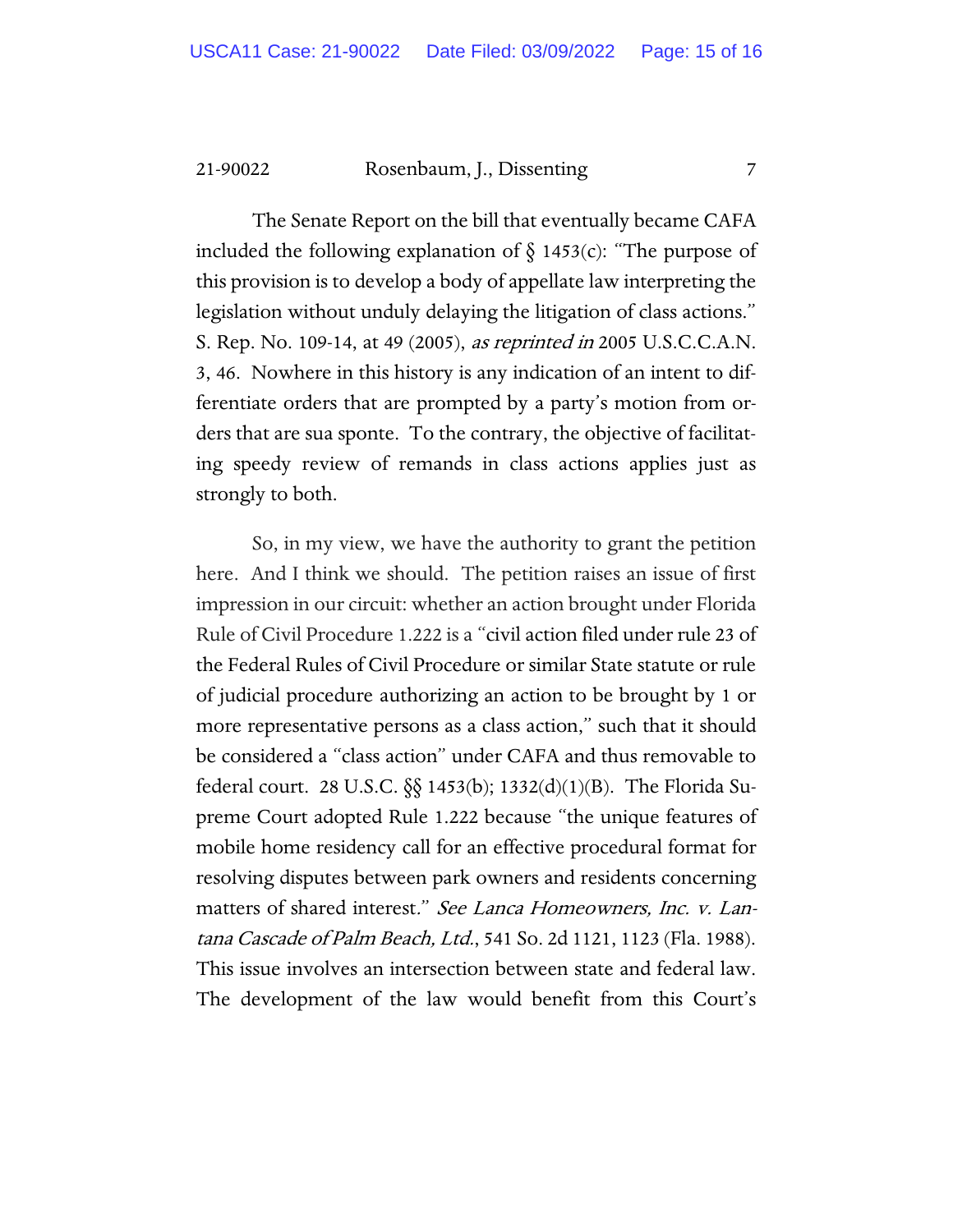The Senate Report on the bill that eventually became CAFA included the following explanation of § 1453(c): "The purpose of this provision is to develop a body of appellate law interpreting the legislation without unduly delaying the litigation of class actions." S. Rep. No. 109-14, at 49 (2005), *as reprinted in* 2005 U.S.C.C.A.N. 3, 46. Nowhere in this history is any indication of an intent to differentiate orders that are prompted by a party's motion from orders that are sua sponte. To the contrary, the objective of facilitating speedy review of remands in class actions applies just as strongly to both.

So, in my view, we have the authority to grant the petition here. And I think we should. The petition raises an issue of first impression in our circuit: whether an action brought under Florida Rule of Civil Procedure 1.222 is a "civil action filed under rule 23 of the Federal Rules of Civil Procedure or similar State statute or rule of judicial procedure authorizing an action to be brought by 1 or more representative persons as a class action," such that it should be considered a "class action" under CAFA and thus removable to federal court. 28 U.S.C. §§ 1453(b); 1332(d)(1)(B). The Florida Supreme Court adopted Rule 1.222 because "the unique features of mobile home residency call for an effective procedural format for resolving disputes between park owners and residents concerning matters of shared interest." *See Lanca Homeowners, Inc. v. Lantana Cascade of Palm Beach, Ltd.*, 541 So. 2d 1121, 1123 (Fla. 1988). This issue involves an intersection between state and federal law. The development of the law would benefit from this Court's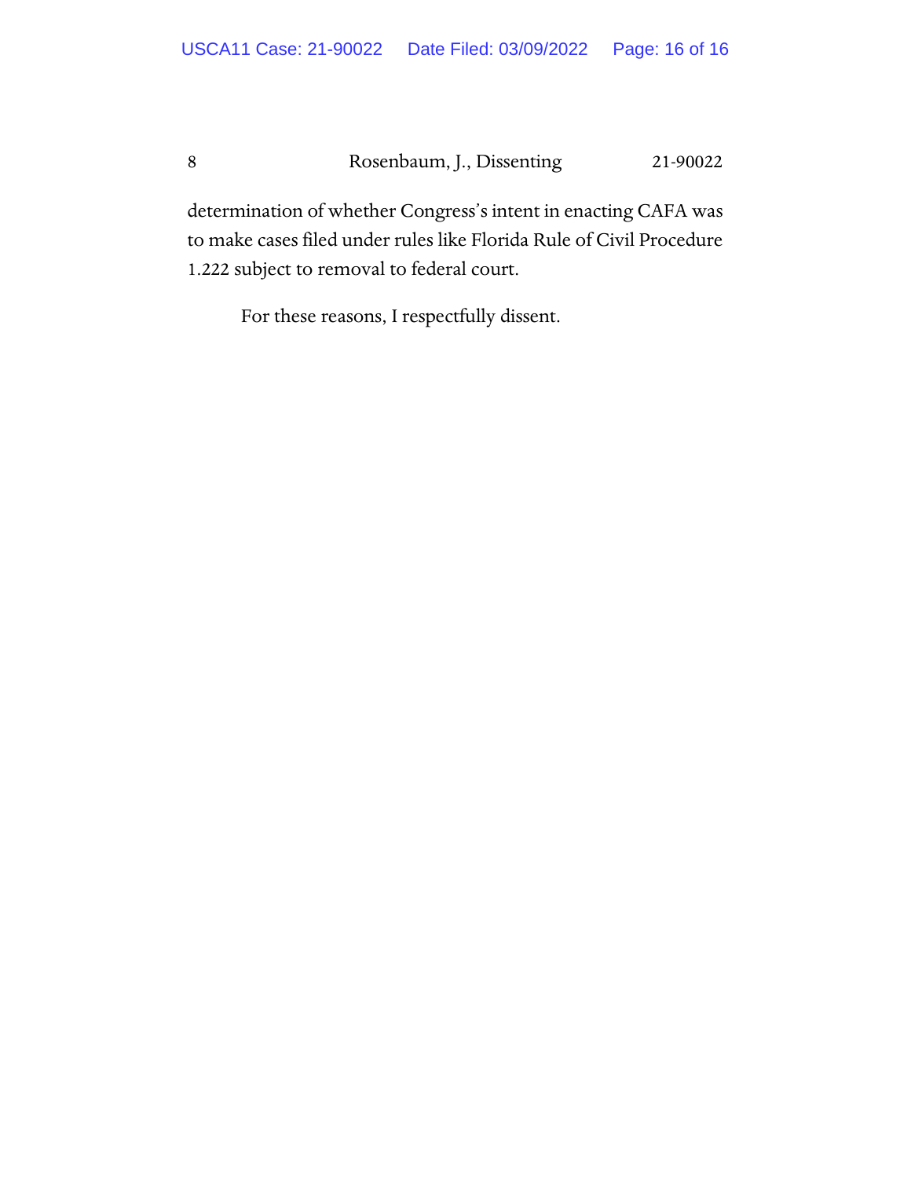determination of whether Congress's intent in enacting CAFA was to make cases filed under rules like Florida Rule of Civil Procedure 1.222 subject to removal to federal court.

For these reasons, I respectfully dissent.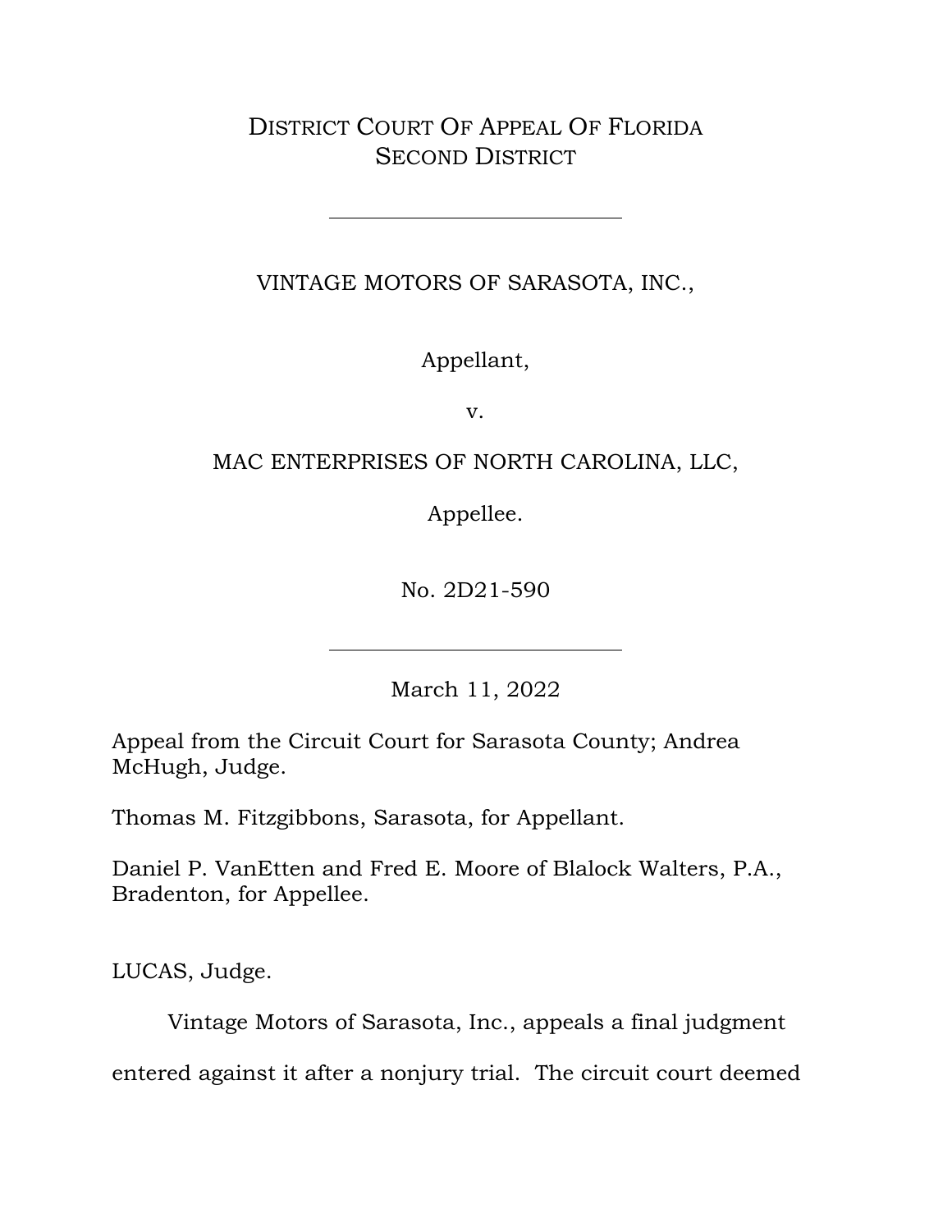DISTRICT COURT OF APPEAL OF FLORIDA
SECOND DISTRICT

---

VINTAGE MOTORS OF SARASOTA, INC.,

Appellant,

v.

MAC ENTERPRISES OF NORTH CAROLINA, LLC,

Appellee.

No. 2D21-590

---

March 11, 2022

Appeal from the Circuit Court for Sarasota County; Andrea McHugh, Judge.

Thomas M. Fitzgibbons, Sarasota, for Appellant.

Daniel P. VanEtten and Fred E. Moore of Blalock Walters, P.A., Bradenton, for Appellee.

LUCAS, Judge.

Vintage Motors of Sarasota, Inc., appeals a final judgment entered against it after a nonjury trial. The circuit court deemed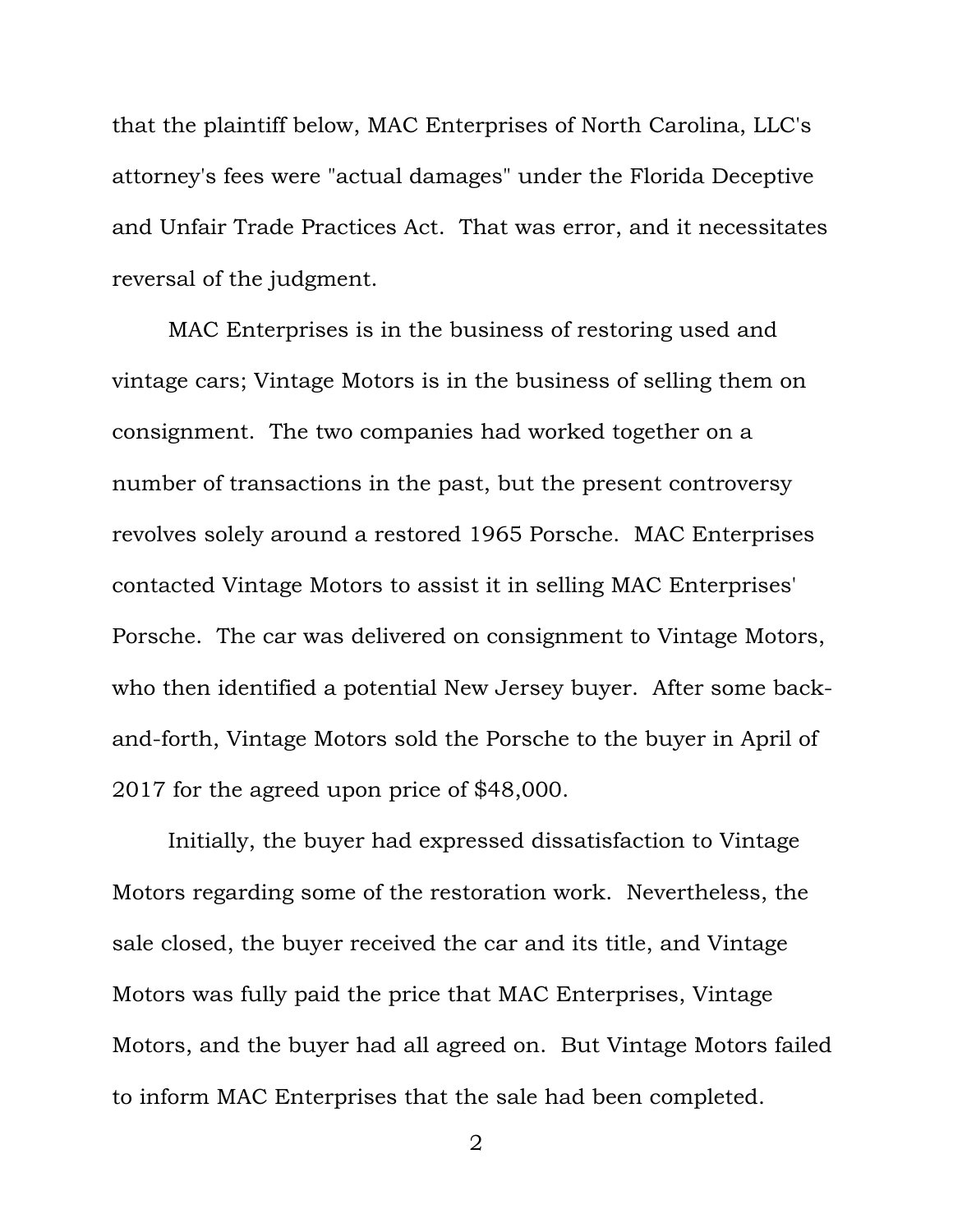that the plaintiff below, MAC Enterprises of North Carolina, LLC's attorney's fees were "actual damages" under the Florida Deceptive and Unfair Trade Practices Act. That was error, and it necessitates reversal of the judgment.

MAC Enterprises is in the business of restoring used and vintage cars; Vintage Motors is in the business of selling them on consignment. The two companies had worked together on a number of transactions in the past, but the present controversy revolves solely around a restored 1965 Porsche. MAC Enterprises contacted Vintage Motors to assist it in selling MAC Enterprises' Porsche. The car was delivered on consignment to Vintage Motors, who then identified a potential New Jersey buyer. After some back-and-forth, Vintage Motors sold the Porsche to the buyer in April of 2017 for the agreed upon price of $48,000.

Initially, the buyer had expressed dissatisfaction to Vintage Motors regarding some of the restoration work. Nevertheless, the sale closed, the buyer received the car and its title, and Vintage Motors was fully paid the price that MAC Enterprises, Vintage Motors, and the buyer had all agreed on. But Vintage Motors failed to inform MAC Enterprises that the sale had been completed.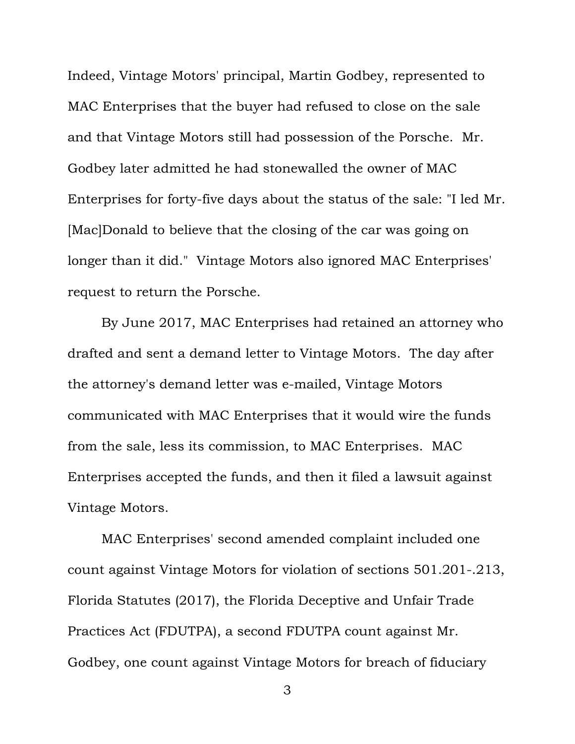Indeed, Vintage Motors' principal, Martin Godbey, represented to MAC Enterprises that the buyer had refused to close on the sale and that Vintage Motors still had possession of the Porsche. Mr. Godbey later admitted he had stonewalled the owner of MAC Enterprises for forty-five days about the status of the sale: "I led Mr. [Mac]Donald to believe that the closing of the car was going on longer than it did." Vintage Motors also ignored MAC Enterprises' request to return the Porsche.

By June 2017, MAC Enterprises had retained an attorney who drafted and sent a demand letter to Vintage Motors. The day after the attorney's demand letter was e-mailed, Vintage Motors communicated with MAC Enterprises that it would wire the funds from the sale, less its commission, to MAC Enterprises. MAC Enterprises accepted the funds, and then it filed a lawsuit against Vintage Motors.

MAC Enterprises' second amended complaint included one count against Vintage Motors for violation of sections 501.201-.213, Florida Statutes (2017), the Florida Deceptive and Unfair Trade Practices Act (FDUTPA), a second FDUTPA count against Mr. Godbey, one count against Vintage Motors for breach of fiduciary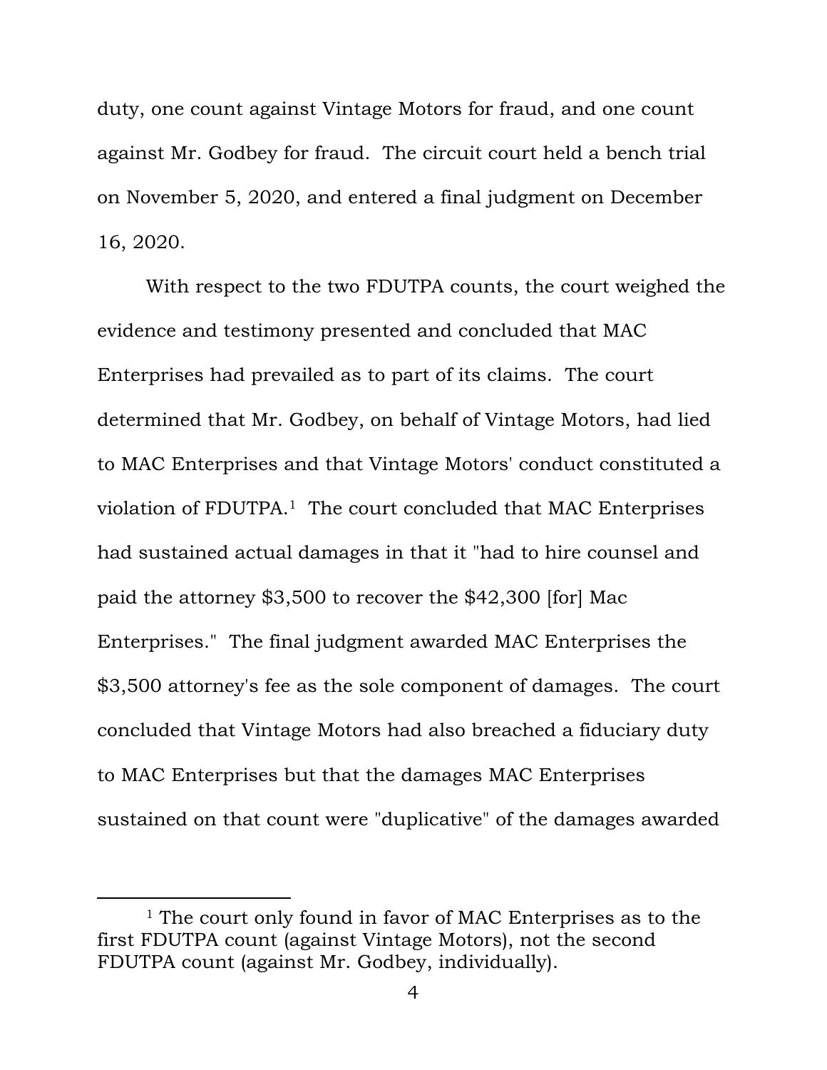duty, one count against Vintage Motors for fraud, and one count against Mr. Godbey for fraud. The circuit court held a bench trial on November 5, 2020, and entered a final judgment on December 16, 2020.

With respect to the two FDUTPA counts, the court weighed the evidence and testimony presented and concluded that MAC Enterprises had prevailed as to part of its claims. The court determined that Mr. Godbey, on behalf of Vintage Motors, had lied to MAC Enterprises and that Vintage Motors' conduct constituted a violation of FDUTPA.[1] The court concluded that MAC Enterprises had sustained actual damages in that it "had to hire counsel and paid the attorney $3,500 to recover the $42,300 [for] Mac Enterprises." The final judgment awarded MAC Enterprises the $3,500 attorney's fee as the sole component of damages. The court concluded that Vintage Motors had also breached a fiduciary duty to MAC Enterprises but that the damages MAC Enterprises sustained on that count were "duplicative" of the damages awarded

---

[1] The court only found in favor of MAC Enterprises as to the first FDUTPA count (against Vintage Motors), not the second FDUTPA count (against Mr. Godbey, individually).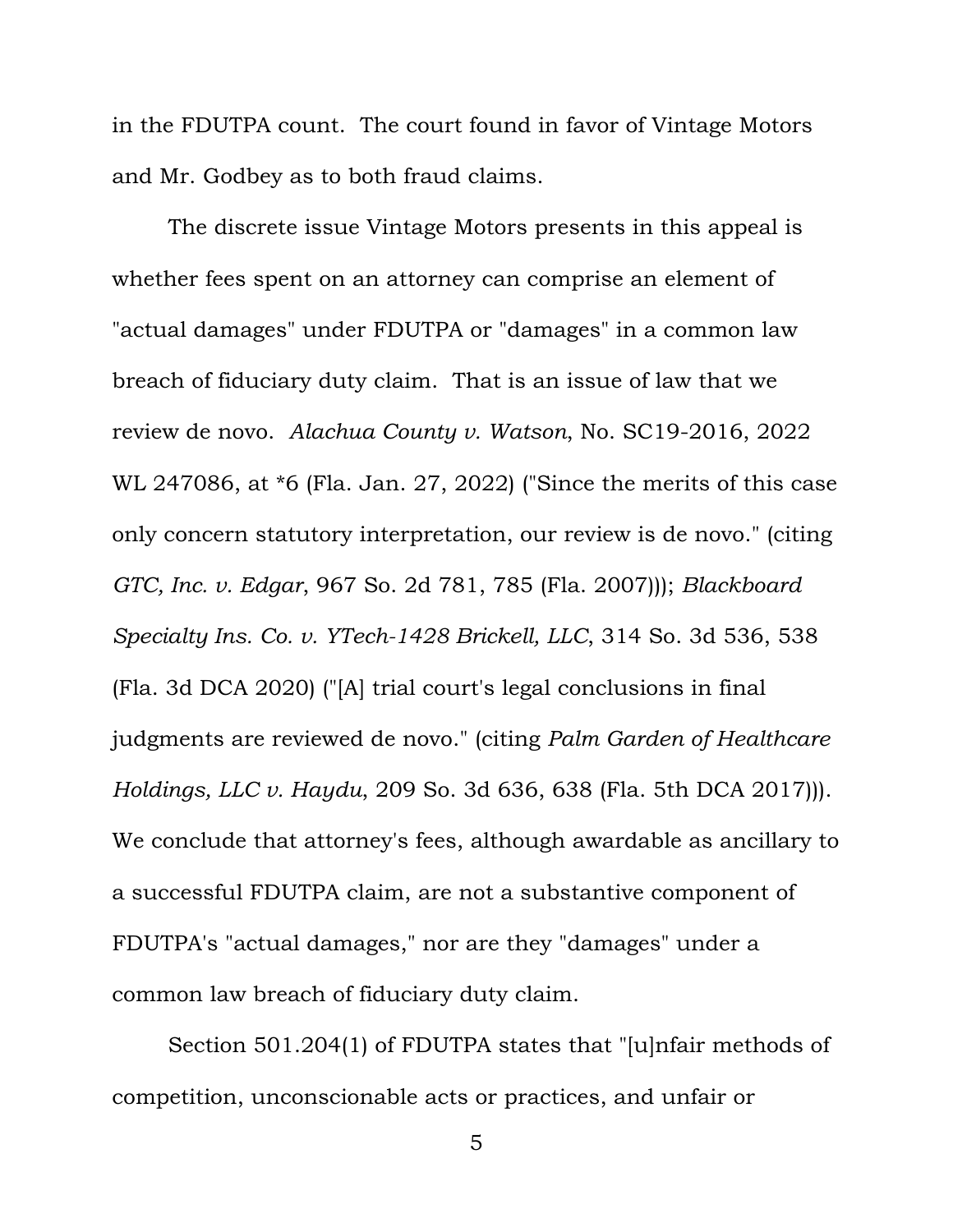in the FDUTPA count. The court found in favor of Vintage Motors and Mr. Godbey as to both fraud claims.

The discrete issue Vintage Motors presents in this appeal is whether fees spent on an attorney can comprise an element of "actual damages" under FDUTPA or "damages" in a common law breach of fiduciary duty claim. That is an issue of law that we review de novo. *Alachua County v. Watson*, No. SC19-2016, 2022 WL 247086, at *6 (Fla. Jan. 27, 2022) ("Since the merits of this case only concern statutory interpretation, our review is de novo." (citing *GTC, Inc. v. Edgar*, 967 So. 2d 781, 785 (Fla. 2007))); *Blackboard Specialty Ins. Co. v. YTech-1428 Brickell, LLC*, 314 So. 3d 536, 538 (Fla. 3d DCA 2020) ("[A] trial court's legal conclusions in final judgments are reviewed de novo." (citing *Palm Garden of Healthcare Holdings, LLC v. Haydu*, 209 So. 3d 636, 638 (Fla. 5th DCA 2017))). We conclude that attorney's fees, although awardable as ancillary to a successful FDUTPA claim, are not a substantive component of FDUTPA's "actual damages," nor are they "damages" under a common law breach of fiduciary duty claim.

Section 501.204(1) of FDUTPA states that "[u]nfair methods of competition, unconscionable acts or practices, and unfair or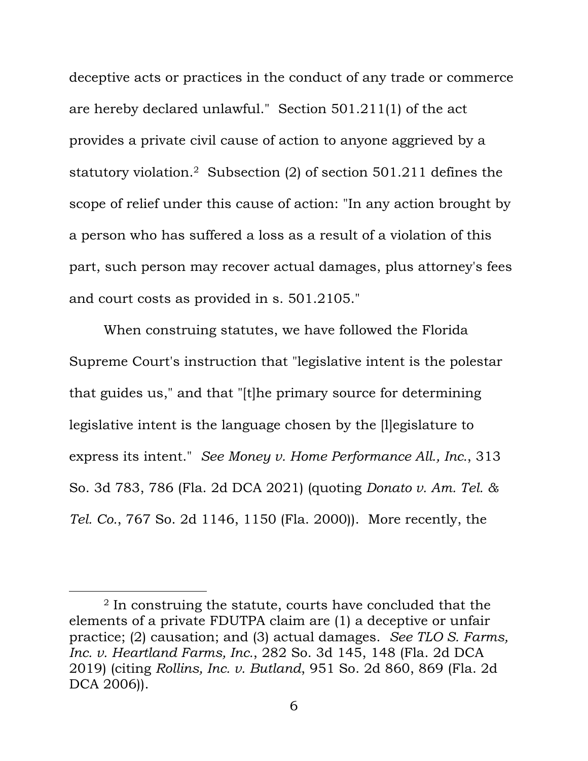deceptive acts or practices in the conduct of any trade or commerce are hereby declared unlawful." Section 501.211(1) of the act provides a private civil cause of action to anyone aggrieved by a statutory violation.[2] Subsection (2) of section 501.211 defines the scope of relief under this cause of action: "In any action brought by a person who has suffered a loss as a result of a violation of this part, such person may recover actual damages, plus attorney's fees and court costs as provided in s. 501.2105."

When construing statutes, we have followed the Florida Supreme Court's instruction that "legislative intent is the polestar that guides us," and that "[t]he primary source for determining legislative intent is the language chosen by the [l]egislature to express its intent." *See Money v. Home Performance All., Inc.*, 313 So. 3d 783, 786 (Fla. 2d DCA 2021) (quoting *Donato v. Am. Tel. & Tel. Co.*, 767 So. 2d 1146, 1150 (Fla. 2000)). More recently, the

---

[2] In construing the statute, courts have concluded that the elements of a private FDUTPA claim are (1) a deceptive or unfair practice; (2) causation; and (3) actual damages. *See TLO S. Farms, Inc. v. Heartland Farms, Inc.*, 282 So. 3d 145, 148 (Fla. 2d DCA 2019) (citing *Rollins, Inc. v. Butland*, 951 So. 2d 860, 869 (Fla. 2d DCA 2006)).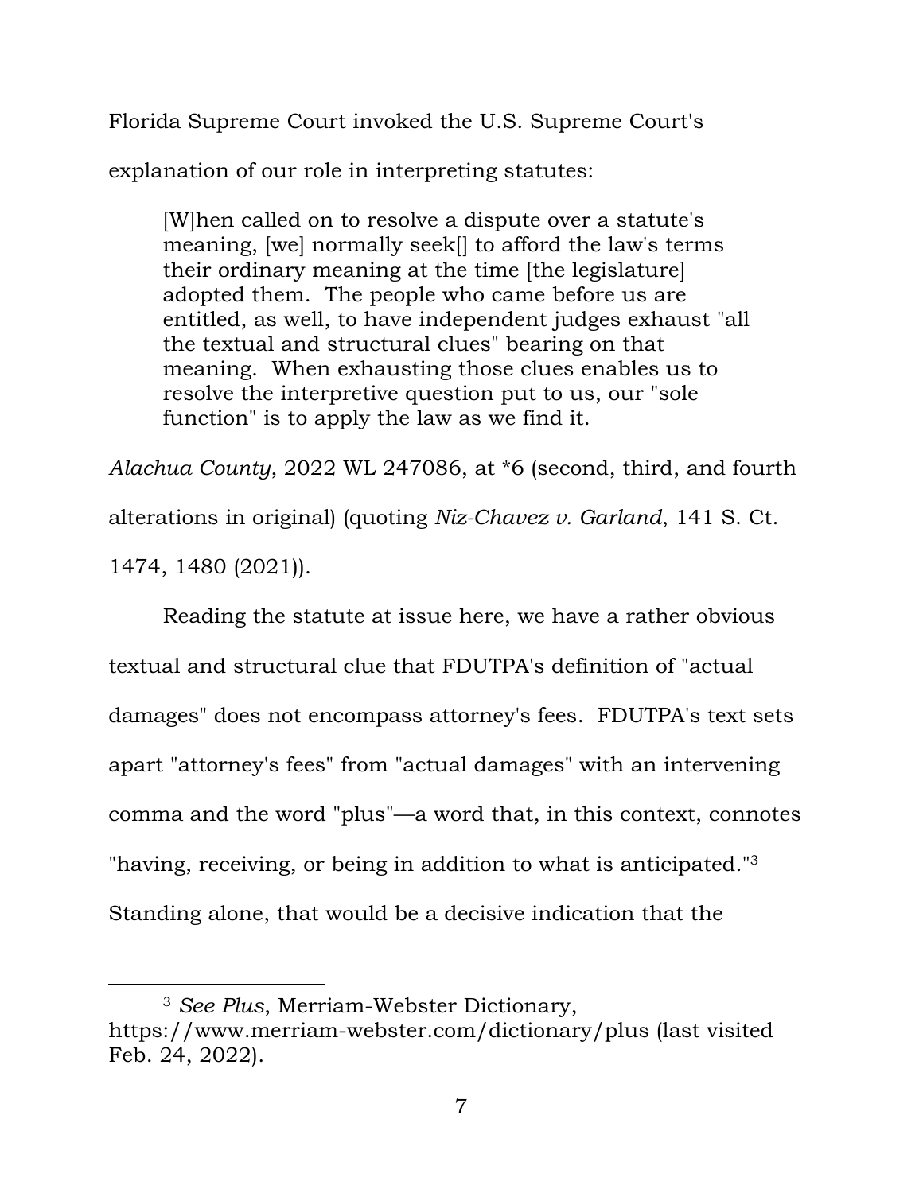Florida Supreme Court invoked the U.S. Supreme Court's explanation of our role in interpreting statutes:

> [W]hen called on to resolve a dispute over a statute's meaning, [we] normally seek[] to afford the law's terms their ordinary meaning at the time [the legislature] adopted them. The people who came before us are entitled, as well, to have independent judges exhaust "all the textual and structural clues" bearing on that meaning. When exhausting those clues enables us to resolve the interpretive question put to us, our "sole function" is to apply the law as we find it.

*Alachua County*, 2022 WL 247086, at *6 (second, third, and fourth alterations in original) (quoting *Niz-Chavez v. Garland*, 141 S. Ct. 1474, 1480 (2021)).

Reading the statute at issue here, we have a rather obvious textual and structural clue that FDUTPA's definition of "actual damages" does not encompass attorney's fees. FDUTPA's text sets apart "attorney's fees" from "actual damages" with an intervening comma and the word "plus"—a word that, in this context, connotes "having, receiving, or being in addition to what is anticipated."[3] Standing alone, that would be a decisive indication that the

[3] *See Plus*, Merriam-Webster Dictionary, https://www.merriam-webster.com/dictionary/plus (last visited Feb. 24, 2022).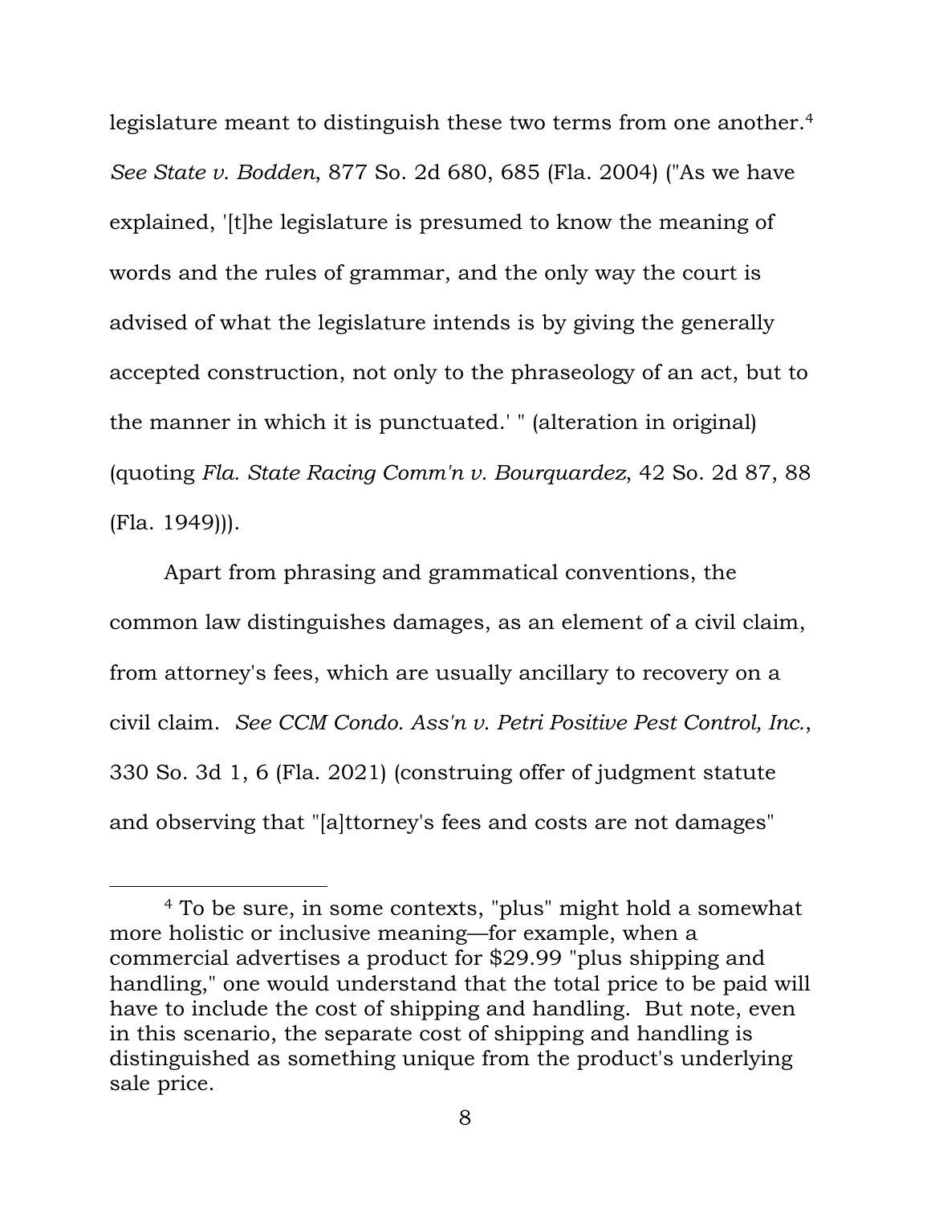legislature meant to distinguish these two terms from one another.[4] *See State v. Bodden*, 877 So. 2d 680, 685 (Fla. 2004) ("As we have explained, '[t]he legislature is presumed to know the meaning of words and the rules of grammar, and the only way the court is advised of what the legislature intends is by giving the generally accepted construction, not only to the phraseology of an act, but to the manner in which it is punctuated.' " (alteration in original) (quoting *Fla. State Racing Comm'n v. Bourquardez*, 42 So. 2d 87, 88 (Fla. 1949))).

Apart from phrasing and grammatical conventions, the common law distinguishes damages, as an element of a civil claim, from attorney's fees, which are usually ancillary to recovery on a civil claim. *See CCM Condo. Ass'n v. Petri Positive Pest Control, Inc.*, 330 So. 3d 1, 6 (Fla. 2021) (construing offer of judgment statute and observing that "[a]ttorney's fees and costs are not damages"

---

[4] To be sure, in some contexts, "plus" might hold a somewhat more holistic or inclusive meaning—for example, when a commercial advertises a product for $29.99 "plus shipping and handling," one would understand that the total price to be paid will have to include the cost of shipping and handling. But note, even in this scenario, the separate cost of shipping and handling is distinguished as something unique from the product's underlying sale price.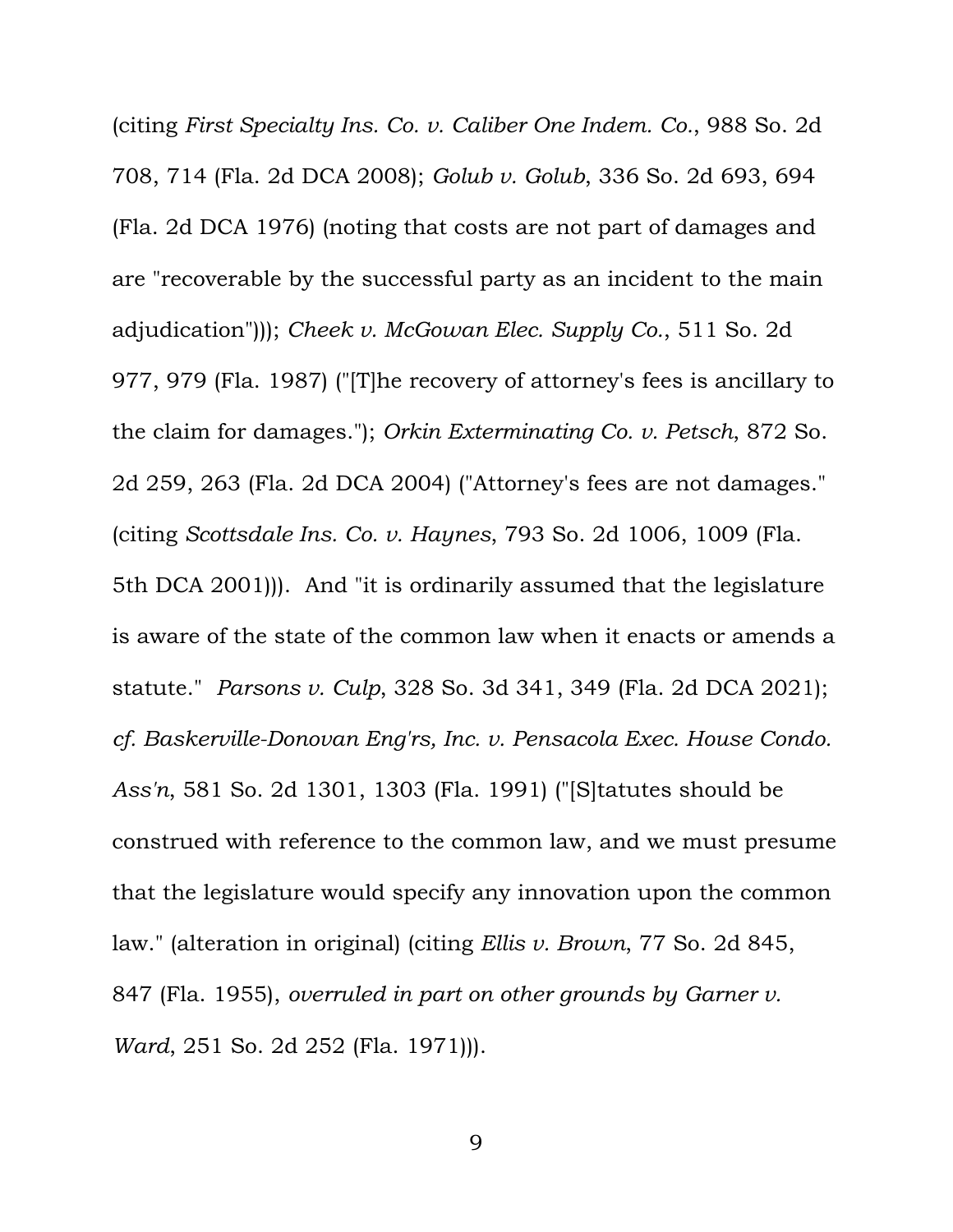(citing *First Specialty Ins. Co. v. Caliber One Indem. Co.*, 988 So. 2d 708, 714 (Fla. 2d DCA 2008); *Golub v. Golub*, 336 So. 2d 693, 694 (Fla. 2d DCA 1976) (noting that costs are not part of damages and are "recoverable by the successful party as an incident to the main adjudication"))); *Cheek v. McGowan Elec. Supply Co.*, 511 So. 2d 977, 979 (Fla. 1987) ("[T]he recovery of attorney's fees is ancillary to the claim for damages."); *Orkin Exterminating Co. v. Petsch*, 872 So. 2d 259, 263 (Fla. 2d DCA 2004) ("Attorney's fees are not damages." (citing *Scottsdale Ins. Co. v. Haynes*, 793 So. 2d 1006, 1009 (Fla. 5th DCA 2001))). And "it is ordinarily assumed that the legislature is aware of the state of the common law when it enacts or amends a statute." *Parsons v. Culp*, 328 So. 3d 341, 349 (Fla. 2d DCA 2021); *cf. Baskerville-Donovan Eng'rs, Inc. v. Pensacola Exec. House Condo. Ass'n*, 581 So. 2d 1301, 1303 (Fla. 1991) ("[S]tatutes should be construed with reference to the common law, and we must presume that the legislature would specify any innovation upon the common law." (alteration in original) (citing *Ellis v. Brown*, 77 So. 2d 845, 847 (Fla. 1955), *overruled in part on other grounds by Garner v. Ward*, 251 So. 2d 252 (Fla. 1971))).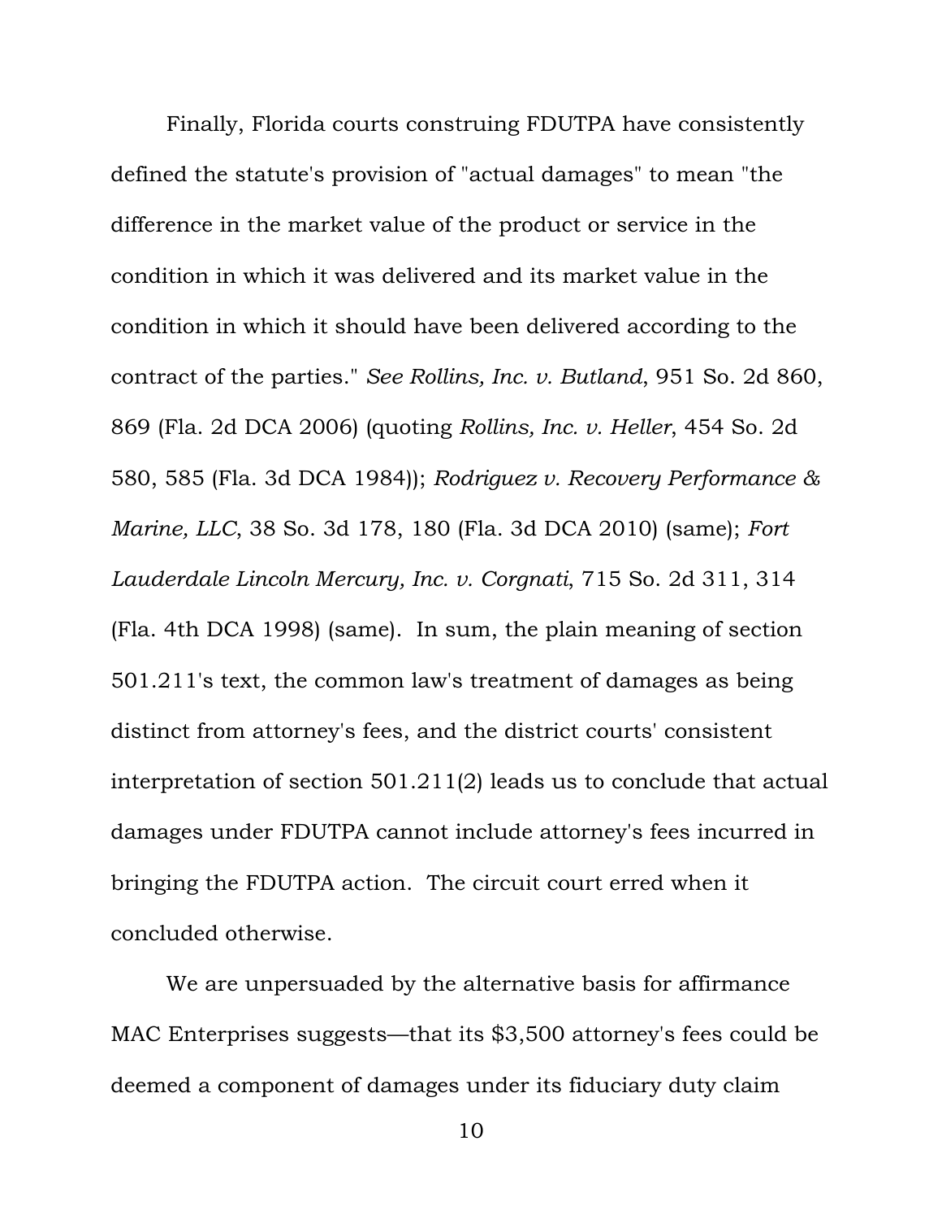Finally, Florida courts construing FDUTPA have consistently defined the statute's provision of "actual damages" to mean "the difference in the market value of the product or service in the condition in which it was delivered and its market value in the condition in which it should have been delivered according to the contract of the parties." *See Rollins, Inc. v. Butland*, 951 So. 2d 860, 869 (Fla. 2d DCA 2006) (quoting *Rollins, Inc. v. Heller*, 454 So. 2d 580, 585 (Fla. 3d DCA 1984)); *Rodriguez v. Recovery Performance & Marine, LLC*, 38 So. 3d 178, 180 (Fla. 3d DCA 2010) (same); *Fort Lauderdale Lincoln Mercury, Inc. v. Corgnati*, 715 So. 2d 311, 314 (Fla. 4th DCA 1998) (same). In sum, the plain meaning of section 501.211's text, the common law's treatment of damages as being distinct from attorney's fees, and the district courts' consistent interpretation of section 501.211(2) leads us to conclude that actual damages under FDUTPA cannot include attorney's fees incurred in bringing the FDUTPA action. The circuit court erred when it concluded otherwise.

We are unpersuaded by the alternative basis for affirmance MAC Enterprises suggests—that its $3,500 attorney's fees could be deemed a component of damages under its fiduciary duty claim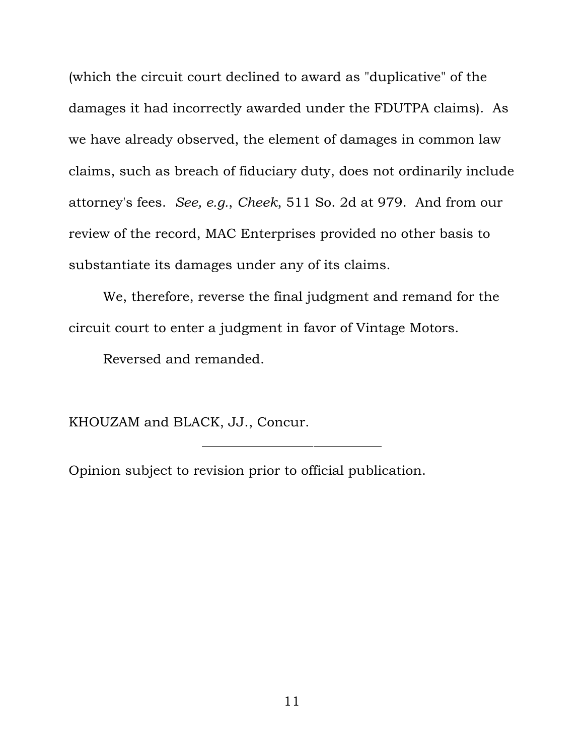(which the circuit court declined to award as "duplicative" of the damages it had incorrectly awarded under the FDUTPA claims). As we have already observed, the element of damages in common law claims, such as breach of fiduciary duty, does not ordinarily include attorney's fees. *See, e.g.*, *Cheek*, 511 So. 2d at 979. And from our review of the record, MAC Enterprises provided no other basis to substantiate its damages under any of its claims.

We, therefore, reverse the final judgment and remand for the circuit court to enter a judgment in favor of Vintage Motors.

Reversed and remanded.

KHOUZAM and BLACK, JJ., Concur.

---

Opinion subject to revision prior to official publication.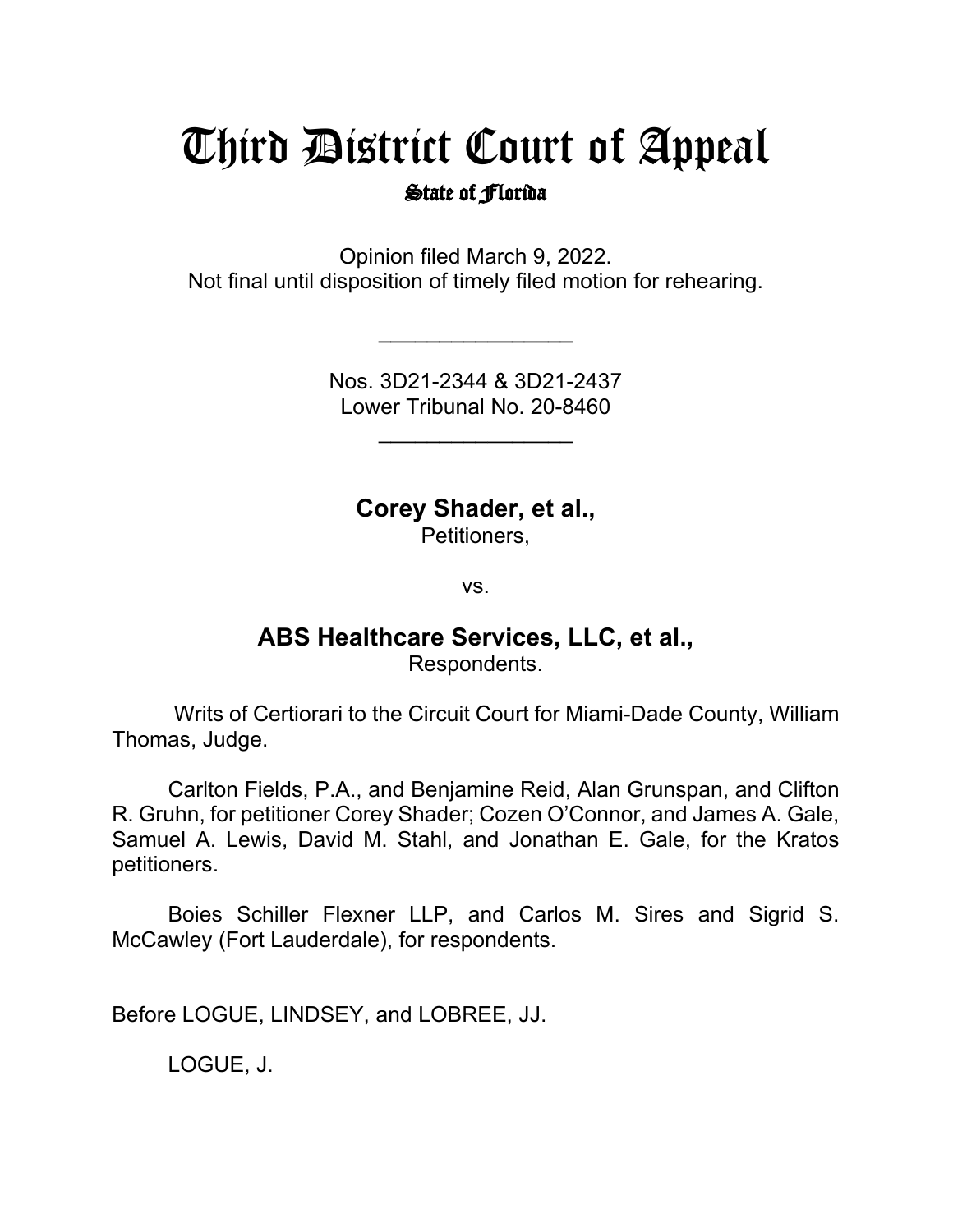# Third District Court of Appeal

## State of Florida

Opinion filed March 9, 2022.
Not final until disposition of timely filed motion for rehearing.

________________

Nos. 3D21-2344 & 3D21-2437
Lower Tribunal No. 20-8460

________________

**Corey Shader, et al.,**
Petitioners,

vs.

**ABS Healthcare Services, LLC, et al.,**
Respondents.

Writs of Certiorari to the Circuit Court for Miami-Dade County, William Thomas, Judge.

Carlton Fields, P.A., and Benjamine Reid, Alan Grunspan, and Clifton R. Gruhn, for petitioner Corey Shader; Cozen O'Connor, and James A. Gale, Samuel A. Lewis, David M. Stahl, and Jonathan E. Gale, for the Kratos petitioners.

Boies Schiller Flexner LLP, and Carlos M. Sires and Sigrid S. McCawley (Fort Lauderdale), for respondents.

Before LOGUE, LINDSEY, and LOBREE, JJ.

LOGUE, J.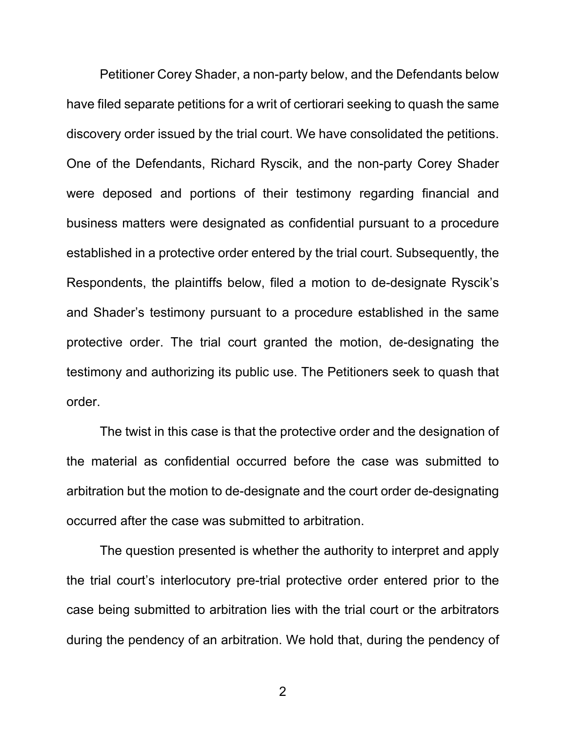Petitioner Corey Shader, a non-party below, and the Defendants below have filed separate petitions for a writ of certiorari seeking to quash the same discovery order issued by the trial court. We have consolidated the petitions. One of the Defendants, Richard Ryscik, and the non-party Corey Shader were deposed and portions of their testimony regarding financial and business matters were designated as confidential pursuant to a procedure established in a protective order entered by the trial court. Subsequently, the Respondents, the plaintiffs below, filed a motion to de-designate Ryscik's and Shader's testimony pursuant to a procedure established in the same protective order. The trial court granted the motion, de-designating the testimony and authorizing its public use. The Petitioners seek to quash that order.

The twist in this case is that the protective order and the designation of the material as confidential occurred before the case was submitted to arbitration but the motion to de-designate and the court order de-designating occurred after the case was submitted to arbitration.

The question presented is whether the authority to interpret and apply the trial court's interlocutory pre-trial protective order entered prior to the case being submitted to arbitration lies with the trial court or the arbitrators during the pendency of an arbitration. We hold that, during the pendency of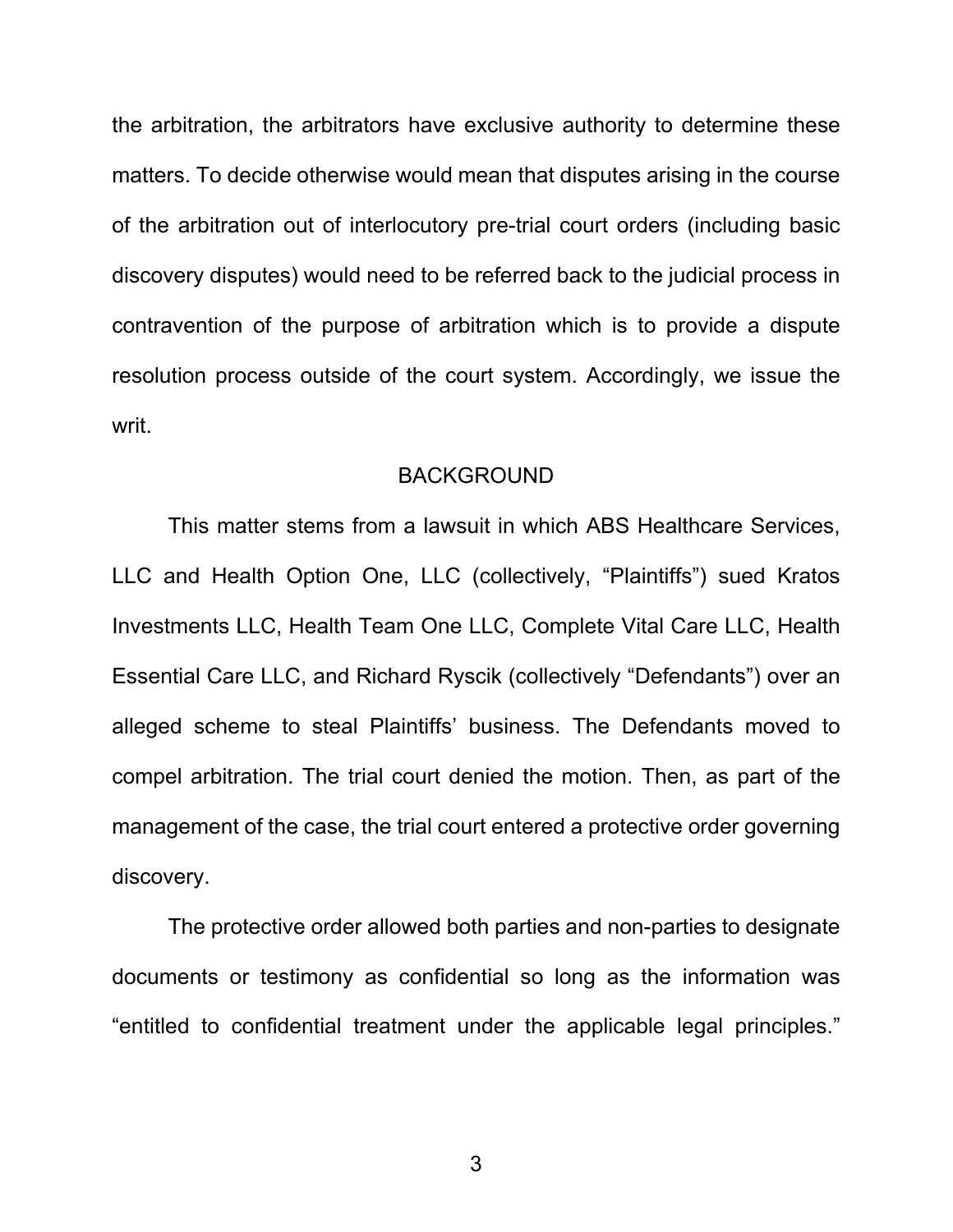the arbitration, the arbitrators have exclusive authority to determine these matters. To decide otherwise would mean that disputes arising in the course of the arbitration out of interlocutory pre-trial court orders (including basic discovery disputes) would need to be referred back to the judicial process in contravention of the purpose of arbitration which is to provide a dispute resolution process outside of the court system. Accordingly, we issue the writ.

## BACKGROUND

This matter stems from a lawsuit in which ABS Healthcare Services, LLC and Health Option One, LLC (collectively, "Plaintiffs") sued Kratos Investments LLC, Health Team One LLC, Complete Vital Care LLC, Health Essential Care LLC, and Richard Ryscik (collectively "Defendants") over an alleged scheme to steal Plaintiffs' business. The Defendants moved to compel arbitration. The trial court denied the motion. Then, as part of the management of the case, the trial court entered a protective order governing discovery.

The protective order allowed both parties and non-parties to designate documents or testimony as confidential so long as the information was "entitled to confidential treatment under the applicable legal principles."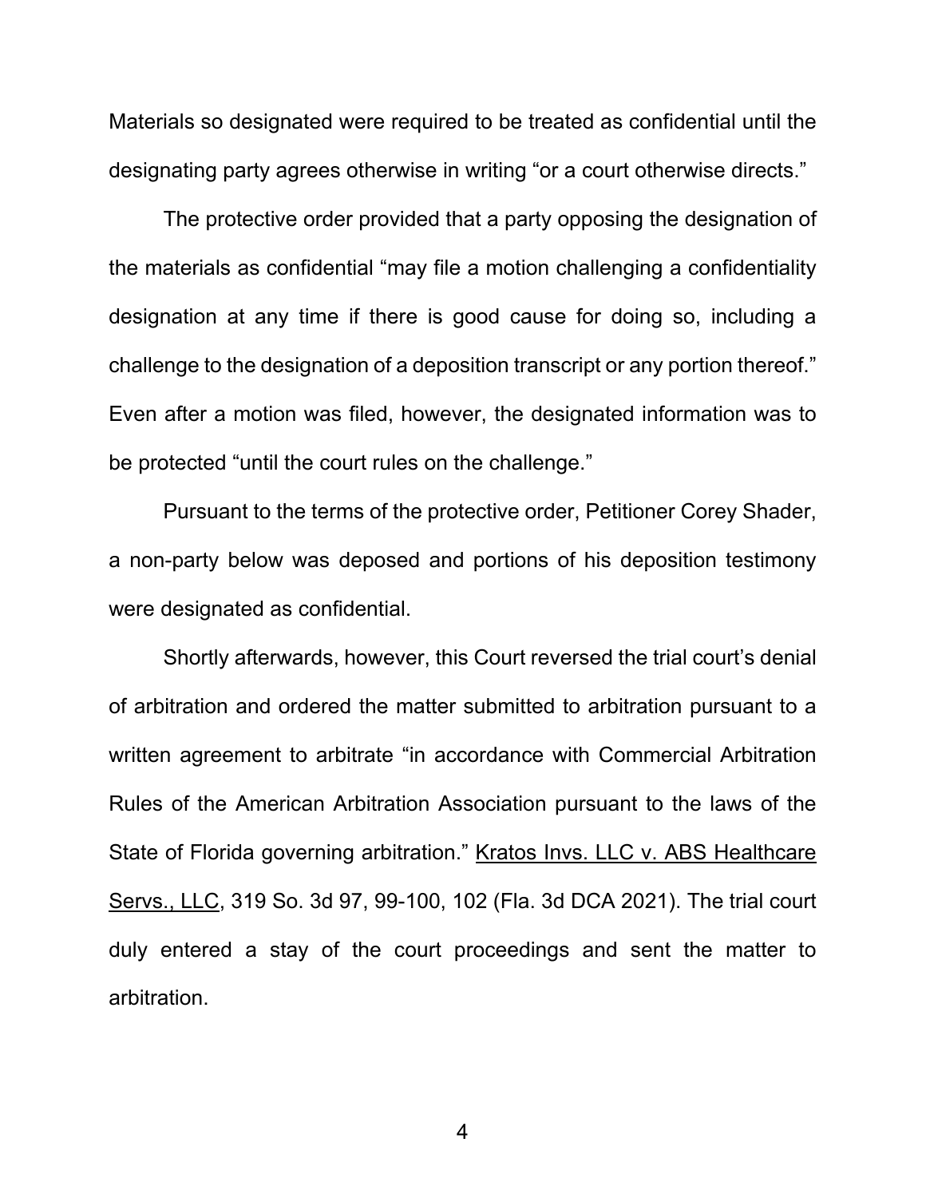Materials so designated were required to be treated as confidential until the designating party agrees otherwise in writing "or a court otherwise directs."

The protective order provided that a party opposing the designation of the materials as confidential "may file a motion challenging a confidentiality designation at any time if there is good cause for doing so, including a challenge to the designation of a deposition transcript or any portion thereof." Even after a motion was filed, however, the designated information was to be protected "until the court rules on the challenge."

Pursuant to the terms of the protective order, Petitioner Corey Shader, a non-party below was deposed and portions of his deposition testimony were designated as confidential.

Shortly afterwards, however, this Court reversed the trial court's denial of arbitration and ordered the matter submitted to arbitration pursuant to a written agreement to arbitrate "in accordance with Commercial Arbitration Rules of the American Arbitration Association pursuant to the laws of the State of Florida governing arbitration." Kratos Invs. LLC v. ABS Healthcare Servs., LLC, 319 So. 3d 97, 99-100, 102 (Fla. 3d DCA 2021). The trial court duly entered a stay of the court proceedings and sent the matter to arbitration.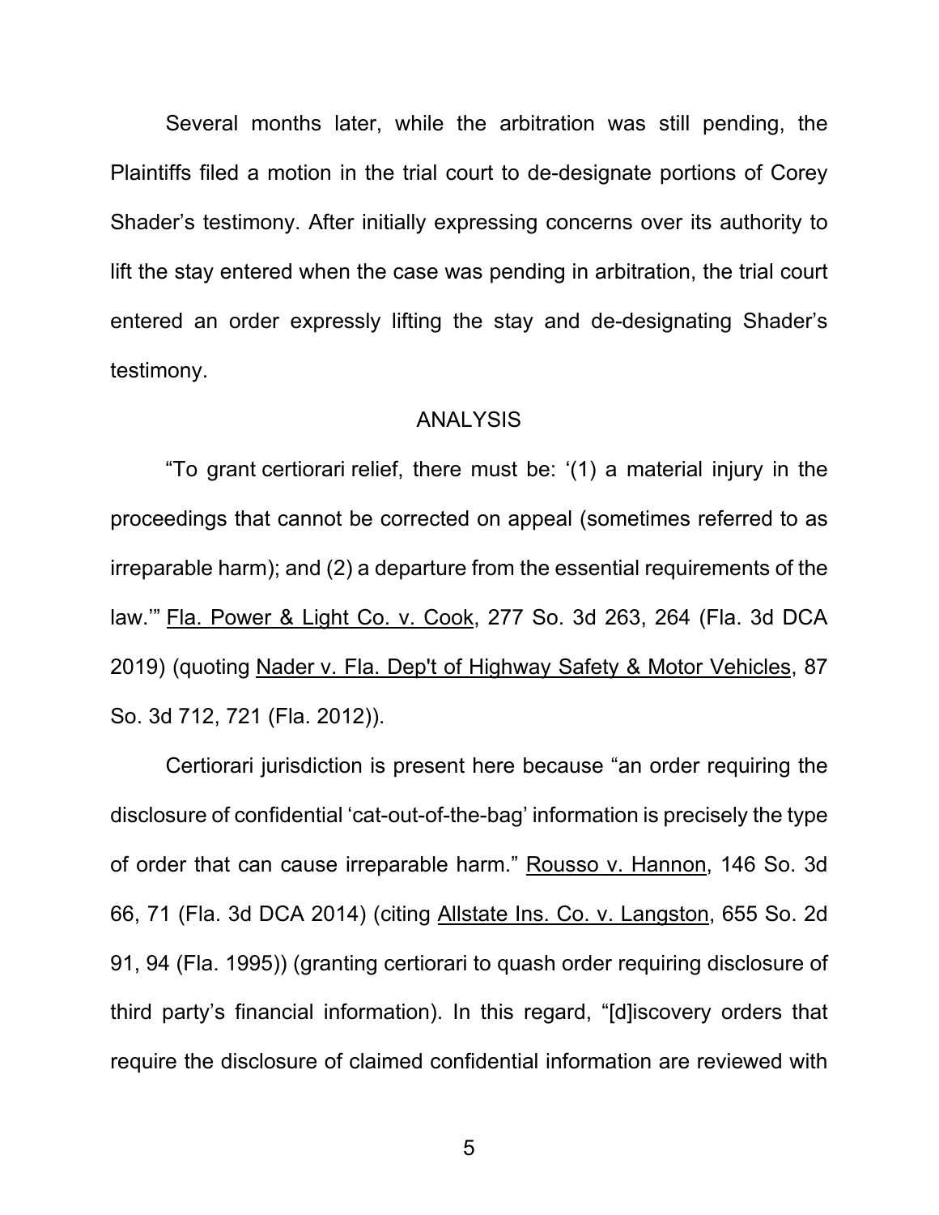Several months later, while the arbitration was still pending, the Plaintiffs filed a motion in the trial court to de-designate portions of Corey Shader's testimony. After initially expressing concerns over its authority to lift the stay entered when the case was pending in arbitration, the trial court entered an order expressly lifting the stay and de-designating Shader's testimony.

## ANALYSIS

"To grant certiorari relief, there must be: '(1) a material injury in the proceedings that cannot be corrected on appeal (sometimes referred to as irreparable harm); and (2) a departure from the essential requirements of the law.'" Fla. Power & Light Co. v. Cook, 277 So. 3d 263, 264 (Fla. 3d DCA 2019) (quoting Nader v. Fla. Dep't of Highway Safety & Motor Vehicles, 87 So. 3d 712, 721 (Fla. 2012)).

Certiorari jurisdiction is present here because "an order requiring the disclosure of confidential 'cat-out-of-the-bag' information is precisely the type of order that can cause irreparable harm." Rousso v. Hannon, 146 So. 3d 66, 71 (Fla. 3d DCA 2014) (citing Allstate Ins. Co. v. Langston, 655 So. 2d 91, 94 (Fla. 1995)) (granting certiorari to quash order requiring disclosure of third party's financial information). In this regard, "[d]iscovery orders that require the disclosure of claimed confidential information are reviewed with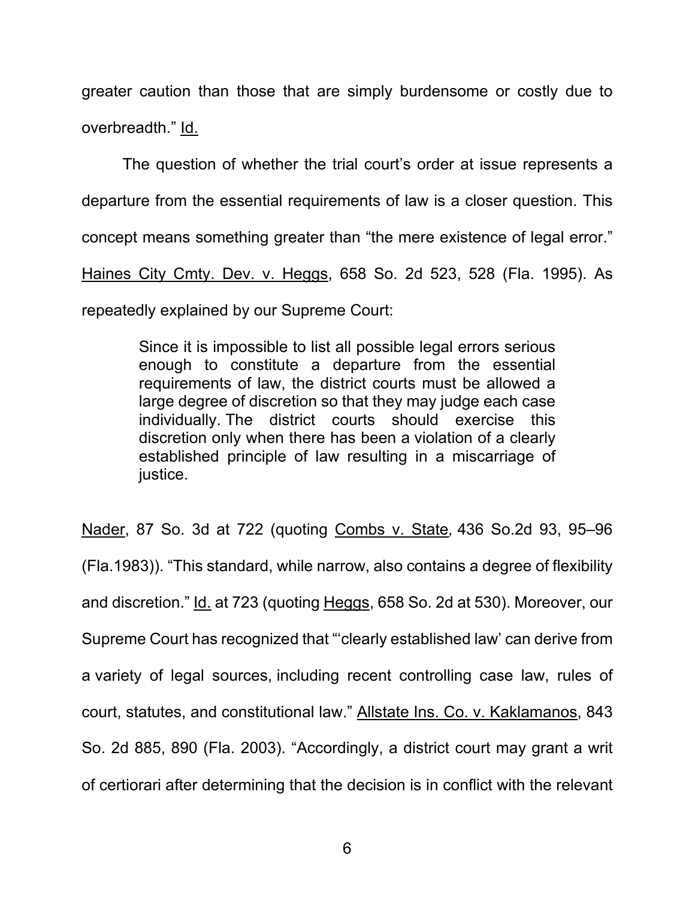greater caution than those that are simply burdensome or costly due to overbreadth." Id.

The question of whether the trial court's order at issue represents a departure from the essential requirements of law is a closer question. This concept means something greater than "the mere existence of legal error." Haines City Cmty. Dev. v. Heggs, 658 So. 2d 523, 528 (Fla. 1995). As repeatedly explained by our Supreme Court:

> Since it is impossible to list all possible legal errors serious enough to constitute a departure from the essential requirements of law, the district courts must be allowed a large degree of discretion so that they may judge each case individually. The district courts should exercise this discretion only when there has been a violation of a clearly established principle of law resulting in a miscarriage of justice.

Nader, 87 So. 3d at 722 (quoting Combs v. State, 436 So.2d 93, 95–96 (Fla.1983)). "This standard, while narrow, also contains a degree of flexibility and discretion." Id. at 723 (quoting Heggs, 658 So. 2d at 530). Moreover, our Supreme Court has recognized that "'clearly established law' can derive from a variety of legal sources, including recent controlling case law, rules of court, statutes, and constitutional law." Allstate Ins. Co. v. Kaklamanos, 843 So. 2d 885, 890 (Fla. 2003). "Accordingly, a district court may grant a writ of certiorari after determining that the decision is in conflict with the relevant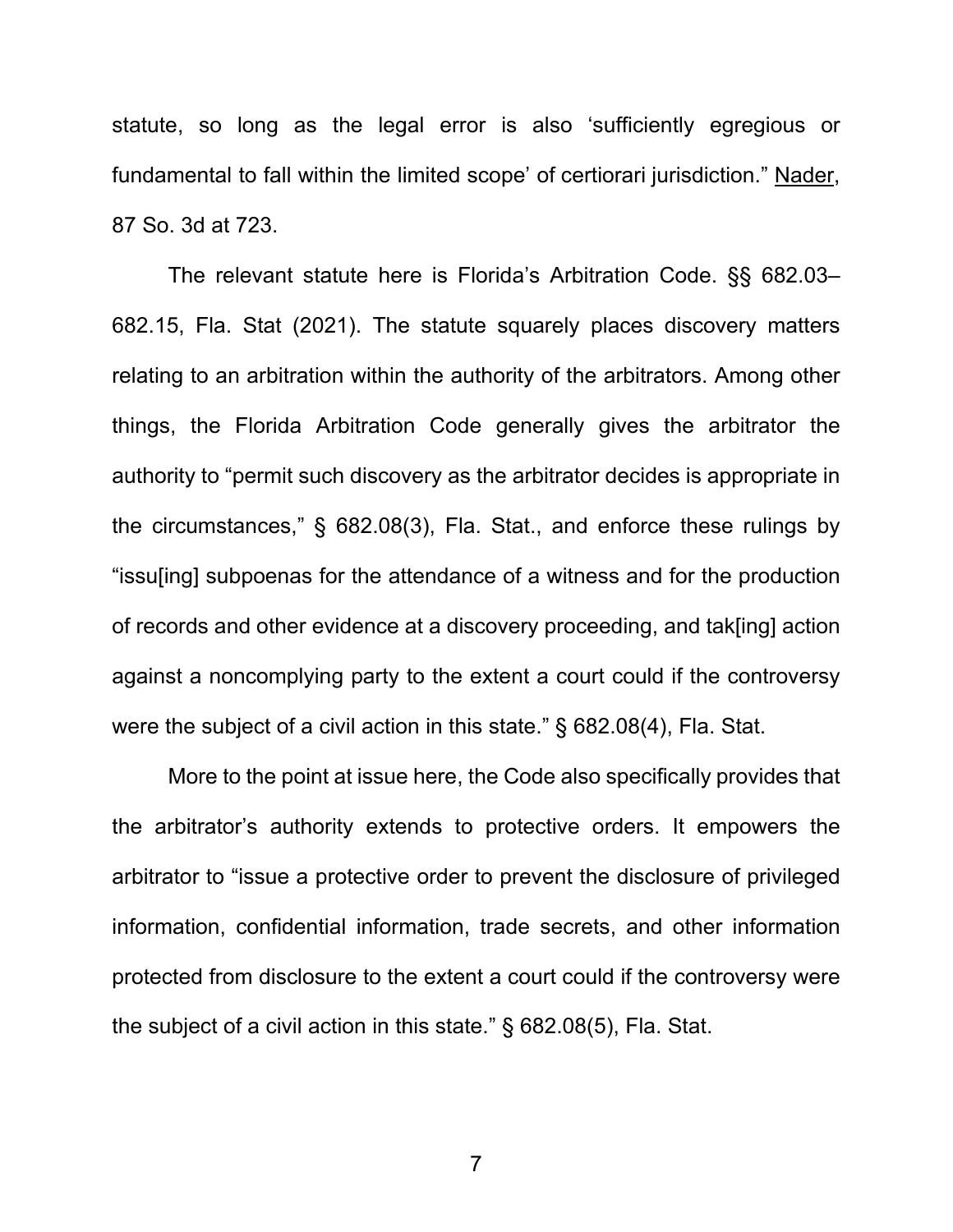statute, so long as the legal error is also 'sufficiently egregious or fundamental to fall within the limited scope' of certiorari jurisdiction." Nader, 87 So. 3d at 723.

The relevant statute here is Florida's Arbitration Code. §§ 682.03–682.15, Fla. Stat (2021). The statute squarely places discovery matters relating to an arbitration within the authority of the arbitrators. Among other things, the Florida Arbitration Code generally gives the arbitrator the authority to "permit such discovery as the arbitrator decides is appropriate in the circumstances," § 682.08(3), Fla. Stat., and enforce these rulings by "issu[ing] subpoenas for the attendance of a witness and for the production of records and other evidence at a discovery proceeding, and tak[ing] action against a noncomplying party to the extent a court could if the controversy were the subject of a civil action in this state." § 682.08(4), Fla. Stat.

More to the point at issue here, the Code also specifically provides that the arbitrator's authority extends to protective orders. It empowers the arbitrator to "issue a protective order to prevent the disclosure of privileged information, confidential information, trade secrets, and other information protected from disclosure to the extent a court could if the controversy were the subject of a civil action in this state." § 682.08(5), Fla. Stat.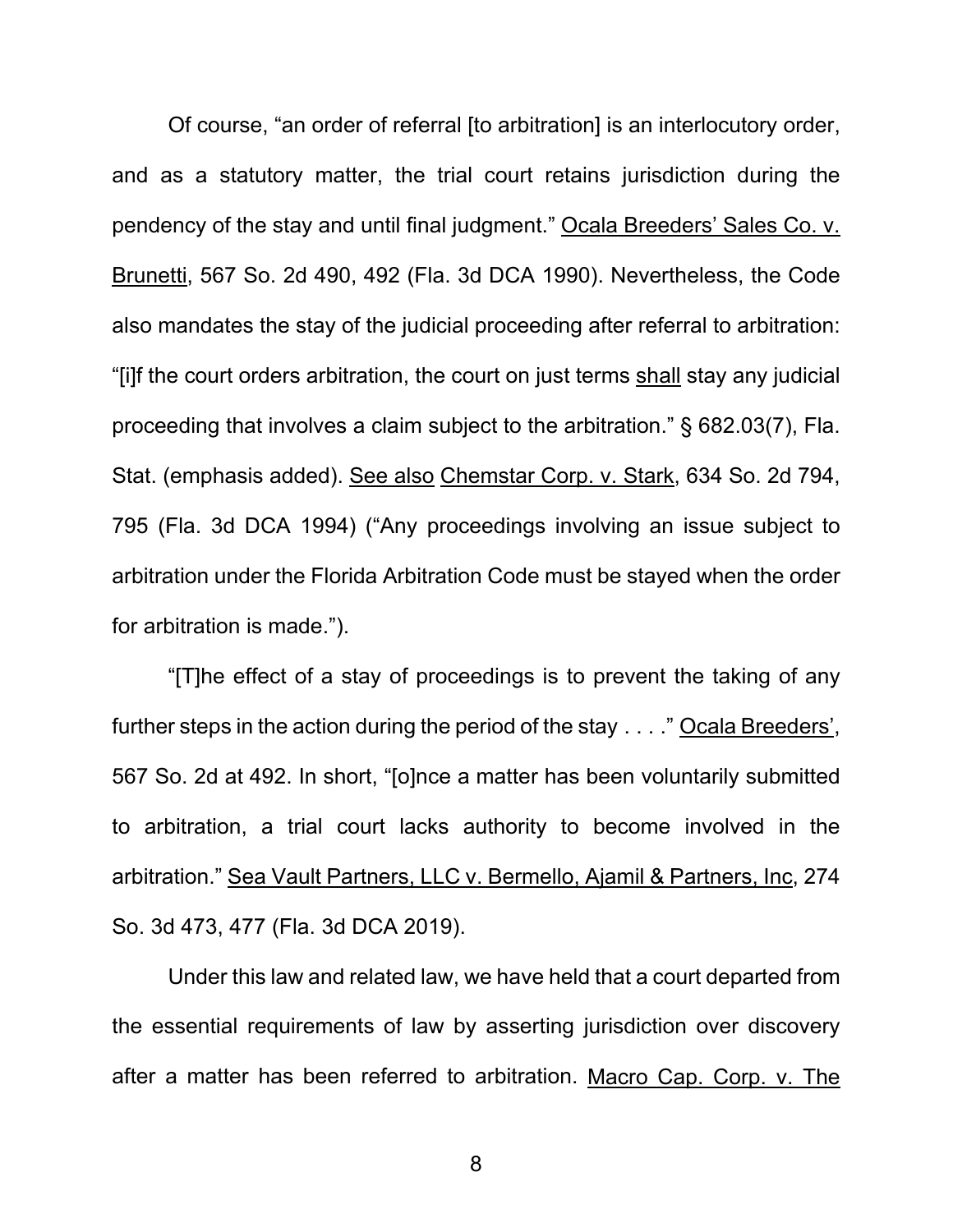Of course, "an order of referral [to arbitration] is an interlocutory order, and as a statutory matter, the trial court retains jurisdiction during the pendency of the stay and until final judgment." Ocala Breeders' Sales Co. v. Brunetti, 567 So. 2d 490, 492 (Fla. 3d DCA 1990). Nevertheless, the Code also mandates the stay of the judicial proceeding after referral to arbitration: "[i]f the court orders arbitration, the court on just terms shall stay any judicial proceeding that involves a claim subject to the arbitration." § 682.03(7), Fla. Stat. (emphasis added). See also Chemstar Corp. v. Stark, 634 So. 2d 794, 795 (Fla. 3d DCA 1994) ("Any proceedings involving an issue subject to arbitration under the Florida Arbitration Code must be stayed when the order for arbitration is made.").

"[T]he effect of a stay of proceedings is to prevent the taking of any further steps in the action during the period of the stay . . . ." Ocala Breeders', 567 So. 2d at 492. In short, "[o]nce a matter has been voluntarily submitted to arbitration, a trial court lacks authority to become involved in the arbitration." Sea Vault Partners, LLC v. Bermello, Ajamil & Partners, Inc, 274 So. 3d 473, 477 (Fla. 3d DCA 2019).

Under this law and related law, we have held that a court departed from the essential requirements of law by asserting jurisdiction over discovery after a matter has been referred to arbitration. Macro Cap. Corp. v. The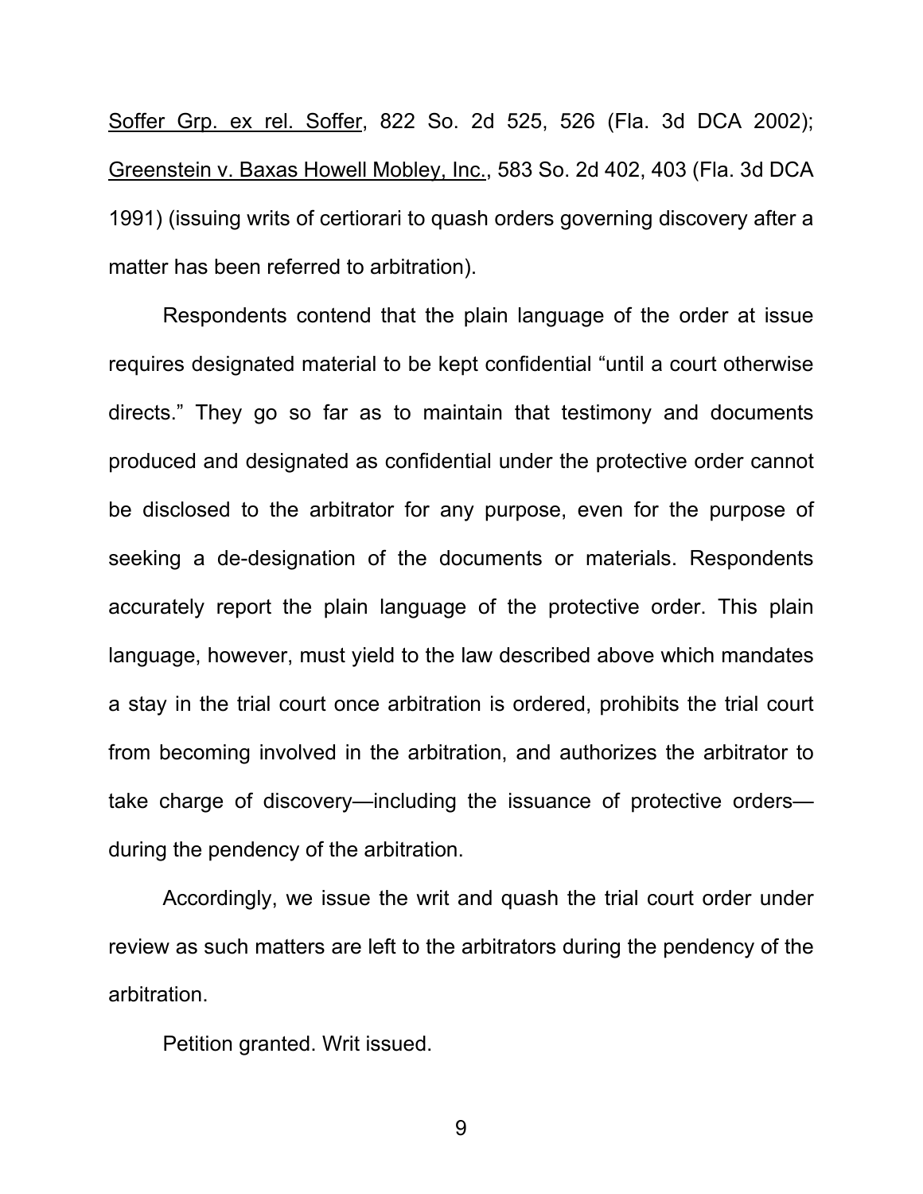Soffer Grp. ex rel. Soffer, 822 So. 2d 525, 526 (Fla. 3d DCA 2002); Greenstein v. Baxas Howell Mobley, Inc., 583 So. 2d 402, 403 (Fla. 3d DCA 1991) (issuing writs of certiorari to quash orders governing discovery after a matter has been referred to arbitration).

Respondents contend that the plain language of the order at issue requires designated material to be kept confidential "until a court otherwise directs." They go so far as to maintain that testimony and documents produced and designated as confidential under the protective order cannot be disclosed to the arbitrator for any purpose, even for the purpose of seeking a de-designation of the documents or materials. Respondents accurately report the plain language of the protective order. This plain language, however, must yield to the law described above which mandates a stay in the trial court once arbitration is ordered, prohibits the trial court from becoming involved in the arbitration, and authorizes the arbitrator to take charge of discovery—including the issuance of protective orders—during the pendency of the arbitration.

Accordingly, we issue the writ and quash the trial court order under review as such matters are left to the arbitrators during the pendency of the arbitration.

Petition granted. Writ issued.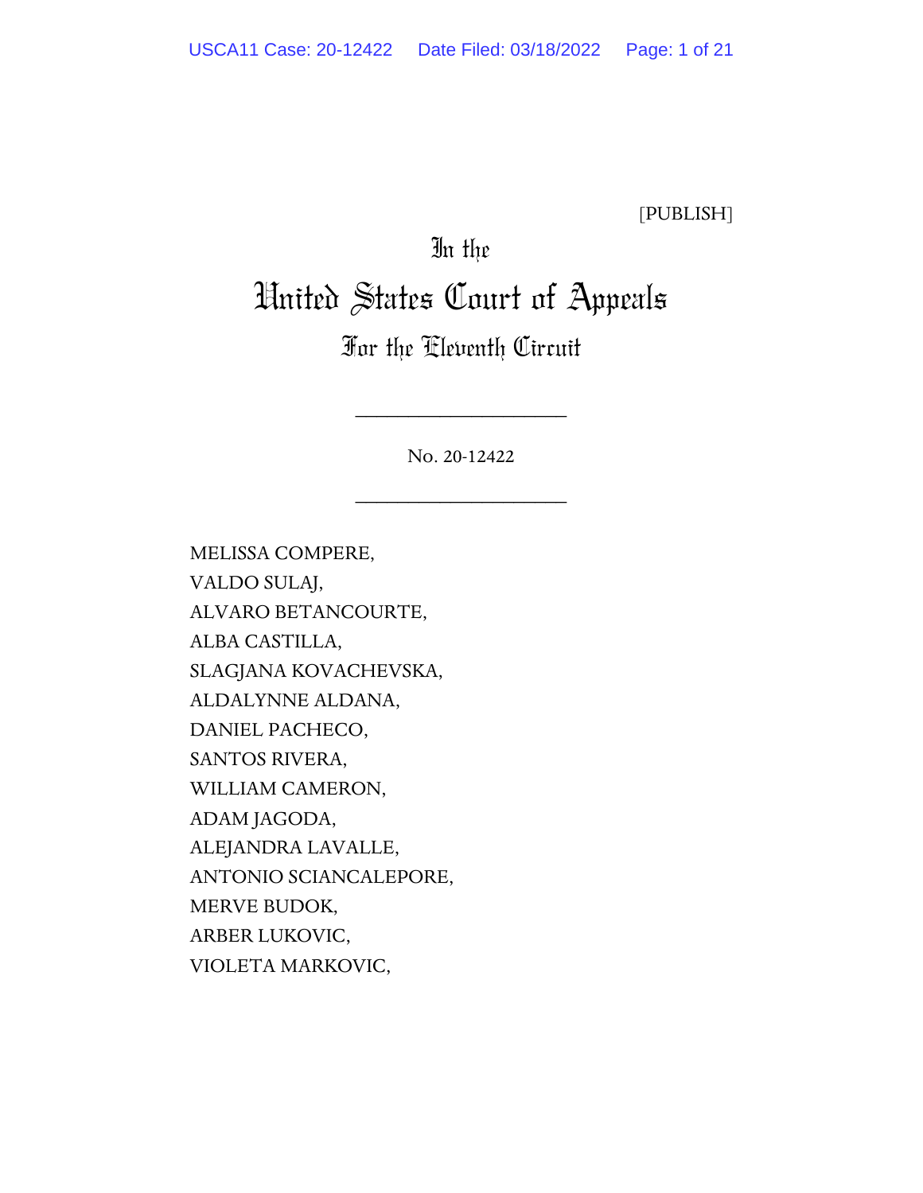[PUBLISH]

In the

# United States Court of Appeals

## For the Eleventh Circuit

---

No. 20-12422

---

MELISSA COMPERE,
VALDO SULAJ,
ALVARO BETANCOURTE,
ALBA CASTILLA,
SLAGJANA KOVACHEVSKA,
ALDALYNNE ALDANA,
DANIEL PACHECO,
SANTOS RIVERA,
WILLIAM CAMERON,
ADAM JAGODA,
ALEJANDRA LAVALLE,
ANTONIO SCIANCALEPORE,
MERVE BUDOK,
ARBER LUKOVIC,
VIOLETA MARKOVIC,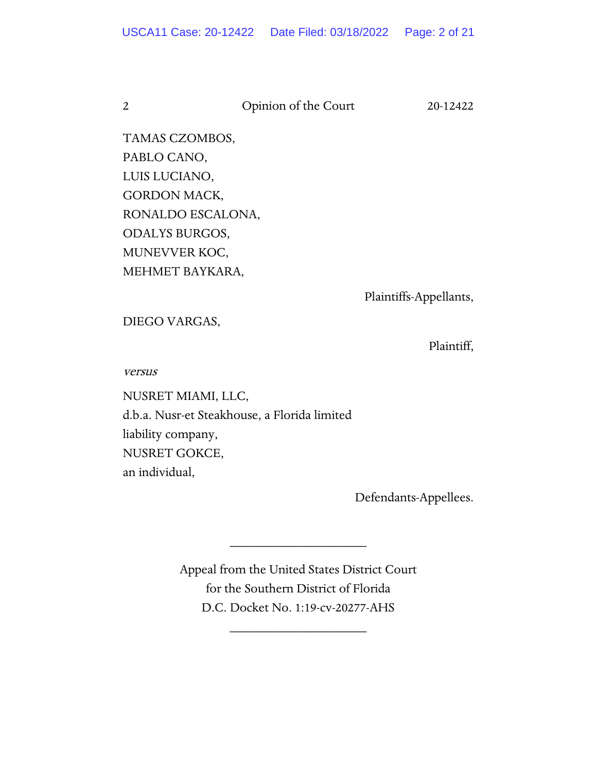TAMAS CZOMBOS,
PABLO CANO,
LUIS LUCIANO,
GORDON MACK,
RONALDO ESCALONA,
ODALYS BURGOS,
MUNEVVER KOC,
MEHMET BAYKARA,

Plaintiffs-Appellants,

DIEGO VARGAS,

Plaintiff,

*versus*

NUSRET MIAMI, LLC,
d.b.a. Nusr-et Steakhouse, a Florida limited liability company,
NUSRET GOKCE,
an individual,

Defendants-Appellees.

---

Appeal from the United States District Court
for the Southern District of Florida
D.C. Docket No. 1:19-cv-20277-AHS

---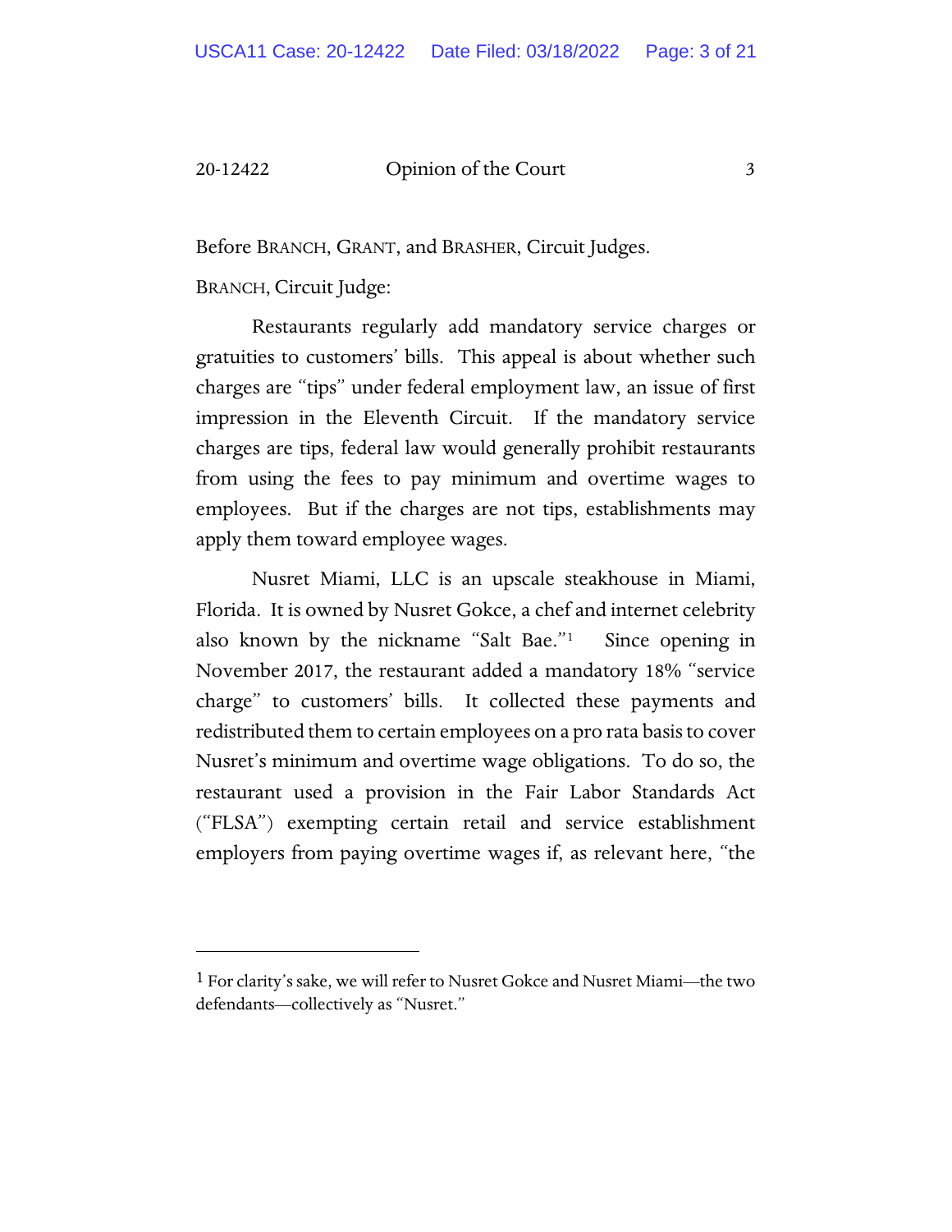Before BRANCH, GRANT, and BRASHER, Circuit Judges.

BRANCH, Circuit Judge:

Restaurants regularly add mandatory service charges or gratuities to customers' bills. This appeal is about whether such charges are "tips" under federal employment law, an issue of first impression in the Eleventh Circuit. If the mandatory service charges are tips, federal law would generally prohibit restaurants from using the fees to pay minimum and overtime wages to employees. But if the charges are not tips, establishments may apply them toward employee wages.

Nusret Miami, LLC is an upscale steakhouse in Miami, Florida. It is owned by Nusret Gokce, a chef and internet celebrity also known by the nickname "Salt Bae."[1] Since opening in November 2017, the restaurant added a mandatory 18% "service charge" to customers' bills. It collected these payments and redistributed them to certain employees on a pro rata basis to cover Nusret's minimum and overtime wage obligations. To do so, the restaurant used a provision in the Fair Labor Standards Act ("FLSA") exempting certain retail and service establishment employers from paying overtime wages if, as relevant here, "the

[1] For clarity's sake, we will refer to Nusret Gokce and Nusret Miami—the two defendants—collectively as "Nusret."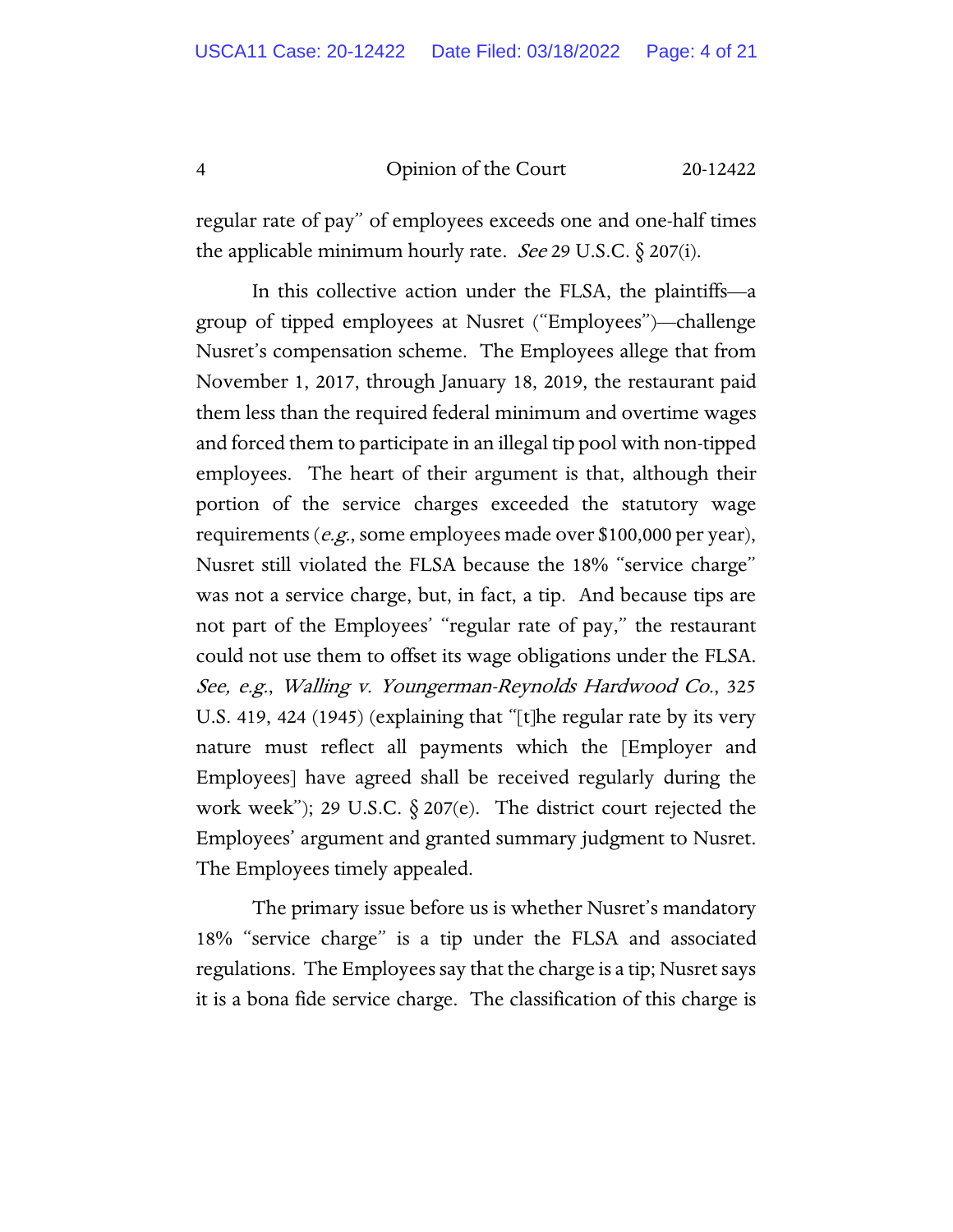regular rate of pay" of employees exceeds one and one-half times the applicable minimum hourly rate. *See* 29 U.S.C. § 207(i).

In this collective action under the FLSA, the plaintiffs—a group of tipped employees at Nusret ("Employees")—challenge Nusret's compensation scheme. The Employees allege that from November 1, 2017, through January 18, 2019, the restaurant paid them less than the required federal minimum and overtime wages and forced them to participate in an illegal tip pool with non-tipped employees. The heart of their argument is that, although their portion of the service charges exceeded the statutory wage requirements (*e.g.*, some employees made over $100,000 per year), Nusret still violated the FLSA because the 18% "service charge" was not a service charge, but, in fact, a tip. And because tips are not part of the Employees' "regular rate of pay," the restaurant could not use them to offset its wage obligations under the FLSA. *See, e.g.*, *Walling v. Youngerman-Reynolds Hardwood Co.*, 325 U.S. 419, 424 (1945) (explaining that "[t]he regular rate by its very nature must reflect all payments which the [Employer and Employees] have agreed shall be received regularly during the work week"); 29 U.S.C. § 207(e). The district court rejected the Employees' argument and granted summary judgment to Nusret. The Employees timely appealed.

The primary issue before us is whether Nusret's mandatory 18% "service charge" is a tip under the FLSA and associated regulations. The Employees say that the charge is a tip; Nusret says it is a bona fide service charge. The classification of this charge is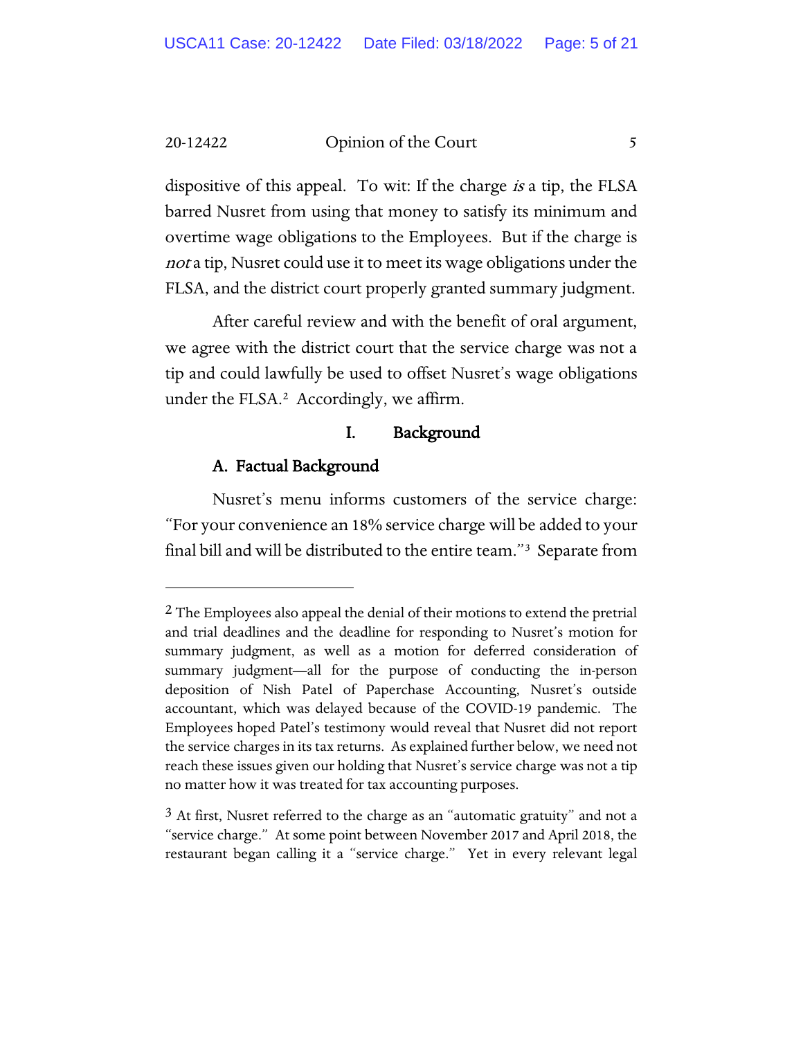dispositive of this appeal. To wit: If the charge *is* a tip, the FLSA barred Nusret from using that money to satisfy its minimum and overtime wage obligations to the Employees. But if the charge is *not* a tip, Nusret could use it to meet its wage obligations under the FLSA, and the district court properly granted summary judgment.

After careful review and with the benefit of oral argument, we agree with the district court that the service charge was not a tip and could lawfully be used to offset Nusret's wage obligations under the FLSA.[2] Accordingly, we affirm.

## I. Background

### A. Factual Background

Nusret's menu informs customers of the service charge: "For your convenience an 18% service charge will be added to your final bill and will be distributed to the entire team."[3] Separate from

---

[2] The Employees also appeal the denial of their motions to extend the pretrial and trial deadlines and the deadline for responding to Nusret's motion for summary judgment, as well as a motion for deferred consideration of summary judgment—all for the purpose of conducting the in-person deposition of Nish Patel of Paperchase Accounting, Nusret's outside accountant, which was delayed because of the COVID-19 pandemic. The Employees hoped Patel's testimony would reveal that Nusret did not report the service charges in its tax returns. As explained further below, we need not reach these issues given our holding that Nusret's service charge was not a tip no matter how it was treated for tax accounting purposes.

[3] At first, Nusret referred to the charge as an "automatic gratuity" and not a "service charge." At some point between November 2017 and April 2018, the restaurant began calling it a "service charge." Yet in every relevant legal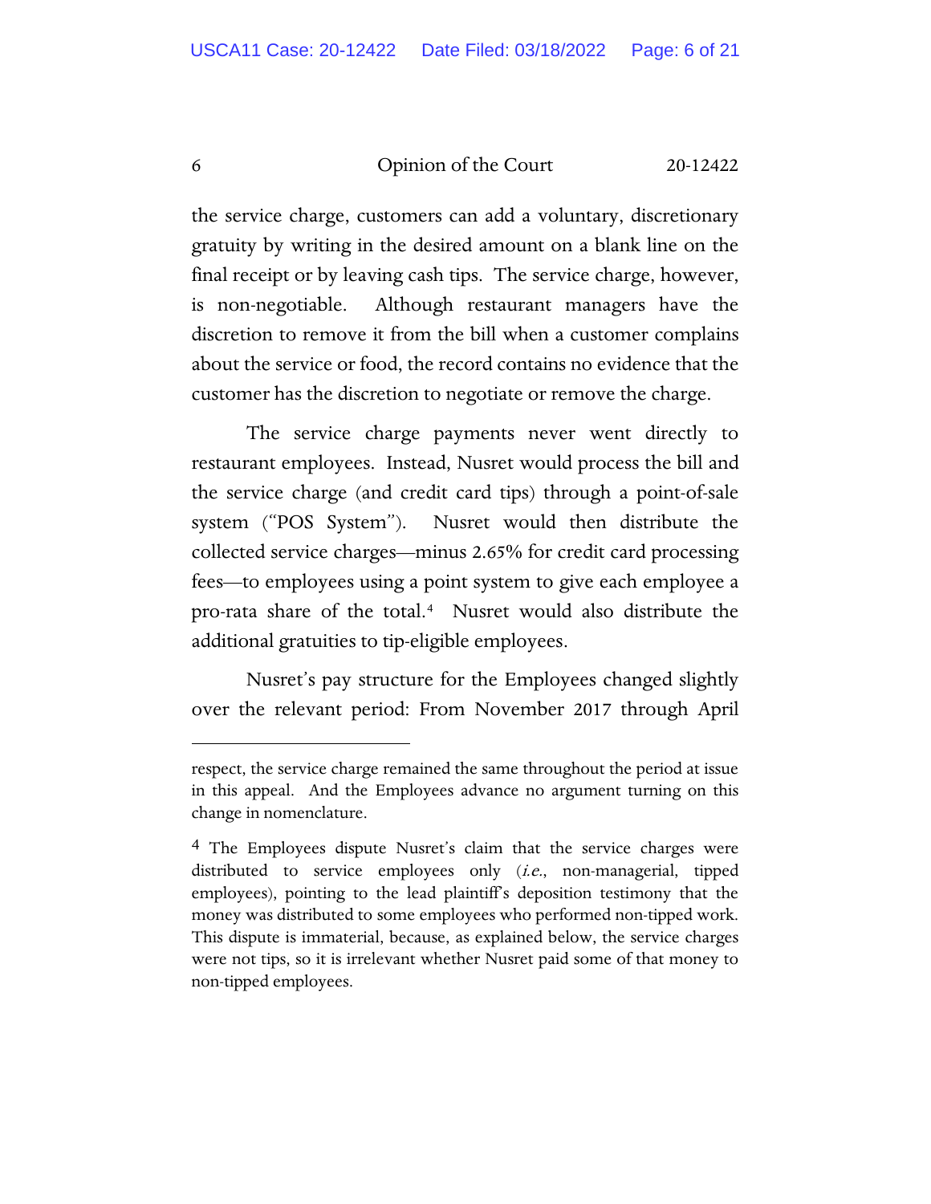the service charge, customers can add a voluntary, discretionary gratuity by writing in the desired amount on a blank line on the final receipt or by leaving cash tips. The service charge, however, is non-negotiable. Although restaurant managers have the discretion to remove it from the bill when a customer complains about the service or food, the record contains no evidence that the customer has the discretion to negotiate or remove the charge.

The service charge payments never went directly to restaurant employees. Instead, Nusret would process the bill and the service charge (and credit card tips) through a point-of-sale system ("POS System"). Nusret would then distribute the collected service charges—minus 2.65% for credit card processing fees—to employees using a point system to give each employee a pro-rata share of the total.[4] Nusret would also distribute the additional gratuities to tip-eligible employees.

Nusret's pay structure for the Employees changed slightly over the relevant period: From November 2017 through April

---

respect, the service charge remained the same throughout the period at issue in this appeal. And the Employees advance no argument turning on this change in nomenclature.

[4] The Employees dispute Nusret's claim that the service charges were distributed to service employees only (*i.e.*, non-managerial, tipped employees), pointing to the lead plaintiff's deposition testimony that the money was distributed to some employees who performed non-tipped work. This dispute is immaterial, because, as explained below, the service charges were not tips, so it is irrelevant whether Nusret paid some of that money to non-tipped employees.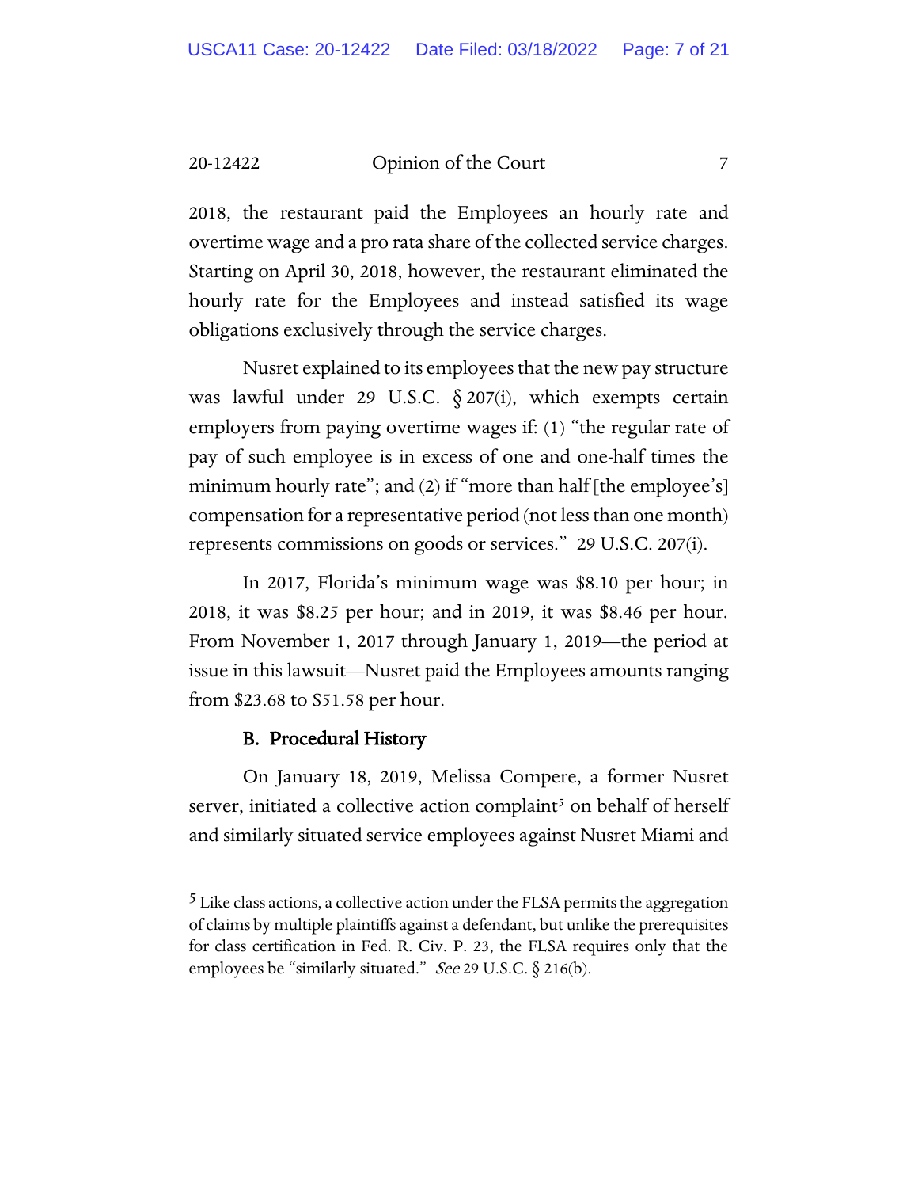2018, the restaurant paid the Employees an hourly rate and overtime wage and a pro rata share of the collected service charges. Starting on April 30, 2018, however, the restaurant eliminated the hourly rate for the Employees and instead satisfied its wage obligations exclusively through the service charges.

Nusret explained to its employees that the new pay structure was lawful under 29 U.S.C. § 207(i), which exempts certain employers from paying overtime wages if: (1) "the regular rate of pay of such employee is in excess of one and one-half times the minimum hourly rate"; and (2) if "more than half [the employee's] compensation for a representative period (not less than one month) represents commissions on goods or services." 29 U.S.C. 207(i).

In 2017, Florida's minimum wage was $8.10 per hour; in 2018, it was $8.25 per hour; and in 2019, it was $8.46 per hour. From November 1, 2017 through January 1, 2019—the period at issue in this lawsuit—Nusret paid the Employees amounts ranging from $23.68 to $51.58 per hour.

### B. Procedural History

On January 18, 2019, Melissa Compere, a former Nusret server, initiated a collective action complaint[5] on behalf of herself and similarly situated service employees against Nusret Miami and

[5] Like class actions, a collective action under the FLSA permits the aggregation of claims by multiple plaintiffs against a defendant, but unlike the prerequisites for class certification in Fed. R. Civ. P. 23, the FLSA requires only that the employees be "similarly situated." *See* 29 U.S.C. § 216(b).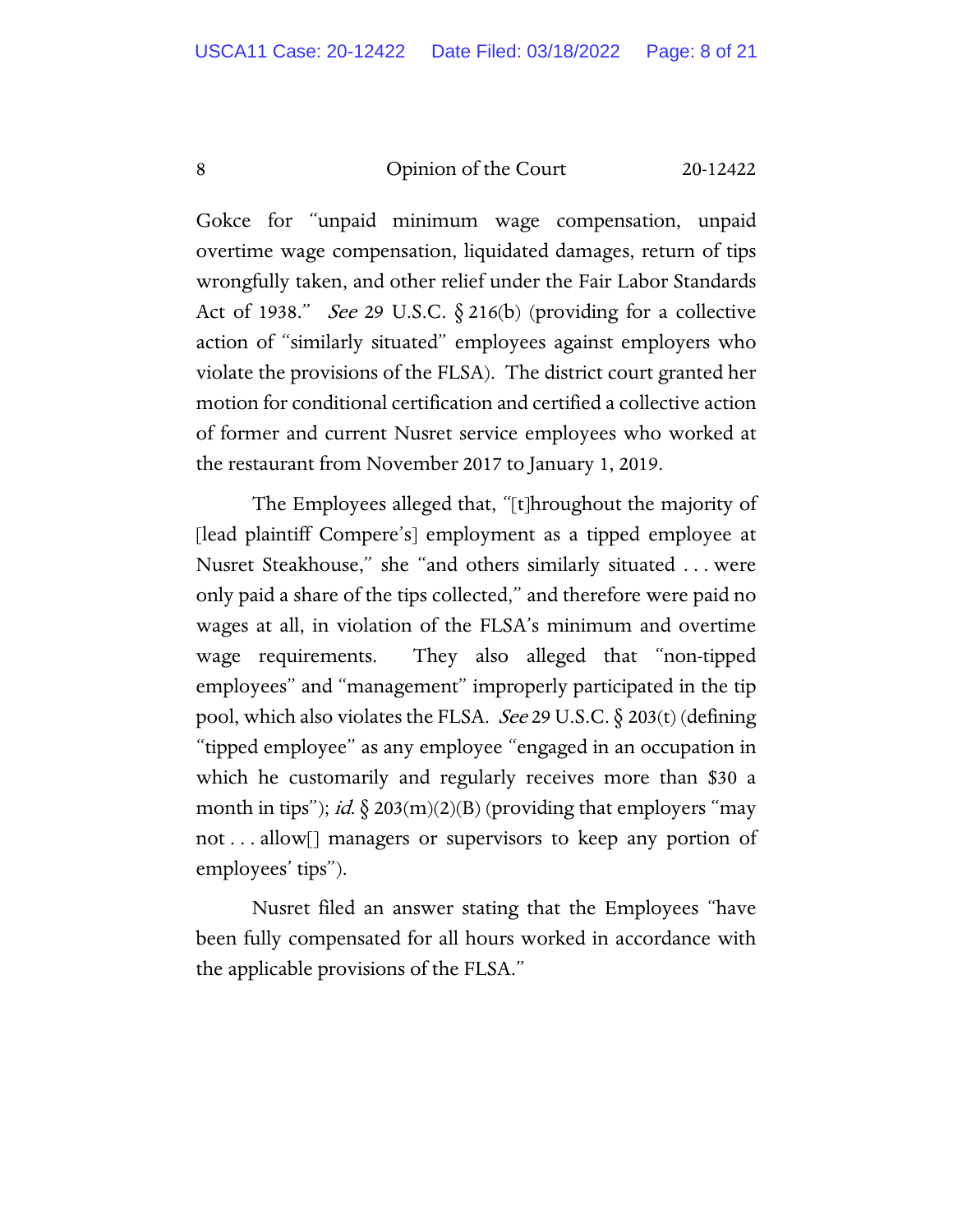Gokce for "unpaid minimum wage compensation, unpaid overtime wage compensation, liquidated damages, return of tips wrongfully taken, and other relief under the Fair Labor Standards Act of 1938." *See* 29 U.S.C. § 216(b) (providing for a collective action of "similarly situated" employees against employers who violate the provisions of the FLSA). The district court granted her motion for conditional certification and certified a collective action of former and current Nusret service employees who worked at the restaurant from November 2017 to January 1, 2019.

The Employees alleged that, "[t]hroughout the majority of [lead plaintiff Compere's] employment as a tipped employee at Nusret Steakhouse," she "and others similarly situated . . . were only paid a share of the tips collected," and therefore were paid no wages at all, in violation of the FLSA's minimum and overtime wage requirements. They also alleged that "non-tipped employees" and "management" improperly participated in the tip pool, which also violates the FLSA. *See* 29 U.S.C. § 203(t) (defining "tipped employee" as any employee "engaged in an occupation in which he customarily and regularly receives more than $30 a month in tips"); *id.* § 203(m)(2)(B) (providing that employers "may not . . . allow[] managers or supervisors to keep any portion of employees' tips").

Nusret filed an answer stating that the Employees "have been fully compensated for all hours worked in accordance with the applicable provisions of the FLSA."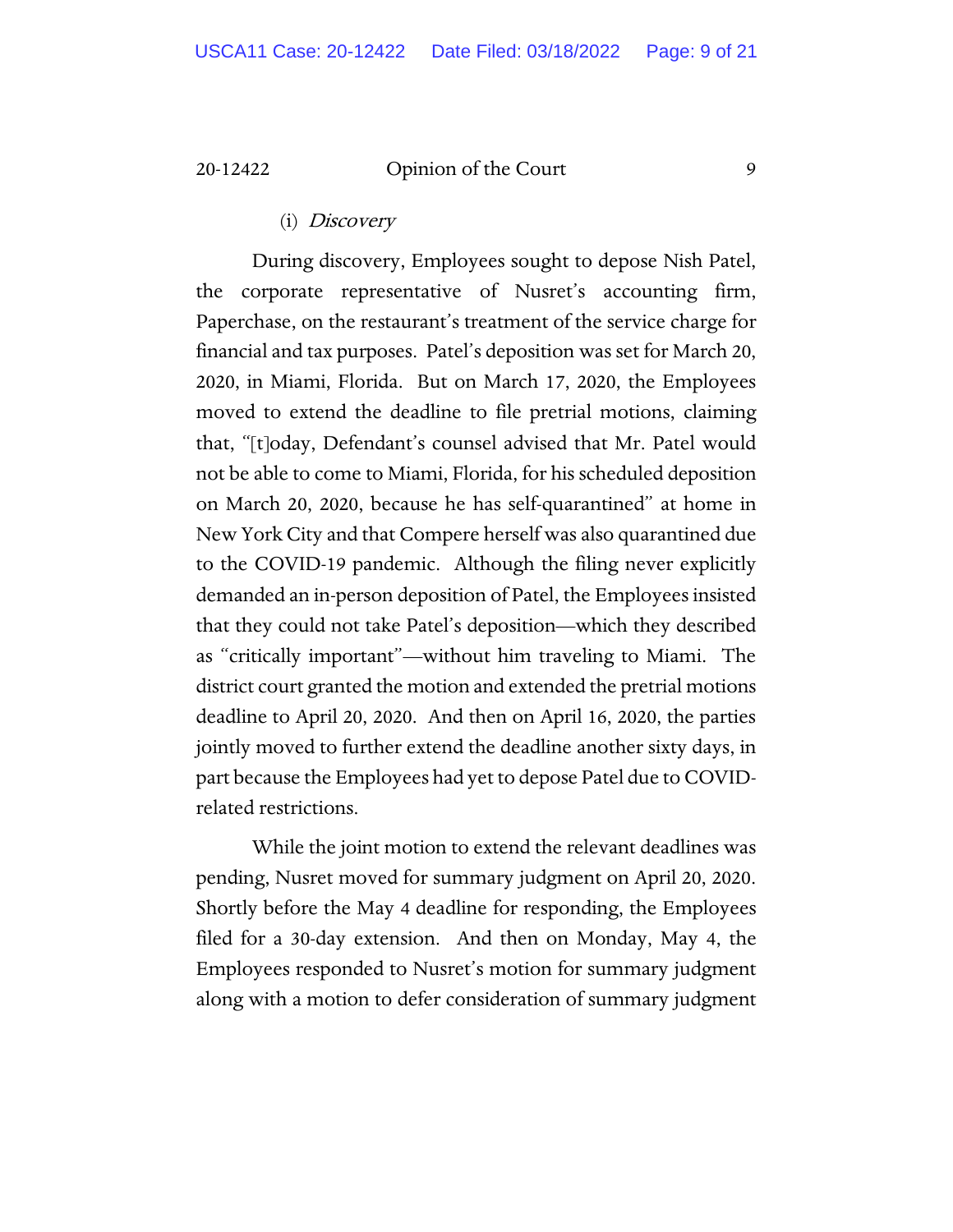(i) *Discovery*

During discovery, Employees sought to depose Nish Patel, the corporate representative of Nusret's accounting firm, Paperchase, on the restaurant's treatment of the service charge for financial and tax purposes. Patel's deposition was set for March 20, 2020, in Miami, Florida. But on March 17, 2020, the Employees moved to extend the deadline to file pretrial motions, claiming that, "[t]oday, Defendant's counsel advised that Mr. Patel would not be able to come to Miami, Florida, for his scheduled deposition on March 20, 2020, because he has self-quarantined" at home in New York City and that Compere herself was also quarantined due to the COVID-19 pandemic. Although the filing never explicitly demanded an in-person deposition of Patel, the Employees insisted that they could not take Patel's deposition—which they described as "critically important"—without him traveling to Miami. The district court granted the motion and extended the pretrial motions deadline to April 20, 2020. And then on April 16, 2020, the parties jointly moved to further extend the deadline another sixty days, in part because the Employees had yet to depose Patel due to COVID-related restrictions.

While the joint motion to extend the relevant deadlines was pending, Nusret moved for summary judgment on April 20, 2020. Shortly before the May 4 deadline for responding, the Employees filed for a 30-day extension. And then on Monday, May 4, the Employees responded to Nusret's motion for summary judgment along with a motion to defer consideration of summary judgment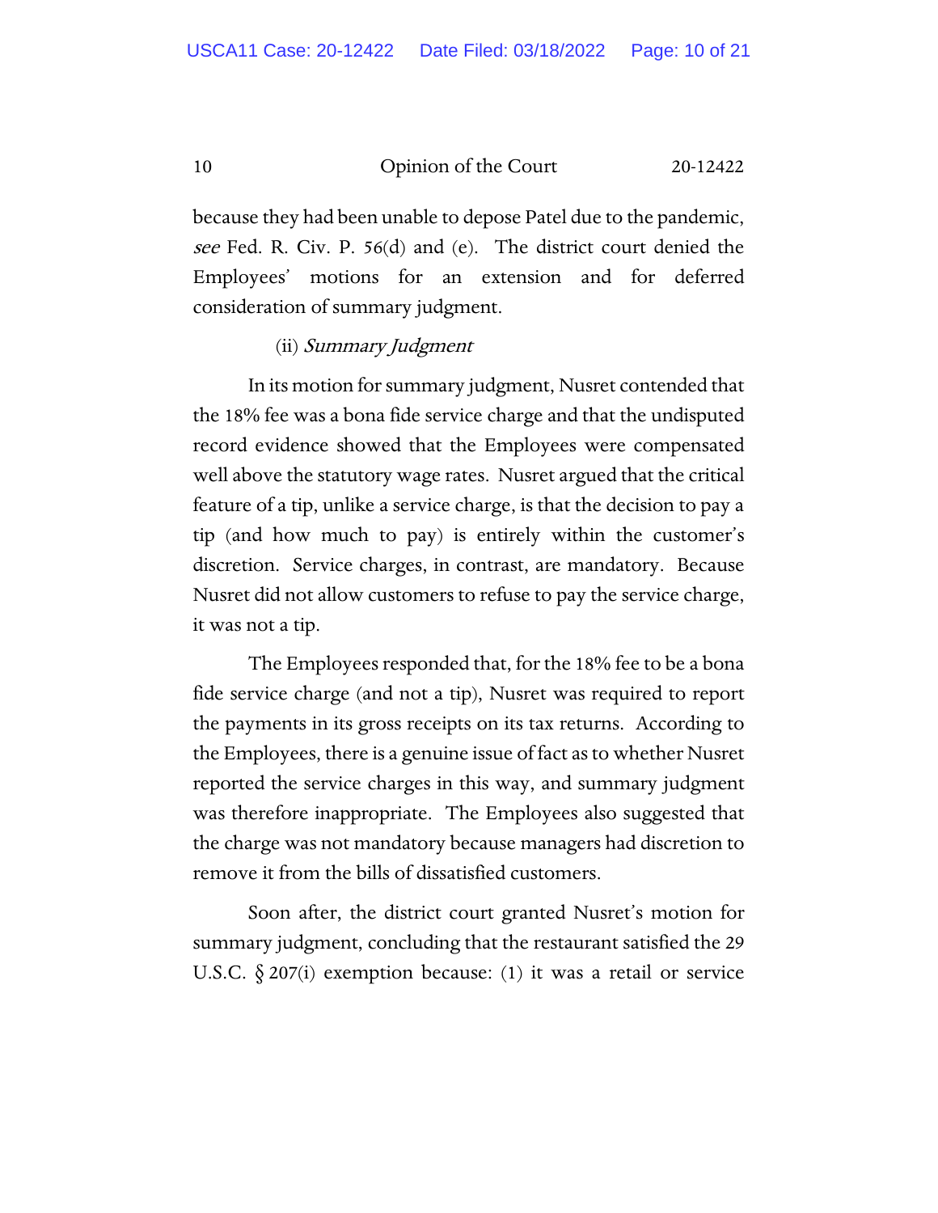because they had been unable to depose Patel due to the pandemic, *see* Fed. R. Civ. P. 56(d) and (e). The district court denied the Employees' motions for an extension and for deferred consideration of summary judgment.

(ii) *Summary Judgment*

In its motion for summary judgment, Nusret contended that the 18% fee was a bona fide service charge and that the undisputed record evidence showed that the Employees were compensated well above the statutory wage rates. Nusret argued that the critical feature of a tip, unlike a service charge, is that the decision to pay a tip (and how much to pay) is entirely within the customer's discretion. Service charges, in contrast, are mandatory. Because Nusret did not allow customers to refuse to pay the service charge, it was not a tip.

The Employees responded that, for the 18% fee to be a bona fide service charge (and not a tip), Nusret was required to report the payments in its gross receipts on its tax returns. According to the Employees, there is a genuine issue of fact as to whether Nusret reported the service charges in this way, and summary judgment was therefore inappropriate. The Employees also suggested that the charge was not mandatory because managers had discretion to remove it from the bills of dissatisfied customers.

Soon after, the district court granted Nusret's motion for summary judgment, concluding that the restaurant satisfied the 29 U.S.C. § 207(i) exemption because: (1) it was a retail or service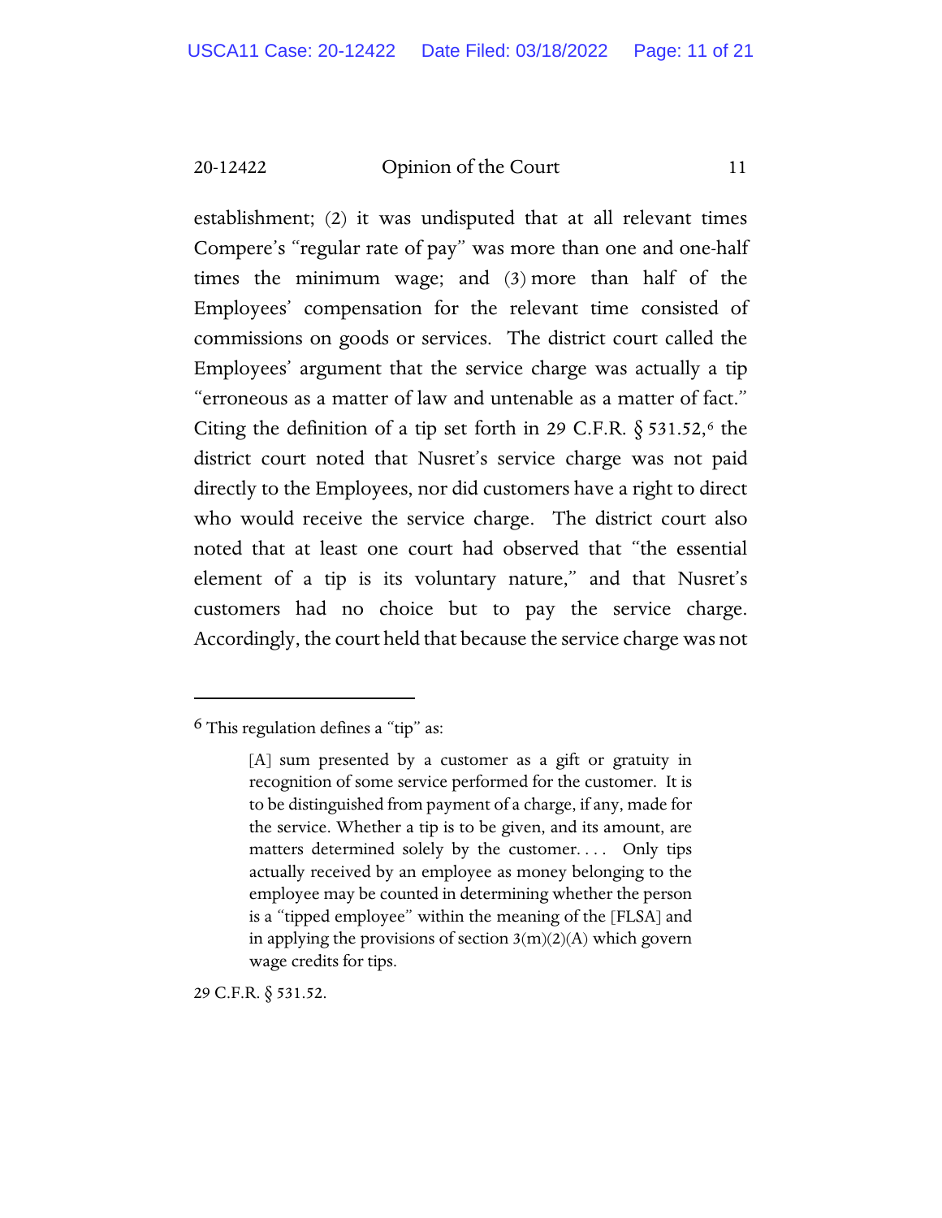establishment; (2) it was undisputed that at all relevant times Compere's "regular rate of pay" was more than one and one-half times the minimum wage; and (3) more than half of the Employees' compensation for the relevant time consisted of commissions on goods or services. The district court called the Employees' argument that the service charge was actually a tip "erroneous as a matter of law and untenable as a matter of fact." Citing the definition of a tip set forth in 29 C.F.R. § 531.52,[6] the district court noted that Nusret's service charge was not paid directly to the Employees, nor did customers have a right to direct who would receive the service charge. The district court also noted that at least one court had observed that "the essential element of a tip is its voluntary nature," and that Nusret's customers had no choice but to pay the service charge. Accordingly, the court held that because the service charge was not

---

[6] This regulation defines a "tip" as:

> [A] sum presented by a customer as a gift or gratuity in recognition of some service performed for the customer. It is to be distinguished from payment of a charge, if any, made for the service. Whether a tip is to be given, and its amount, are matters determined solely by the customer. . . . Only tips actually received by an employee as money belonging to the employee may be counted in determining whether the person is a "tipped employee" within the meaning of the [FLSA] and in applying the provisions of section 3(m)(2)(A) which govern wage credits for tips.

29 C.F.R. § 531.52.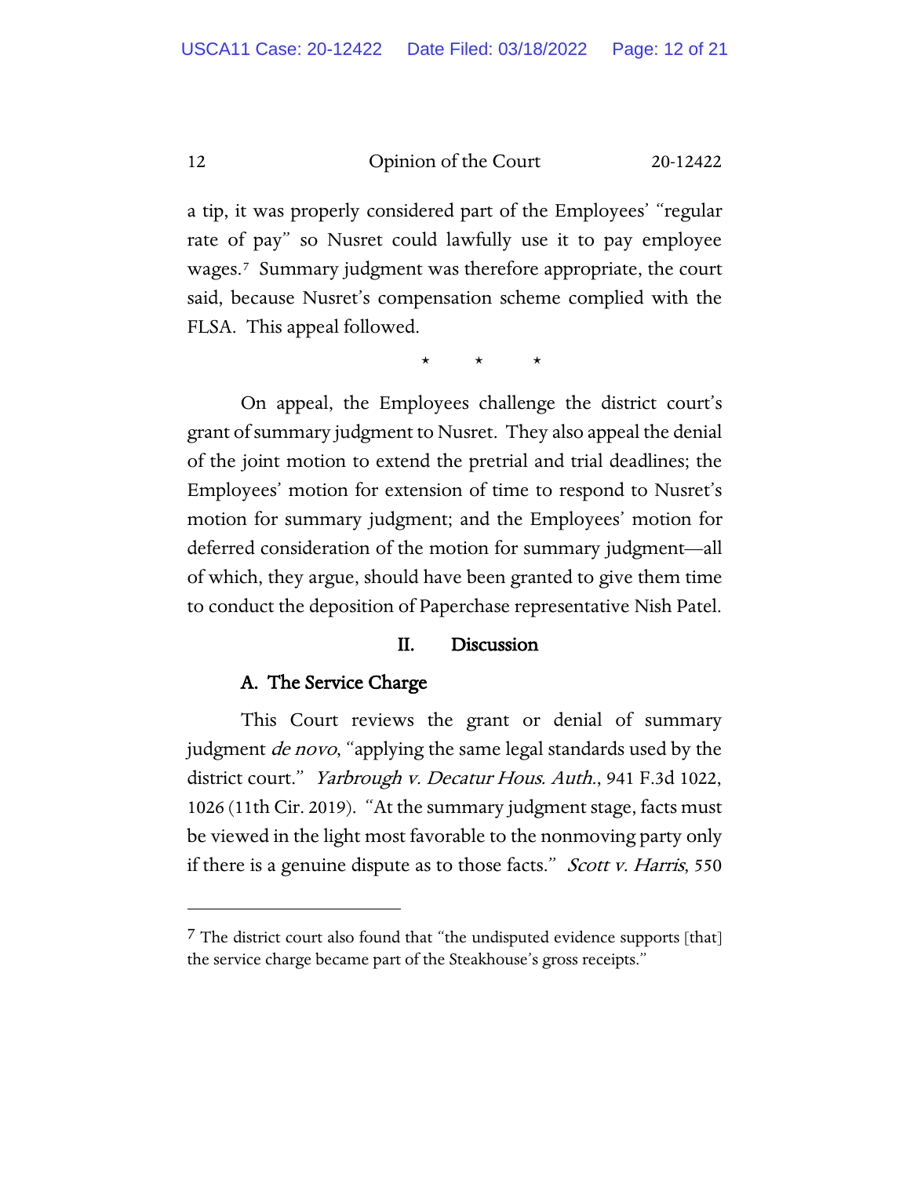a tip, it was properly considered part of the Employees' "regular rate of pay" so Nusret could lawfully use it to pay employee wages.[7] Summary judgment was therefore appropriate, the court said, because Nusret's compensation scheme complied with the FLSA. This appeal followed.

\* \* \*

On appeal, the Employees challenge the district court's grant of summary judgment to Nusret. They also appeal the denial of the joint motion to extend the pretrial and trial deadlines; the Employees' motion for extension of time to respond to Nusret's motion for summary judgment; and the Employees' motion for deferred consideration of the motion for summary judgment—all of which, they argue, should have been granted to give them time to conduct the deposition of Paperchase representative Nish Patel.

## II. Discussion

### A. The Service Charge

This Court reviews the grant or denial of summary judgment *de novo*, "applying the same legal standards used by the district court." *Yarbrough v. Decatur Hous. Auth.*, 941 F.3d 1022, 1026 (11th Cir. 2019). "At the summary judgment stage, facts must be viewed in the light most favorable to the nonmoving party only if there is a genuine dispute as to those facts." *Scott v. Harris*, 550

[7] The district court also found that "the undisputed evidence supports [that] the service charge became part of the Steakhouse's gross receipts."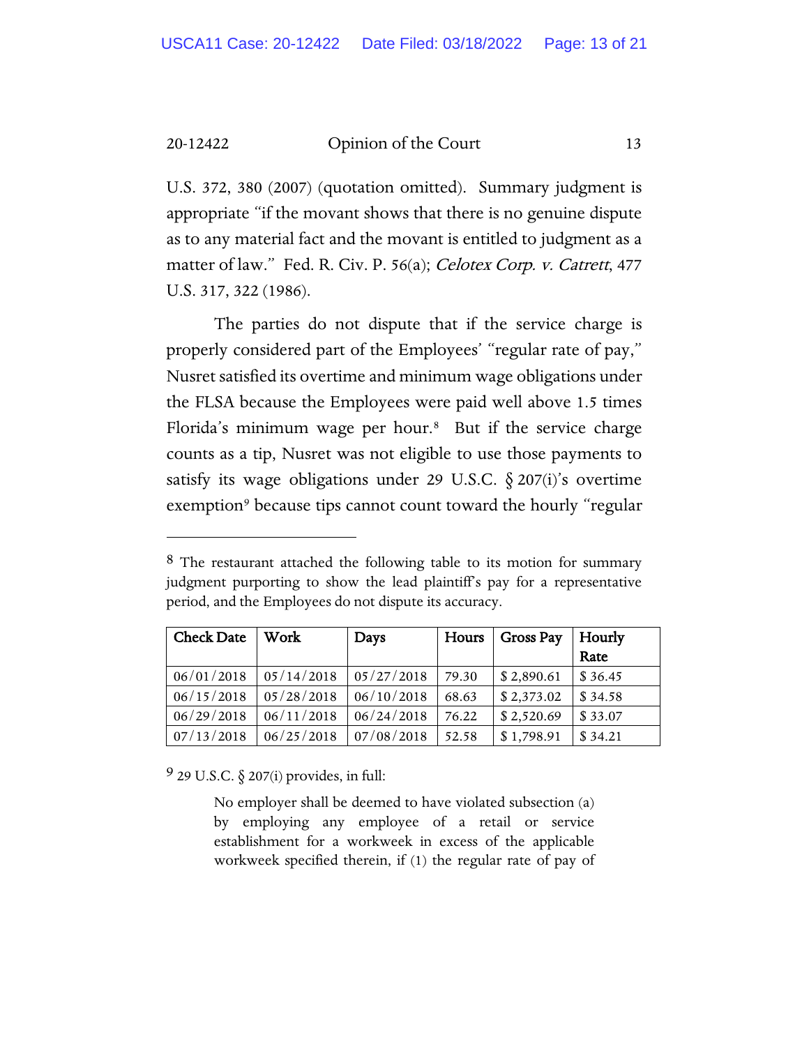U.S. 372, 380 (2007) (quotation omitted). Summary judgment is appropriate "if the movant shows that there is no genuine dispute as to any material fact and the movant is entitled to judgment as a matter of law." Fed. R. Civ. P. 56(a); *Celotex Corp. v. Catrett*, 477 U.S. 317, 322 (1986).

The parties do not dispute that if the service charge is properly considered part of the Employees' "regular rate of pay," Nusret satisfied its overtime and minimum wage obligations under the FLSA because the Employees were paid well above 1.5 times Florida's minimum wage per hour.[8] But if the service charge counts as a tip, Nusret was not eligible to use those payments to satisfy its wage obligations under 29 U.S.C. § 207(i)'s overtime exemption[9] because tips cannot count toward the hourly "regular

---

[8] The restaurant attached the following table to its motion for summary judgment purporting to show the lead plaintiff's pay for a representative period, and the Employees do not dispute its accuracy.

| Check Date | Work | Days | Hours | Gross Pay | Hourly Rate |
|---|---|---|---|---|---|
| 06/01/2018 | 05/14/2018 | 05/27/2018 | 79.30 | $ 2,890.61 | $ 36.45 |
| 06/15/2018 | 05/28/2018 | 06/10/2018 | 68.63 | $ 2,373.02 | $ 34.58 |
| 06/29/2018 | 06/11/2018 | 06/24/2018 | 76.22 | $ 2,520.69 | $ 33.07 |
| 07/13/2018 | 06/25/2018 | 07/08/2018 | 52.58 | $ 1,798.91 | $ 34.21 |

[9] 29 U.S.C. § 207(i) provides, in full:

> No employer shall be deemed to have violated subsection (a) by employing any employee of a retail or service establishment for a workweek in excess of the applicable workweek specified therein, if (1) the regular rate of pay of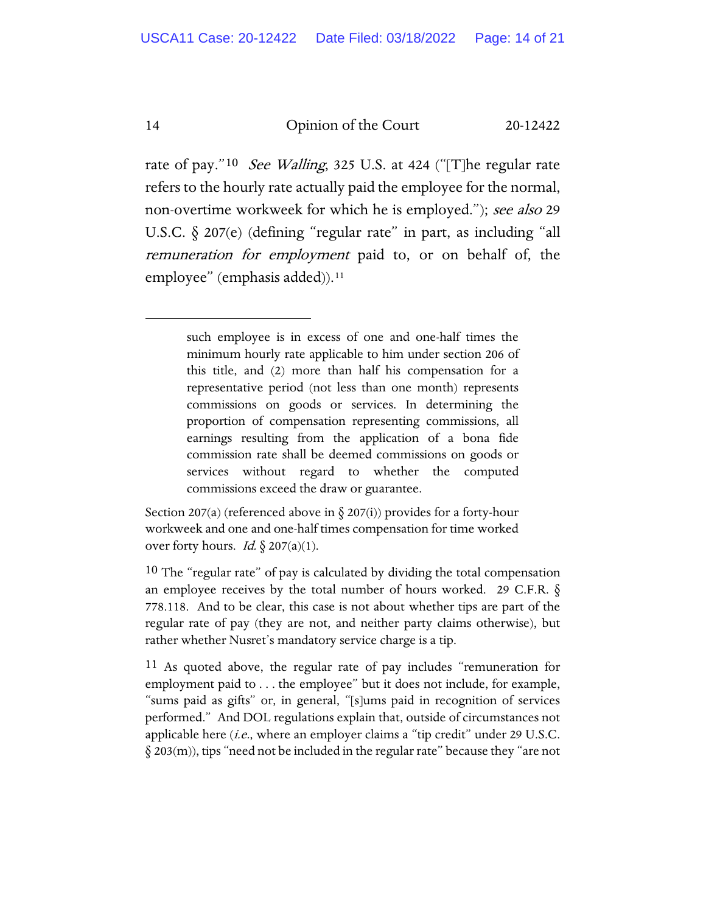rate of pay."[10] *See Walling*, 325 U.S. at 424 ("[T]he regular rate refers to the hourly rate actually paid the employee for the normal, non-overtime workweek for which he is employed."); *see also* 29 U.S.C. § 207(e) (defining "regular rate" in part, as including "all *remuneration for employment* paid to, or on behalf of, the employee" (emphasis added)).[11]

---

> such employee is in excess of one and one-half times the minimum hourly rate applicable to him under section 206 of this title, and (2) more than half his compensation for a representative period (not less than one month) represents commissions on goods or services. In determining the proportion of compensation representing commissions, all earnings resulting from the application of a bona fide commission rate shall be deemed commissions on goods or services without regard to whether the computed commissions exceed the draw or guarantee.

Section 207(a) (referenced above in § 207(i)) provides for a forty-hour workweek and one and one-half times compensation for time worked over forty hours. *Id.* § 207(a)(1).

[10] The "regular rate" of pay is calculated by dividing the total compensation an employee receives by the total number of hours worked. 29 C.F.R. § 778.118. And to be clear, this case is not about whether tips are part of the regular rate of pay (they are not, and neither party claims otherwise), but rather whether Nusret's mandatory service charge is a tip.

[11] As quoted above, the regular rate of pay includes "remuneration for employment paid to . . . the employee" but it does not include, for example, "sums paid as gifts" or, in general, "[s]ums paid in recognition of services performed." And DOL regulations explain that, outside of circumstances not applicable here (*i.e.*, where an employer claims a "tip credit" under 29 U.S.C. § 203(m)), tips "need not be included in the regular rate" because they "are not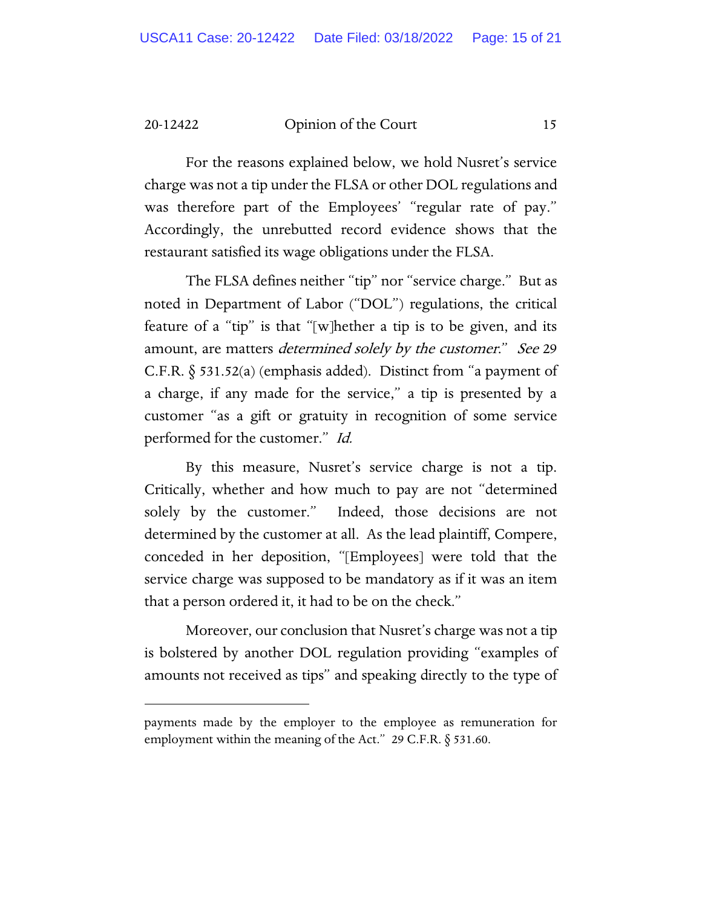For the reasons explained below, we hold Nusret's service charge was not a tip under the FLSA or other DOL regulations and was therefore part of the Employees' "regular rate of pay." Accordingly, the unrebutted record evidence shows that the restaurant satisfied its wage obligations under the FLSA.

The FLSA defines neither "tip" nor "service charge." But as noted in Department of Labor ("DOL") regulations, the critical feature of a "tip" is that "[w]hether a tip is to be given, and its amount, are matters *determined solely by the customer*." *See* 29 C.F.R. § 531.52(a) (emphasis added). Distinct from "a payment of a charge, if any made for the service," a tip is presented by a customer "as a gift or gratuity in recognition of some service performed for the customer." *Id.*

By this measure, Nusret's service charge is not a tip. Critically, whether and how much to pay are not "determined solely by the customer." Indeed, those decisions are not determined by the customer at all. As the lead plaintiff, Compere, conceded in her deposition, "[Employees] were told that the service charge was supposed to be mandatory as if it was an item that a person ordered it, it had to be on the check."

Moreover, our conclusion that Nusret's charge was not a tip is bolstered by another DOL regulation providing "examples of amounts not received as tips" and speaking directly to the type of

---

payments made by the employer to the employee as remuneration for employment within the meaning of the Act." 29 C.F.R. § 531.60.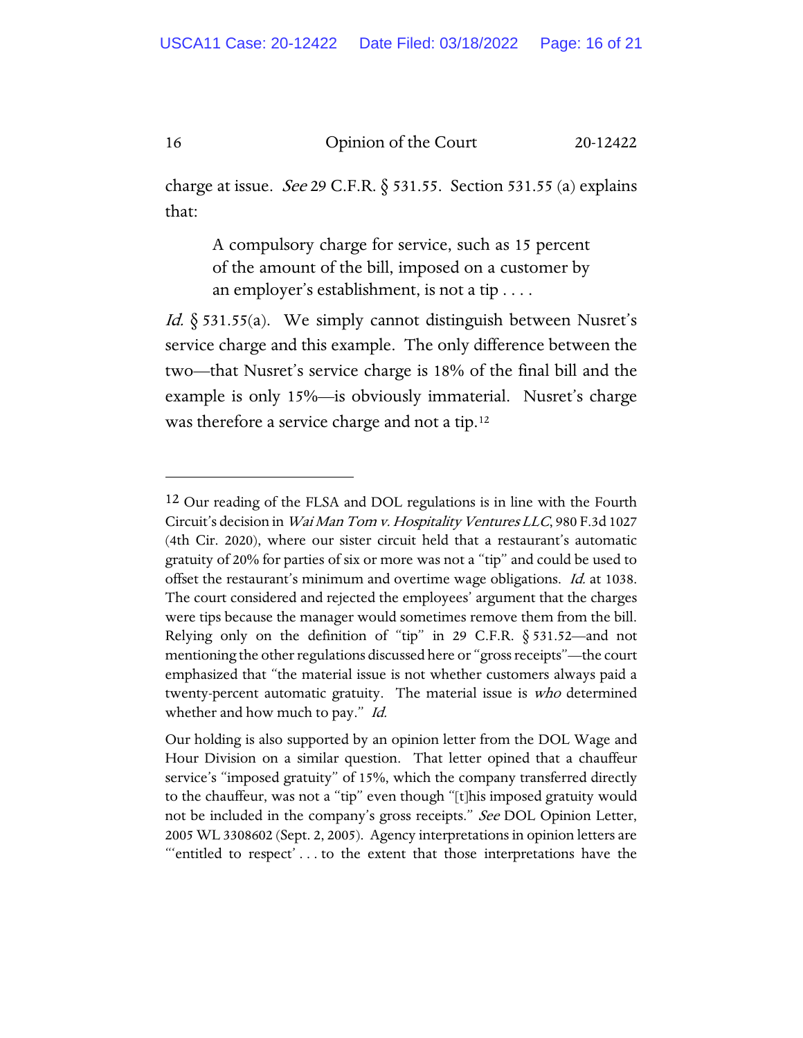charge at issue. *See* 29 C.F.R. § 531.55. Section 531.55 (a) explains that:

> A compulsory charge for service, such as 15 percent of the amount of the bill, imposed on a customer by an employer's establishment, is not a tip . . . .

*Id.* § 531.55(a). We simply cannot distinguish between Nusret's service charge and this example. The only difference between the two—that Nusret's service charge is 18% of the final bill and the example is only 15%—is obviously immaterial. Nusret's charge was therefore a service charge and not a tip.[12]

---

[12] Our reading of the FLSA and DOL regulations is in line with the Fourth Circuit's decision in *Wai Man Tom v. Hospitality Ventures LLC*, 980 F.3d 1027 (4th Cir. 2020), where our sister circuit held that a restaurant's automatic gratuity of 20% for parties of six or more was not a "tip" and could be used to offset the restaurant's minimum and overtime wage obligations. *Id.* at 1038. The court considered and rejected the employees' argument that the charges were tips because the manager would sometimes remove them from the bill. Relying only on the definition of "tip" in 29 C.F.R. § 531.52—and not mentioning the other regulations discussed here or "gross receipts"—the court emphasized that "the material issue is not whether customers always paid a twenty-percent automatic gratuity. The material issue is *who* determined whether and how much to pay." *Id.*

Our holding is also supported by an opinion letter from the DOL Wage and Hour Division on a similar question. That letter opined that a chauffeur service's "imposed gratuity" of 15%, which the company transferred directly to the chauffeur, was not a "tip" even though "[t]his imposed gratuity would not be included in the company's gross receipts." *See* DOL Opinion Letter, 2005 WL 3308602 (Sept. 2, 2005). Agency interpretations in opinion letters are "'entitled to respect' . . . to the extent that those interpretations have the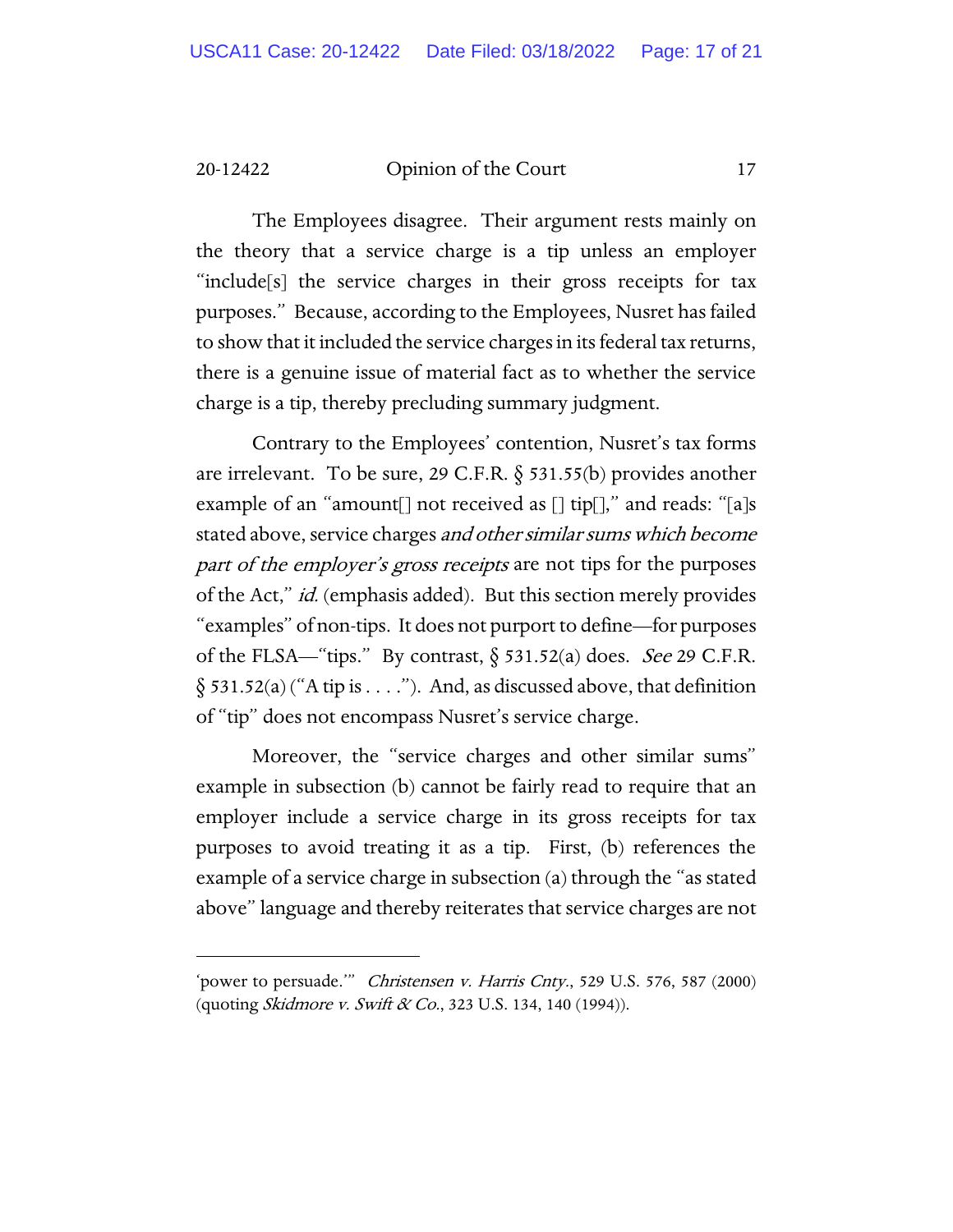The Employees disagree. Their argument rests mainly on the theory that a service charge is a tip unless an employer "include[s] the service charges in their gross receipts for tax purposes." Because, according to the Employees, Nusret has failed to show that it included the service charges in its federal tax returns, there is a genuine issue of material fact as to whether the service charge is a tip, thereby precluding summary judgment.

Contrary to the Employees' contention, Nusret's tax forms are irrelevant. To be sure, 29 C.F.R. § 531.55(b) provides another example of an "amount[] not received as [] tip[]," and reads: "[a]s stated above, service charges *and other similar sums which become part of the employer's gross receipts* are not tips for the purposes of the Act," *id.* (emphasis added). But this section merely provides "examples" of non-tips. It does not purport to define—for purposes of the FLSA—"tips." By contrast, § 531.52(a) does. *See* 29 C.F.R. § 531.52(a) ("A tip is . . . ."). And, as discussed above, that definition of "tip" does not encompass Nusret's service charge.

Moreover, the "service charges and other similar sums" example in subsection (b) cannot be fairly read to require that an employer include a service charge in its gross receipts for tax purposes to avoid treating it as a tip. First, (b) references the example of a service charge in subsection (a) through the "as stated above" language and thereby reiterates that service charges are not

---

'power to persuade.'" *Christensen v. Harris Cnty.*, 529 U.S. 576, 587 (2000) (quoting *Skidmore v. Swift & Co.*, 323 U.S. 134, 140 (1994)).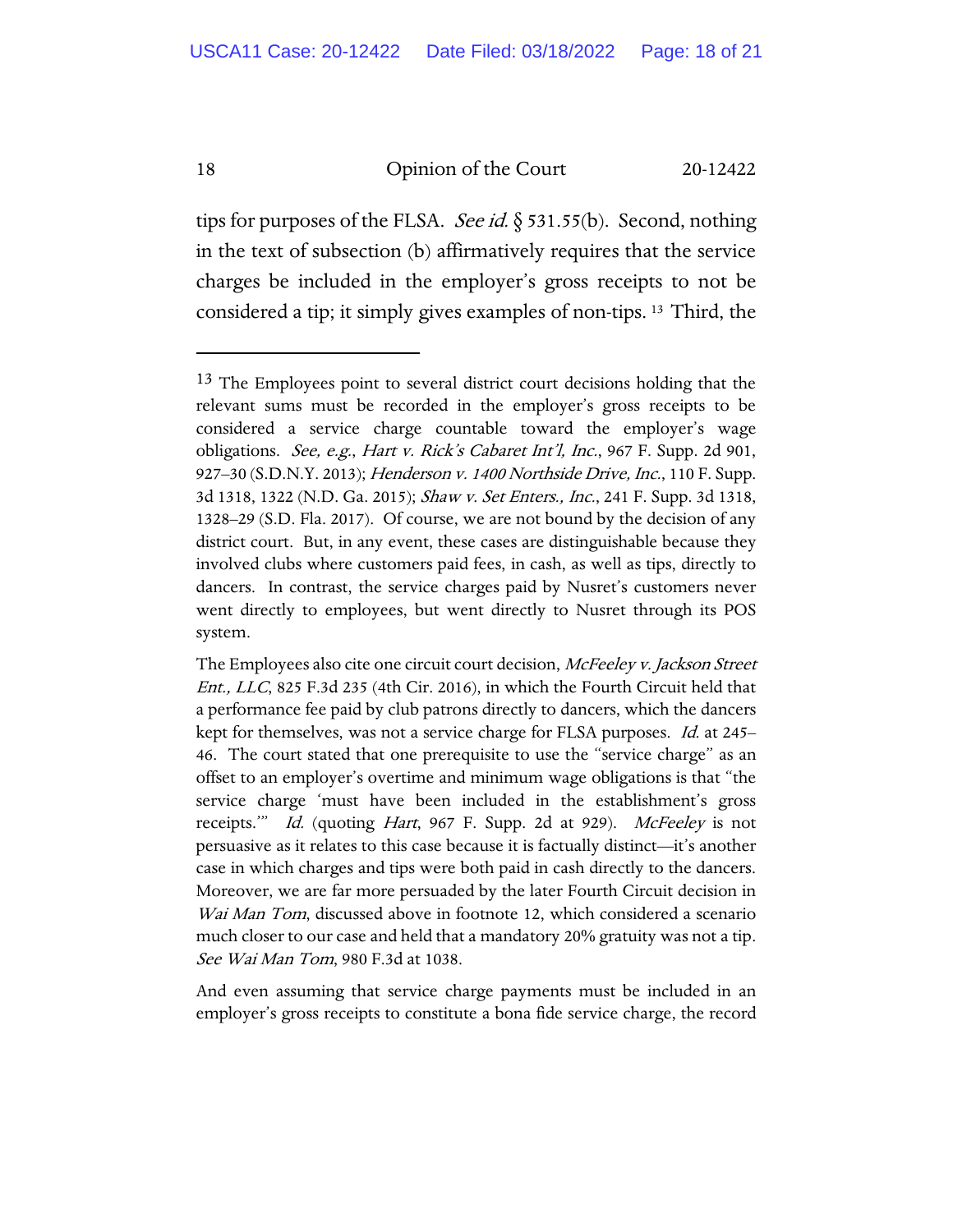tips for purposes of the FLSA. *See id.* § 531.55(b). Second, nothing in the text of subsection (b) affirmatively requires that the service charges be included in the employer's gross receipts to not be considered a tip; it simply gives examples of non-tips. [13] Third, the

---

[13] The Employees point to several district court decisions holding that the relevant sums must be recorded in the employer's gross receipts to be considered a service charge countable toward the employer's wage obligations. *See, e.g., Hart v. Rick's Cabaret Int'l, Inc.*, 967 F. Supp. 2d 901, 927–30 (S.D.N.Y. 2013); *Henderson v. 1400 Northside Drive, Inc.*, 110 F. Supp. 3d 1318, 1322 (N.D. Ga. 2015); *Shaw v. Set Enters., Inc.*, 241 F. Supp. 3d 1318, 1328–29 (S.D. Fla. 2017). Of course, we are not bound by the decision of any district court. But, in any event, these cases are distinguishable because they involved clubs where customers paid fees, in cash, as well as tips, directly to dancers. In contrast, the service charges paid by Nusret's customers never went directly to employees, but went directly to Nusret through its POS system.

The Employees also cite one circuit court decision, *McFeeley v. Jackson Street Ent., LLC*, 825 F.3d 235 (4th Cir. 2016), in which the Fourth Circuit held that a performance fee paid by club patrons directly to dancers, which the dancers kept for themselves, was not a service charge for FLSA purposes. *Id.* at 245–46. The court stated that one prerequisite to use the "service charge" as an offset to an employer's overtime and minimum wage obligations is that "the service charge 'must have been included in the establishment's gross receipts.'" *Id.* (quoting *Hart*, 967 F. Supp. 2d at 929). *McFeeley* is not persuasive as it relates to this case because it is factually distinct—it's another case in which charges and tips were both paid in cash directly to the dancers. Moreover, we are far more persuaded by the later Fourth Circuit decision in *Wai Man Tom*, discussed above in footnote 12, which considered a scenario much closer to our case and held that a mandatory 20% gratuity was not a tip. *See Wai Man Tom*, 980 F.3d at 1038.

And even assuming that service charge payments must be included in an employer's gross receipts to constitute a bona fide service charge, the record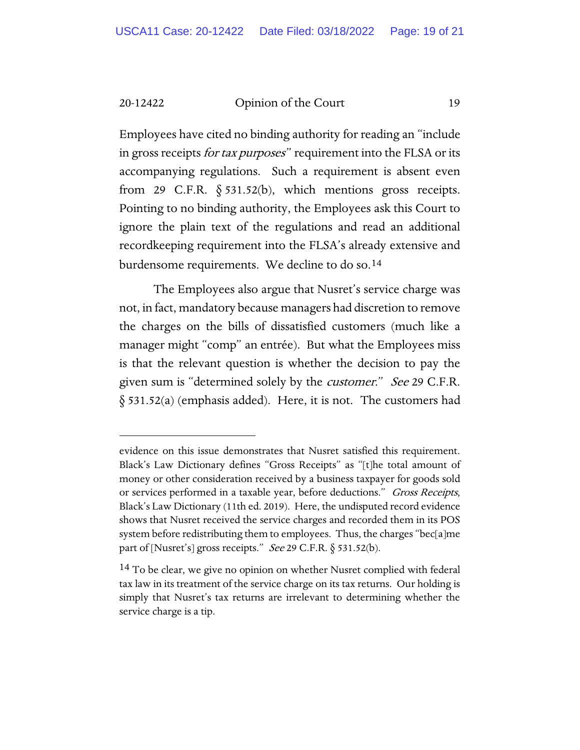Employees have cited no binding authority for reading an "include in gross receipts *for tax purposes*" requirement into the FLSA or its accompanying regulations. Such a requirement is absent even from 29 C.F.R. § 531.52(b), which mentions gross receipts. Pointing to no binding authority, the Employees ask this Court to ignore the plain text of the regulations and read an additional recordkeeping requirement into the FLSA's already extensive and burdensome requirements. We decline to do so.[14]

The Employees also argue that Nusret's service charge was not, in fact, mandatory because managers had discretion to remove the charges on the bills of dissatisfied customers (much like a manager might "comp" an entrée). But what the Employees miss is that the relevant question is whether the decision to pay the given sum is "determined solely by the *customer*." *See* 29 C.F.R. § 531.52(a) (emphasis added). Here, it is not. The customers had

---

evidence on this issue demonstrates that Nusret satisfied this requirement. Black's Law Dictionary defines "Gross Receipts" as "[t]he total amount of money or other consideration received by a business taxpayer for goods sold or services performed in a taxable year, before deductions." *Gross Receipts*, Black's Law Dictionary (11th ed. 2019). Here, the undisputed record evidence shows that Nusret received the service charges and recorded them in its POS system before redistributing them to employees. Thus, the charges "bec[a]me part of [Nusret's] gross receipts." *See* 29 C.F.R. § 531.52(b).

[14] To be clear, we give no opinion on whether Nusret complied with federal tax law in its treatment of the service charge on its tax returns. Our holding is simply that Nusret's tax returns are irrelevant to determining whether the service charge is a tip.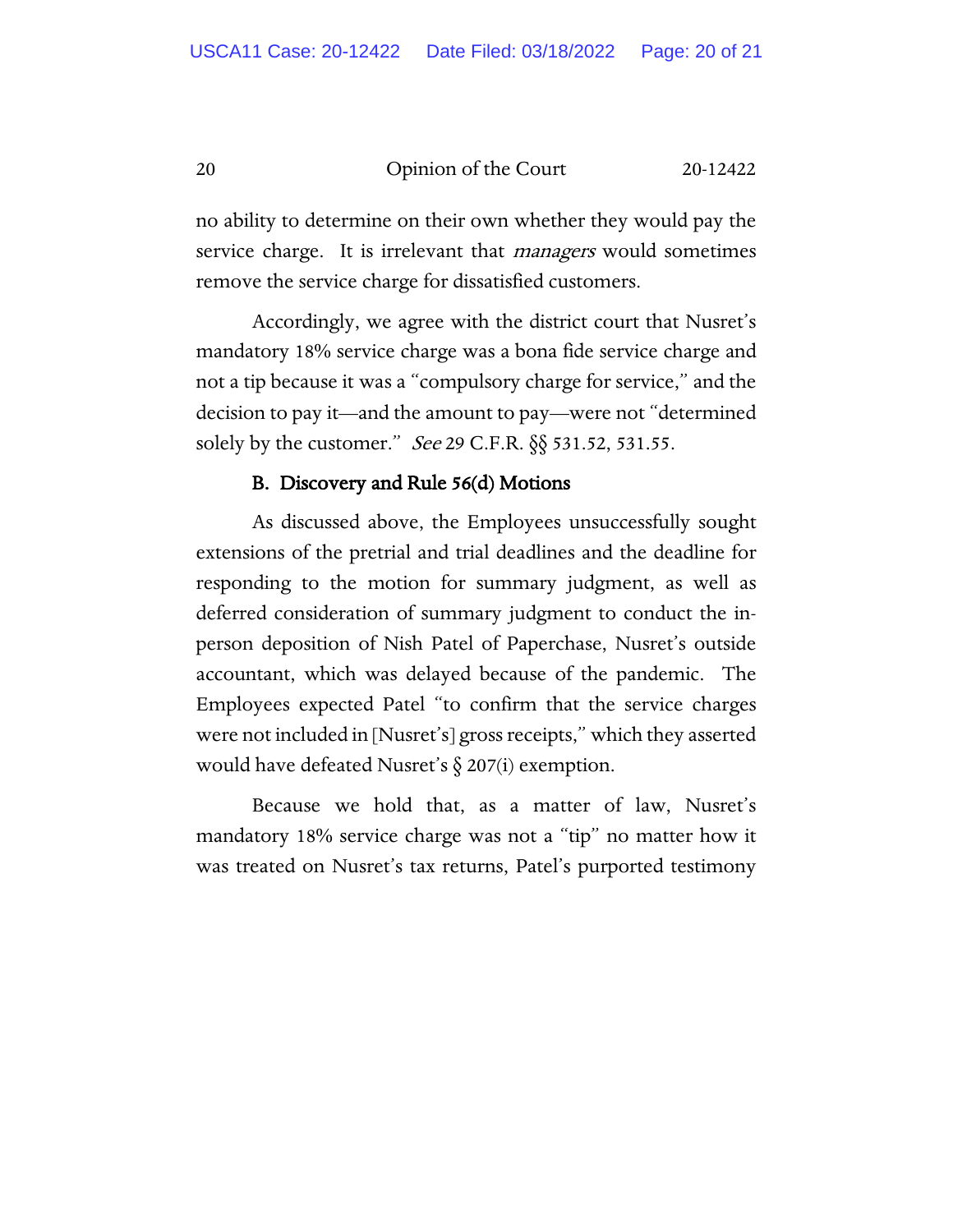no ability to determine on their own whether they would pay the service charge. It is irrelevant that *managers* would sometimes remove the service charge for dissatisfied customers.

Accordingly, we agree with the district court that Nusret's mandatory 18% service charge was a bona fide service charge and not a tip because it was a "compulsory charge for service," and the decision to pay it—and the amount to pay—were not "determined solely by the customer." *See* 29 C.F.R. §§ 531.52, 531.55.

### B. Discovery and Rule 56(d) Motions

As discussed above, the Employees unsuccessfully sought extensions of the pretrial and trial deadlines and the deadline for responding to the motion for summary judgment, as well as deferred consideration of summary judgment to conduct the in-person deposition of Nish Patel of Paperchase, Nusret's outside accountant, which was delayed because of the pandemic. The Employees expected Patel "to confirm that the service charges were not included in [Nusret's] gross receipts," which they asserted would have defeated Nusret's § 207(i) exemption.

Because we hold that, as a matter of law, Nusret's mandatory 18% service charge was not a "tip" no matter how it was treated on Nusret's tax returns, Patel's purported testimony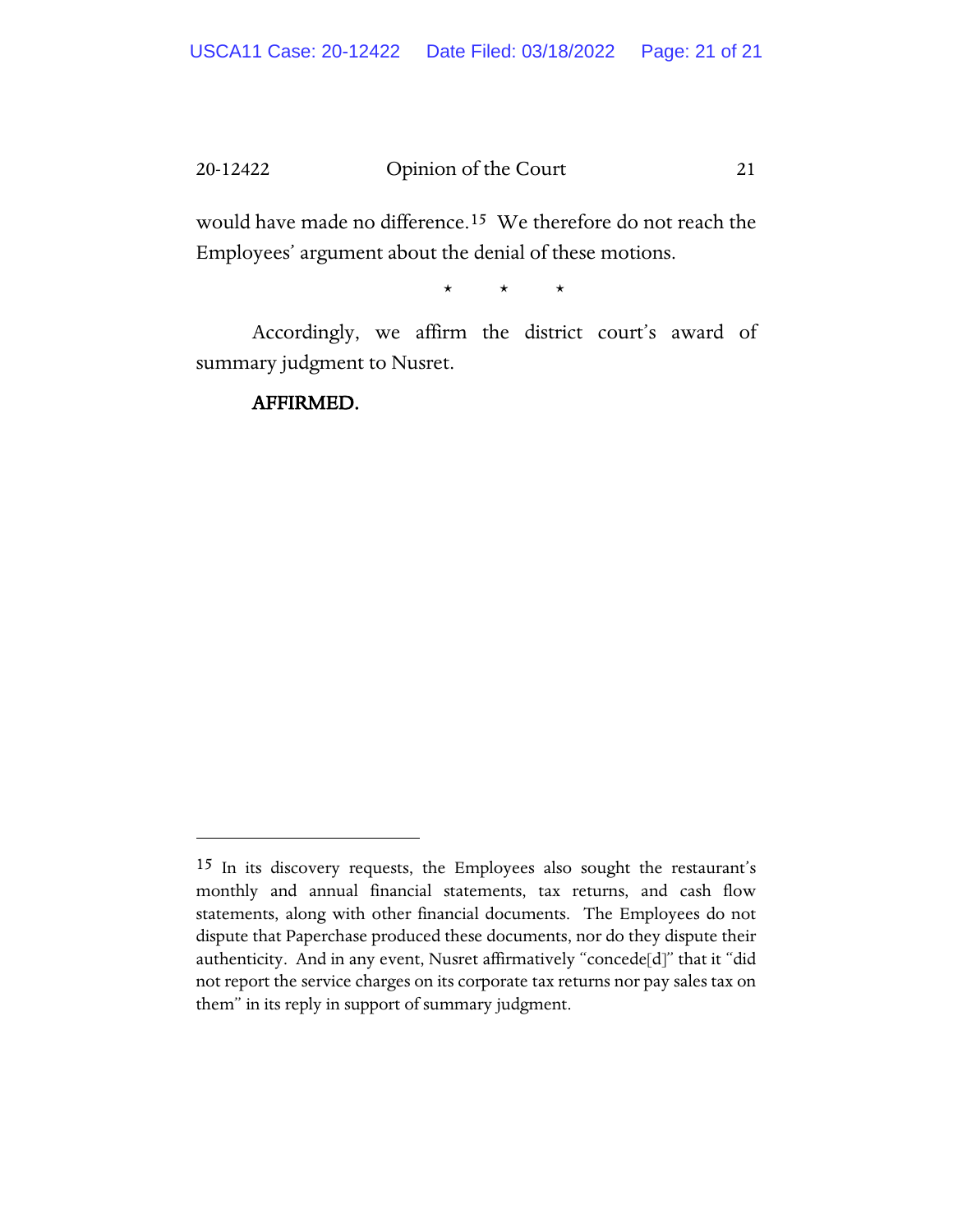would have made no difference.[15] We therefore do not reach the Employees' argument about the denial of these motions.

\* \* \*

Accordingly, we affirm the district court's award of summary judgment to Nusret.

**AFFIRMED.**

---

[15] In its discovery requests, the Employees also sought the restaurant's monthly and annual financial statements, tax returns, and cash flow statements, along with other financial documents. The Employees do not dispute that Paperchase produced these documents, nor do they dispute their authenticity. And in any event, Nusret affirmatively "concede[d]" that it "did not report the service charges on its corporate tax returns nor pay sales tax on them" in its reply in support of summary judgment.